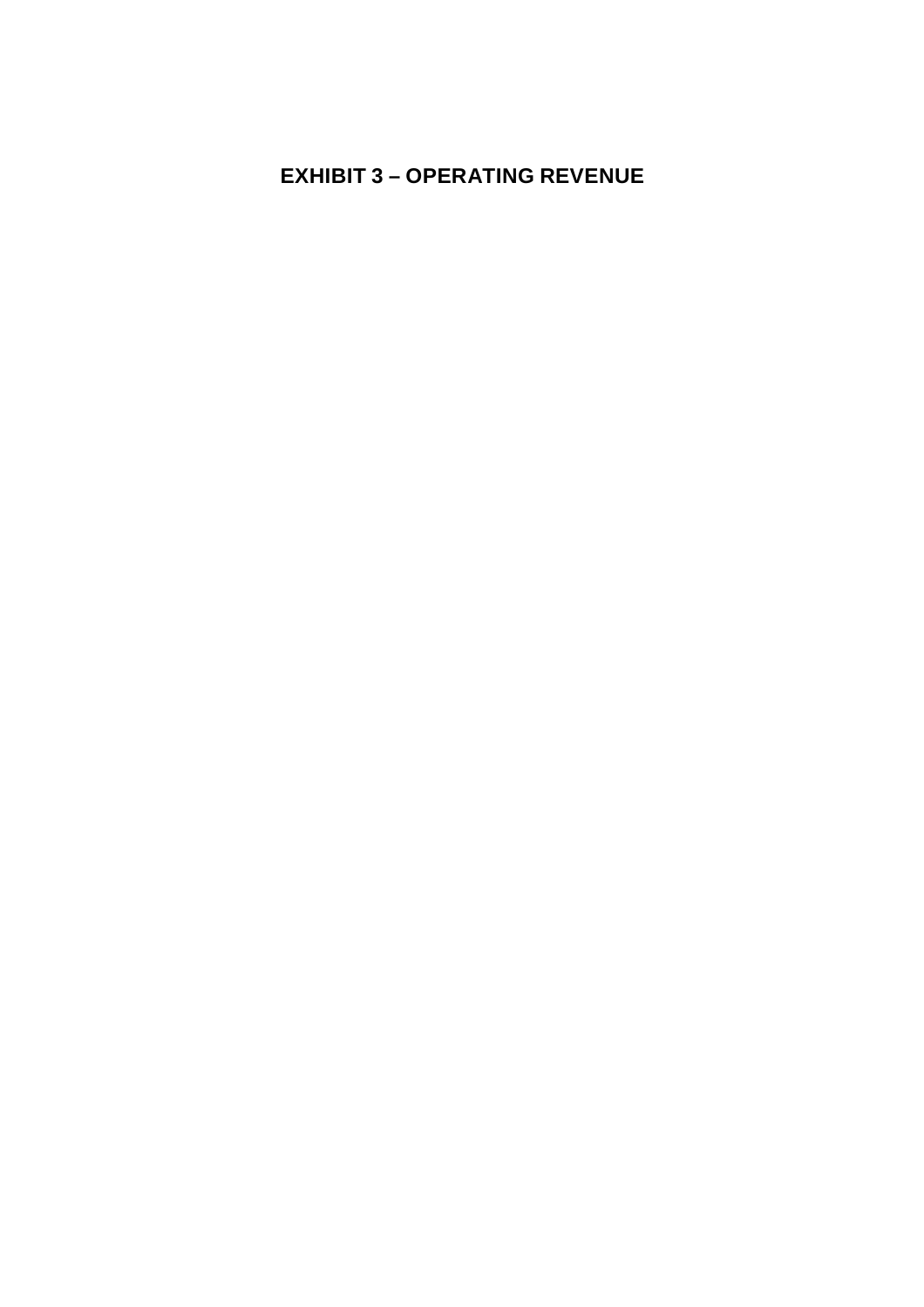# EXHIBIT 3 – OPERATING REVENUE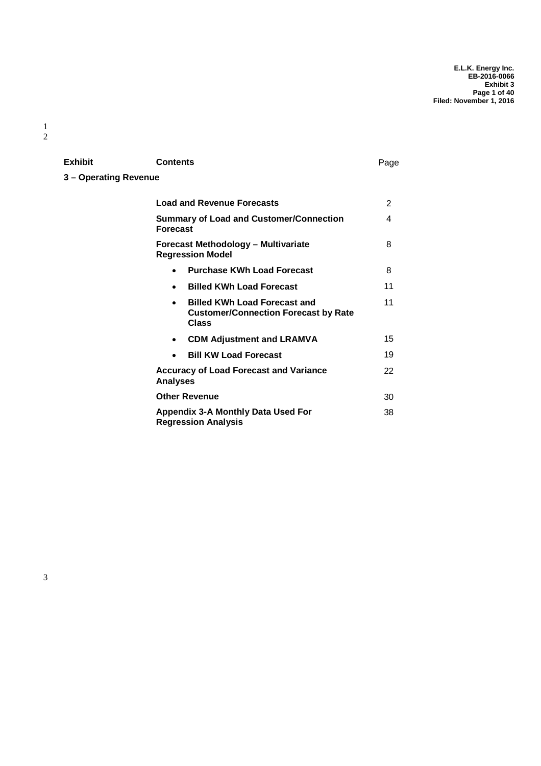| Exhibit | Contents | Page |
|---|---|---|
| **3 – Operating Revenue** | | |
| | **Load and Revenue Forecasts** | 2 |
| | **Summary of Load and Customer/Connection Forecast** | 4 |
| | **Forecast Methodology – Multivariate Regression Model** | 8 |
| | • **Purchase KWh Load Forecast** | 8 |
| | • **Billed KWh Load Forecast** | 11 |
| | • **Billed KWh Load Forecast and Customer/Connection Forecast by Rate Class** | 11 |
| | • **CDM Adjustment and LRAMVA** | 15 |
| | • **Bill KW Load Forecast** | 19 |
| | **Accuracy of Load Forecast and Variance Analyses** | 22 |
| | **Other Revenue** | 30 |
| | **Appendix 3-A Monthly Data Used For Regression Analysis** | 38 |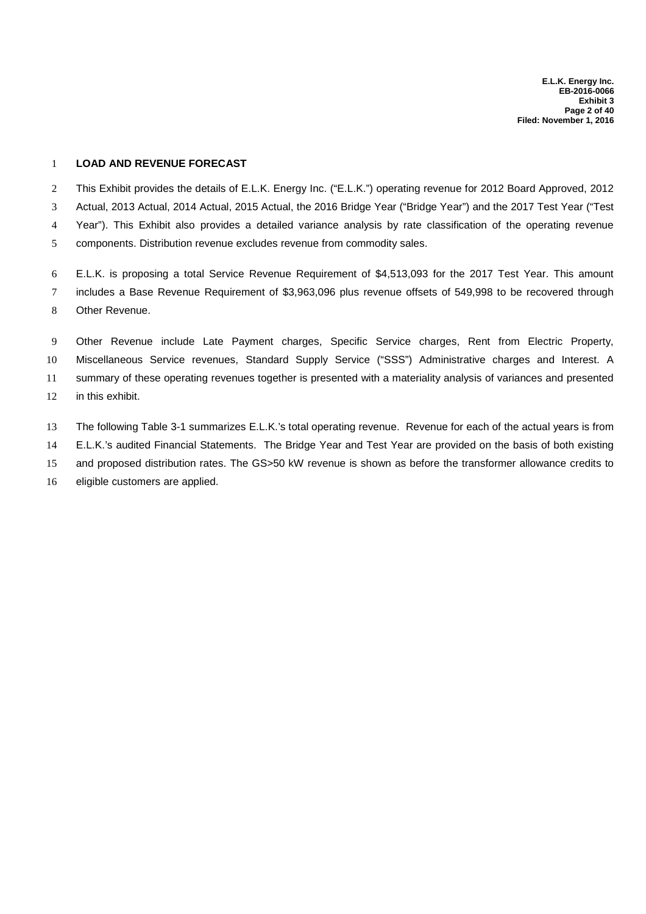## LOAD AND REVENUE FORECAST

This Exhibit provides the details of E.L.K. Energy Inc. ("E.L.K.") operating revenue for 2012 Board Approved, 2012 Actual, 2013 Actual, 2014 Actual, 2015 Actual, the 2016 Bridge Year ("Bridge Year") and the 2017 Test Year ("Test Year"). This Exhibit also provides a detailed variance analysis by rate classification of the operating revenue components. Distribution revenue excludes revenue from commodity sales.

E.L.K. is proposing a total Service Revenue Requirement of $4,513,093 for the 2017 Test Year. This amount includes a Base Revenue Requirement of $3,963,096 plus revenue offsets of 549,998 to be recovered through Other Revenue.

Other Revenue include Late Payment charges, Specific Service charges, Rent from Electric Property, Miscellaneous Service revenues, Standard Supply Service ("SSS") Administrative charges and Interest. A summary of these operating revenues together is presented with a materiality analysis of variances and presented in this exhibit.

The following Table 3-1 summarizes E.L.K.'s total operating revenue. Revenue for each of the actual years is from E.L.K.'s audited Financial Statements. The Bridge Year and Test Year are provided on the basis of both existing and proposed distribution rates. The GS>50 kW revenue is shown as before the transformer allowance credits to eligible customers are applied.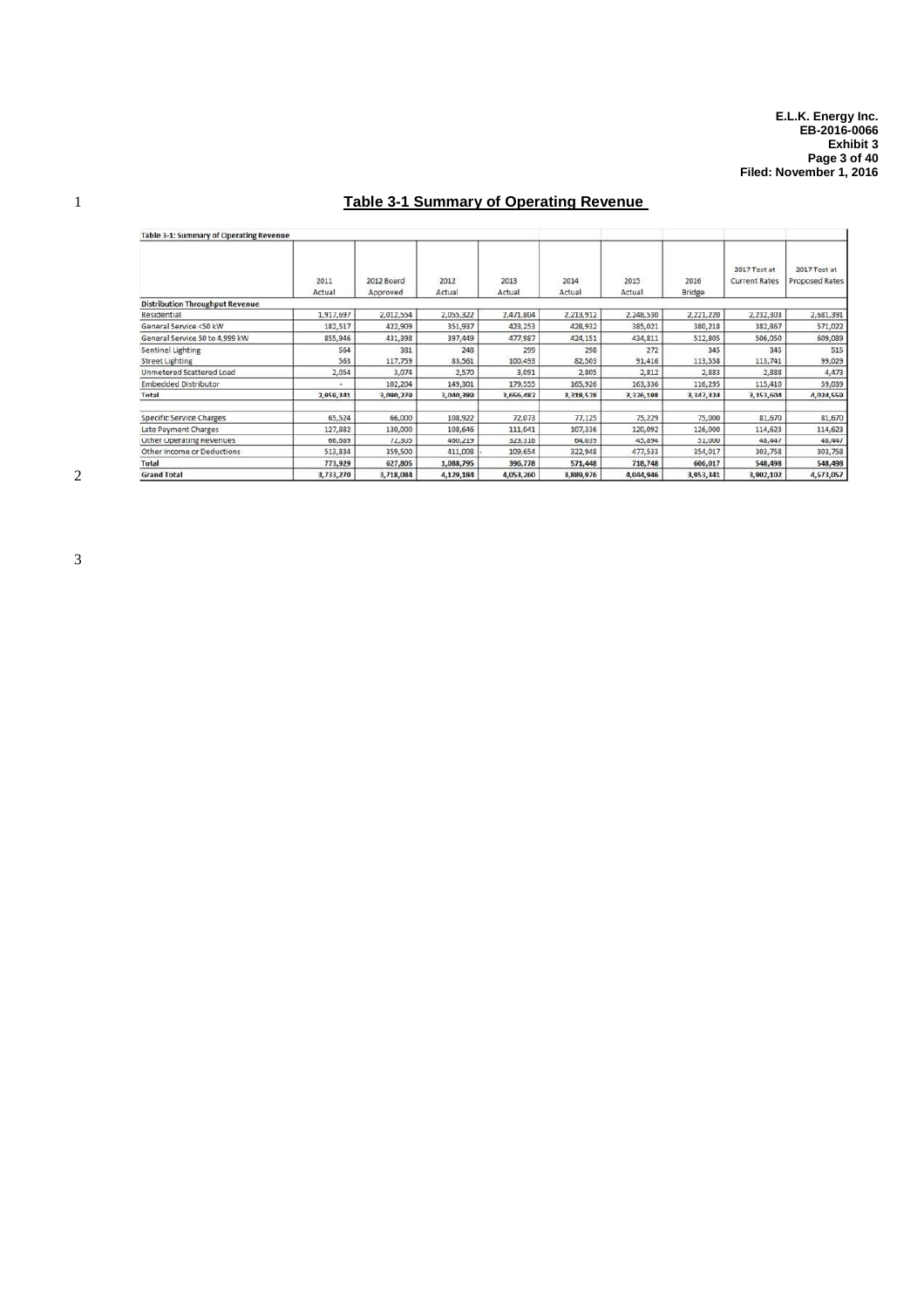## Table 3-1 Summary of Operating Revenue

| Table 3-1: Summary of Operating Revenue | 2011 Actual | 2012 Board Approved | 2012 Actual | 2013 Actual | 2014 Actual | 2015 Actual | 2016 Bridge | 2017 Test at Current Rates | 2017 Test at Proposed Rates |
|---|---|---|---|---|---|---|---|---|---|
| **Distribution Throughput Revenue** | | | | | | | | | |
| Residential | 1,917,697 | 2,012,554 | 2,055,322 | 2,471,804 | 2,213,912 | 2,248,530 | 2,221,220 | 2,232,303 | 2,681,391 |
| General Service <50 kW | 182,517 | 422,909 | 351,937 | 423,253 | 428,932 | 385,021 | 380,218 | 382,867 | 571,022 |
| General Service 50 to 4,999 kW | 855,946 | 431,398 | 397,449 | 477,987 | 424,151 | 434,811 | 512,805 | 506,050 | 609,089 |
| Sentinel Lighting | 564 | 381 | 248 | 299 | 298 | 272 | 345 | 345 | 515 |
| Street Lighting | 563 | 117,759 | 83,561 | 100,493 | 82,503 | 91,416 | 113,558 | 113,741 | 99,029 |
| Unmetered Scattered Load | 2,054 | 3,074 | 2,570 | 3,091 | 2,805 | 2,812 | 2,883 | 2,888 | 4,473 |
| Embedded Distributor | - | 102,204 | 149,301 | 179,555 | 165,926 | 163,336 | 116,295 | 115,410 | 59,039 |
| **Total** | 2,959,341 | 3,090,279 | 3,040,389 | 3,656,482 | 3,318,528 | 3,326,198 | 3,347,324 | 3,353,604 | 4,024,559 |
| | | | | | | | | | |
| Specific Service Charges | 65,524 | 66,000 | 108,922 | 72,073 | 77,125 | 75,229 | 75,000 | 81,670 | 81,670 |
| Late Payment Charges | 127,882 | 130,000 | 108,646 | 111,041 | 107,336 | 120,092 | 126,000 | 114,623 | 114,623 |
| Other Operating Revenues | 66,689 | 72,305 | 460,219 | 323,318 | 64,039 | 45,894 | 51,000 | 48,447 | 48,447 |
| Other Income or Deductions | 513,834 | 359,500 | 411,008 | - 109,654 | 322,948 | 477,533 | 354,017 | 303,758 | 303,758 |
| **Total** | 773,929 | 627,805 | 1,088,795 | 396,778 | 571,448 | 718,748 | 606,017 | 548,498 | 548,498 |
| **Grand Total** | 3,733,270 | 3,718,084 | 4,129,184 | 4,053,260 | 3,889,976 | 4,044,946 | 3,953,341 | 3,902,102 | 4,573,057 |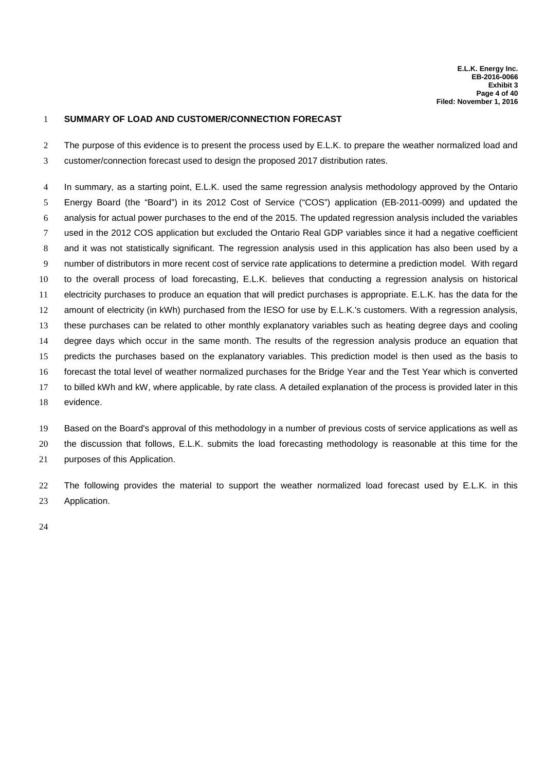## SUMMARY OF LOAD AND CUSTOMER/CONNECTION FORECAST

The purpose of this evidence is to present the process used by E.L.K. to prepare the weather normalized load and customer/connection forecast used to design the proposed 2017 distribution rates.

In summary, as a starting point, E.L.K. used the same regression analysis methodology approved by the Ontario Energy Board (the "Board") in its 2012 Cost of Service ("COS") application (EB-2011-0099) and updated the analysis for actual power purchases to the end of the 2015. The updated regression analysis included the variables used in the 2012 COS application but excluded the Ontario Real GDP variables since it had a negative coefficient and it was not statistically significant. The regression analysis used in this application has also been used by a number of distributors in more recent cost of service rate applications to determine a prediction model. With regard to the overall process of load forecasting, E.L.K. believes that conducting a regression analysis on historical electricity purchases to produce an equation that will predict purchases is appropriate. E.L.K. has the data for the amount of electricity (in kWh) purchased from the IESO for use by E.L.K.'s customers. With a regression analysis, these purchases can be related to other monthly explanatory variables such as heating degree days and cooling degree days which occur in the same month. The results of the regression analysis produce an equation that predicts the purchases based on the explanatory variables. This prediction model is then used as the basis to forecast the total level of weather normalized purchases for the Bridge Year and the Test Year which is converted to billed kWh and kW, where applicable, by rate class. A detailed explanation of the process is provided later in this evidence.

Based on the Board's approval of this methodology in a number of previous costs of service applications as well as the discussion that follows, E.L.K. submits the load forecasting methodology is reasonable at this time for the purposes of this Application.

The following provides the material to support the weather normalized load forecast used by E.L.K. in this Application.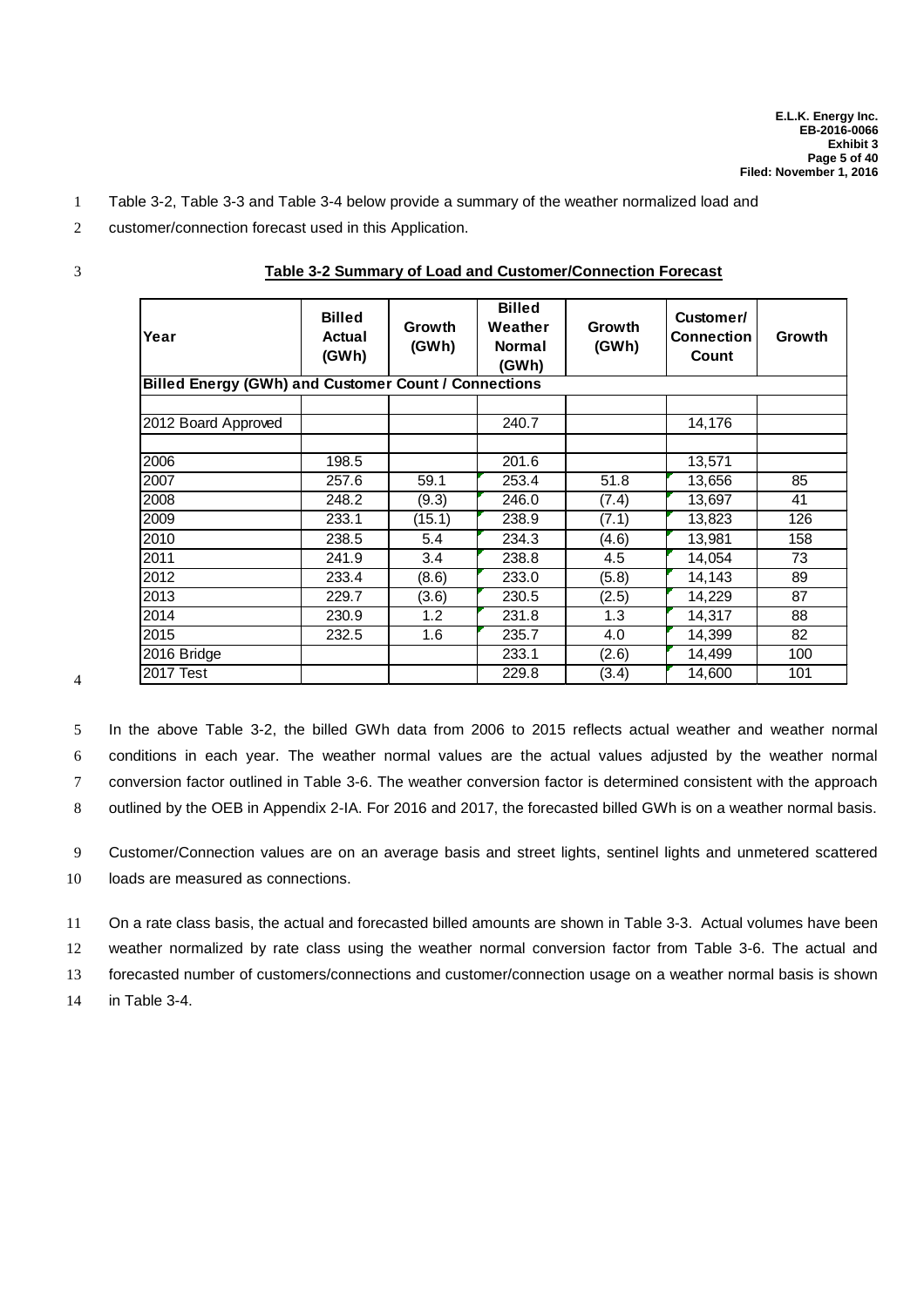Table 3-2, Table 3-3 and Table 3-4 below provide a summary of the weather normalized load and customer/connection forecast used in this Application.

**Table 3-2 Summary of Load and Customer/Connection Forecast**

| Year | Billed Actual (GWh) | Growth (GWh) | Billed Weather Normal (GWh) | Growth (GWh) | Customer/ Connection Count | Growth |
|---|---|---|---|---|---|---|
| **Billed Energy (GWh) and Customer Count / Connections** | | | | | | |
| | | | | | | |
| 2012 Board Approved | | | 240.7 | | 14,176 | |
| | | | | | | |
| 2006 | 198.5 | | 201.6 | | 13,571 | |
| 2007 | 257.6 | 59.1 | 253.4 | 51.8 | 13,656 | 85 |
| 2008 | 248.2 | (9.3) | 246.0 | (7.4) | 13,697 | 41 |
| 2009 | 233.1 | (15.1) | 238.9 | (7.1) | 13,823 | 126 |
| 2010 | 238.5 | 5.4 | 234.3 | (4.6) | 13,981 | 158 |
| 2011 | 241.9 | 3.4 | 238.8 | 4.5 | 14,054 | 73 |
| 2012 | 233.4 | (8.6) | 233.0 | (5.8) | 14,143 | 89 |
| 2013 | 229.7 | (3.6) | 230.5 | (2.5) | 14,229 | 87 |
| 2014 | 230.9 | 1.2 | 231.8 | 1.3 | 14,317 | 88 |
| 2015 | 232.5 | 1.6 | 235.7 | 4.0 | 14,399 | 82 |
| 2016 Bridge | | | 233.1 | (2.6) | 14,499 | 100 |
| 2017 Test | | | 229.8 | (3.4) | 14,600 | 101 |

In the above Table 3-2, the billed GWh data from 2006 to 2015 reflects actual weather and weather normal conditions in each year. The weather normal values are the actual values adjusted by the weather normal conversion factor outlined in Table 3-6. The weather conversion factor is determined consistent with the approach outlined by the OEB in Appendix 2-IA. For 2016 and 2017, the forecasted billed GWh is on a weather normal basis.

Customer/Connection values are on an average basis and street lights, sentinel lights and unmetered scattered loads are measured as connections.

On a rate class basis, the actual and forecasted billed amounts are shown in Table 3-3. Actual volumes have been weather normalized by rate class using the weather normal conversion factor from Table 3-6. The actual and forecasted number of customers/connections and customer/connection usage on a weather normal basis is shown in Table 3-4.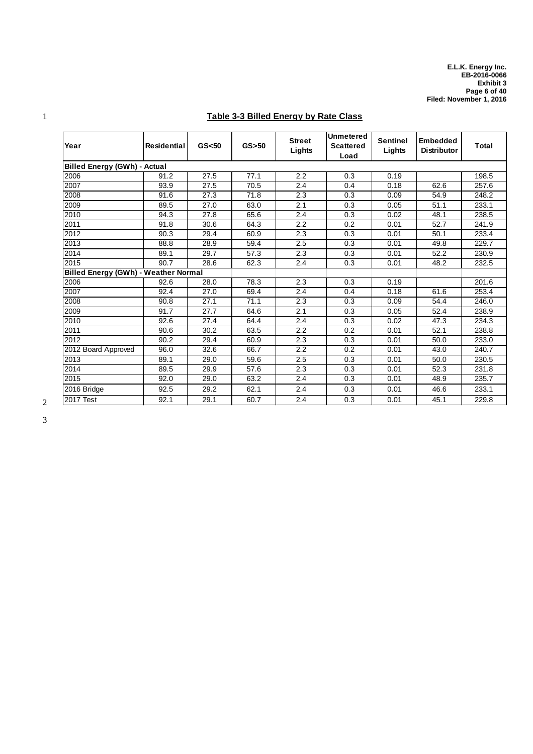**Table 3-3 Billed Energy by Rate Class**

| Year | Residential | GS<50 | GS>50 | Street Lights | Unmetered Scattered Load | Sentinel Lights | Embedded Distributor | Total |
|---|---|---|---|---|---|---|---|---|
| **Billed Energy (GWh) - Actual** | | | | | | | | |
| 2006 | 91.2 | 27.5 | 77.1 | 2.2 | 0.3 | 0.19 | | 198.5 |
| 2007 | 93.9 | 27.5 | 70.5 | 2.4 | 0.4 | 0.18 | 62.6 | 257.6 |
| 2008 | 91.6 | 27.3 | 71.8 | 2.3 | 0.3 | 0.09 | 54.9 | 248.2 |
| 2009 | 89.5 | 27.0 | 63.0 | 2.1 | 0.3 | 0.05 | 51.1 | 233.1 |
| 2010 | 94.3 | 27.8 | 65.6 | 2.4 | 0.3 | 0.02 | 48.1 | 238.5 |
| 2011 | 91.8 | 30.6 | 64.3 | 2.2 | 0.2 | 0.01 | 52.7 | 241.9 |
| 2012 | 90.3 | 29.4 | 60.9 | 2.3 | 0.3 | 0.01 | 50.1 | 233.4 |
| 2013 | 88.8 | 28.9 | 59.4 | 2.5 | 0.3 | 0.01 | 49.8 | 229.7 |
| 2014 | 89.1 | 29.7 | 57.3 | 2.3 | 0.3 | 0.01 | 52.2 | 230.9 |
| 2015 | 90.7 | 28.6 | 62.3 | 2.4 | 0.3 | 0.01 | 48.2 | 232.5 |
| **Billed Energy (GWh) - Weather Normal** | | | | | | | | |
| 2006 | 92.6 | 28.0 | 78.3 | 2.3 | 0.3 | 0.19 | | 201.6 |
| 2007 | 92.4 | 27.0 | 69.4 | 2.4 | 0.4 | 0.18 | 61.6 | 253.4 |
| 2008 | 90.8 | 27.1 | 71.1 | 2.3 | 0.3 | 0.09 | 54.4 | 246.0 |
| 2009 | 91.7 | 27.7 | 64.6 | 2.1 | 0.3 | 0.05 | 52.4 | 238.9 |
| 2010 | 92.6 | 27.4 | 64.4 | 2.4 | 0.3 | 0.02 | 47.3 | 234.3 |
| 2011 | 90.6 | 30.2 | 63.5 | 2.2 | 0.2 | 0.01 | 52.1 | 238.8 |
| 2012 | 90.2 | 29.4 | 60.9 | 2.3 | 0.3 | 0.01 | 50.0 | 233.0 |
| 2012 Board Approved | 96.0 | 32.6 | 66.7 | 2.2 | 0.2 | 0.01 | 43.0 | 240.7 |
| 2013 | 89.1 | 29.0 | 59.6 | 2.5 | 0.3 | 0.01 | 50.0 | 230.5 |
| 2014 | 89.5 | 29.9 | 57.6 | 2.3 | 0.3 | 0.01 | 52.3 | 231.8 |
| 2015 | 92.0 | 29.0 | 63.2 | 2.4 | 0.3 | 0.01 | 48.9 | 235.7 |
| 2016 Bridge | 92.5 | 29.2 | 62.1 | 2.4 | 0.3 | 0.01 | 46.6 | 233.1 |
| 2017 Test | 92.1 | 29.1 | 60.7 | 2.4 | 0.3 | 0.01 | 45.1 | 229.8 |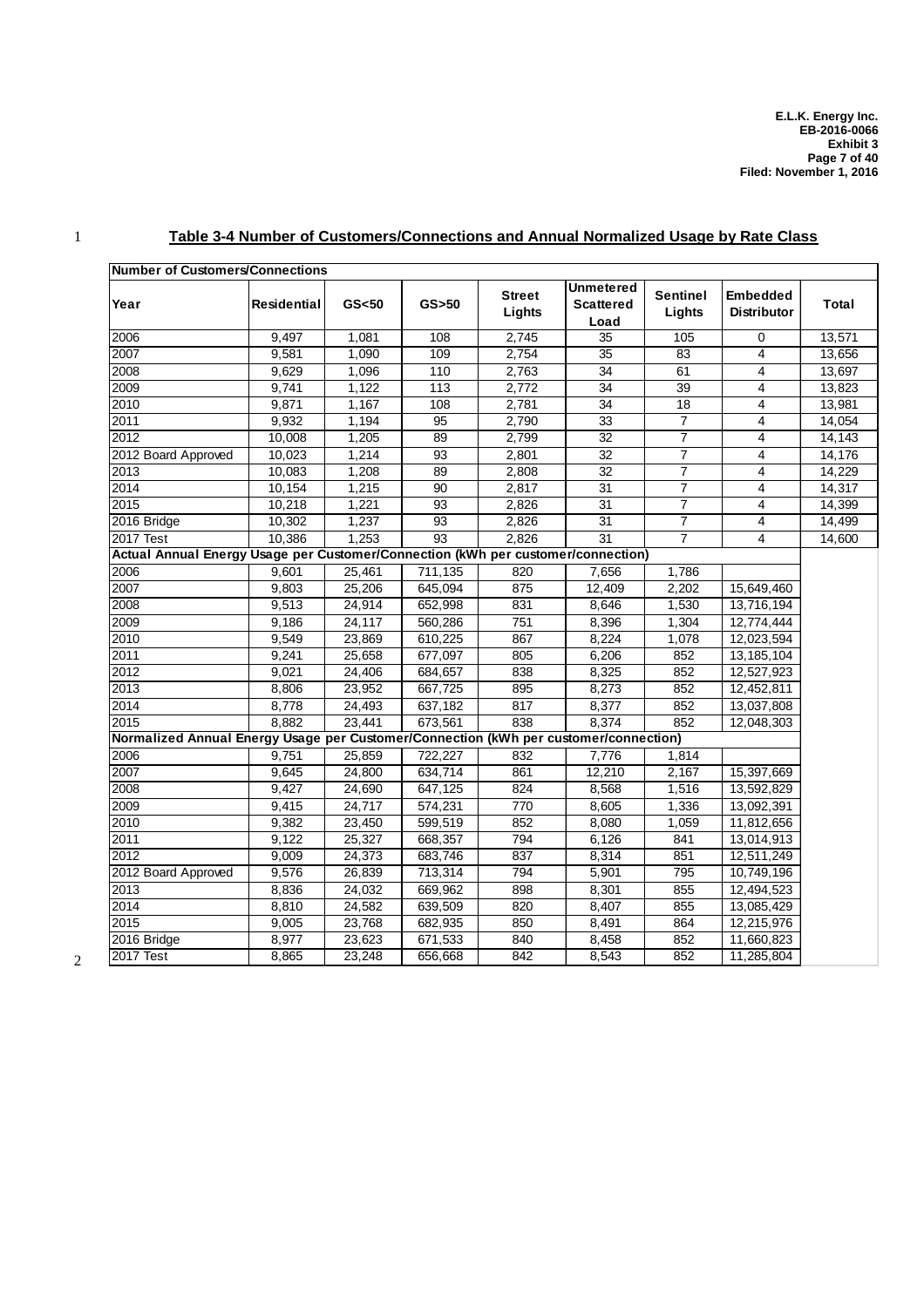## Table 3-4 Number of Customers/Connections and Annual Normalized Usage by Rate Class

| Number of Customers/Connections | | | | | | | | |
|---|---|---|---|---|---|---|---|---|
| Year | Residential | GS<50 | GS>50 | Street Lights | Unmetered Scattered Load | Sentinel Lights | Embedded Distributor | Total |
| 2006 | 9,497 | 1,081 | 108 | 2,745 | 35 | 105 | 0 | 13,571 |
| 2007 | 9,581 | 1,090 | 109 | 2,754 | 35 | 83 | 4 | 13,656 |
| 2008 | 9,629 | 1,096 | 110 | 2,763 | 34 | 61 | 4 | 13,697 |
| 2009 | 9,741 | 1,122 | 113 | 2,772 | 34 | 39 | 4 | 13,823 |
| 2010 | 9,871 | 1,167 | 108 | 2,781 | 34 | 18 | 4 | 13,981 |
| 2011 | 9,932 | 1,194 | 95 | 2,790 | 33 | 7 | 4 | 14,054 |
| 2012 | 10,008 | 1,205 | 89 | 2,799 | 32 | 7 | 4 | 14,143 |
| 2012 Board Approved | 10,023 | 1,214 | 93 | 2,801 | 32 | 7 | 4 | 14,176 |
| 2013 | 10,083 | 1,208 | 89 | 2,808 | 32 | 7 | 4 | 14,229 |
| 2014 | 10,154 | 1,215 | 90 | 2,817 | 31 | 7 | 4 | 14,317 |
| 2015 | 10,218 | 1,221 | 93 | 2,826 | 31 | 7 | 4 | 14,399 |
| 2016 Bridge | 10,302 | 1,237 | 93 | 2,826 | 31 | 7 | 4 | 14,499 |
| 2017 Test | 10,386 | 1,253 | 93 | 2,826 | 31 | 7 | 4 | 14,600 |
| **Actual Annual Energy Usage per Customer/Connection (kWh per customer/connection)** | | | | | | | | |
| 2006 | 9,601 | 25,461 | 711,135 | 820 | 7,656 | 1,786 | | |
| 2007 | 9,803 | 25,206 | 645,094 | 875 | 12,409 | 2,202 | 15,649,460 | |
| 2008 | 9,513 | 24,914 | 652,998 | 831 | 8,646 | 1,530 | 13,716,194 | |
| 2009 | 9,186 | 24,117 | 560,286 | 751 | 8,396 | 1,304 | 12,774,444 | |
| 2010 | 9,549 | 23,869 | 610,225 | 867 | 8,224 | 1,078 | 12,023,594 | |
| 2011 | 9,241 | 25,658 | 677,097 | 805 | 6,206 | 852 | 13,185,104 | |
| 2012 | 9,021 | 24,406 | 684,657 | 838 | 8,325 | 852 | 12,527,923 | |
| 2013 | 8,806 | 23,952 | 667,725 | 895 | 8,273 | 852 | 12,452,811 | |
| 2014 | 8,778 | 24,493 | 637,182 | 817 | 8,377 | 852 | 13,037,808 | |
| 2015 | 8,882 | 23,441 | 673,561 | 838 | 8,374 | 852 | 12,048,303 | |
| **Normalized Annual Energy Usage per Customer/Connection (kWh per customer/connection)** | | | | | | | | |
| 2006 | 9,751 | 25,859 | 722,227 | 832 | 7,776 | 1,814 | | |
| 2007 | 9,645 | 24,800 | 634,714 | 861 | 12,210 | 2,167 | 15,397,669 | |
| 2008 | 9,427 | 24,690 | 647,125 | 824 | 8,568 | 1,516 | 13,592,829 | |
| 2009 | 9,415 | 24,717 | 574,231 | 770 | 8,605 | 1,336 | 13,092,391 | |
| 2010 | 9,382 | 23,450 | 599,519 | 852 | 8,080 | 1,059 | 11,812,656 | |
| 2011 | 9,122 | 25,327 | 668,357 | 794 | 6,126 | 841 | 13,014,913 | |
| 2012 | 9,009 | 24,373 | 683,746 | 837 | 8,314 | 851 | 12,511,249 | |
| 2012 Board Approved | 9,576 | 26,839 | 713,314 | 794 | 5,901 | 795 | 10,749,196 | |
| 2013 | 8,836 | 24,032 | 669,962 | 898 | 8,301 | 855 | 12,494,523 | |
| 2014 | 8,810 | 24,582 | 639,509 | 820 | 8,407 | 855 | 13,085,429 | |
| 2015 | 9,005 | 23,768 | 682,935 | 850 | 8,491 | 864 | 12,215,976 | |
| 2016 Bridge | 8,977 | 23,623 | 671,533 | 840 | 8,458 | 852 | 11,660,823 | |
| 2017 Test | 8,865 | 23,248 | 656,668 | 842 | 8,543 | 852 | 11,285,804 | |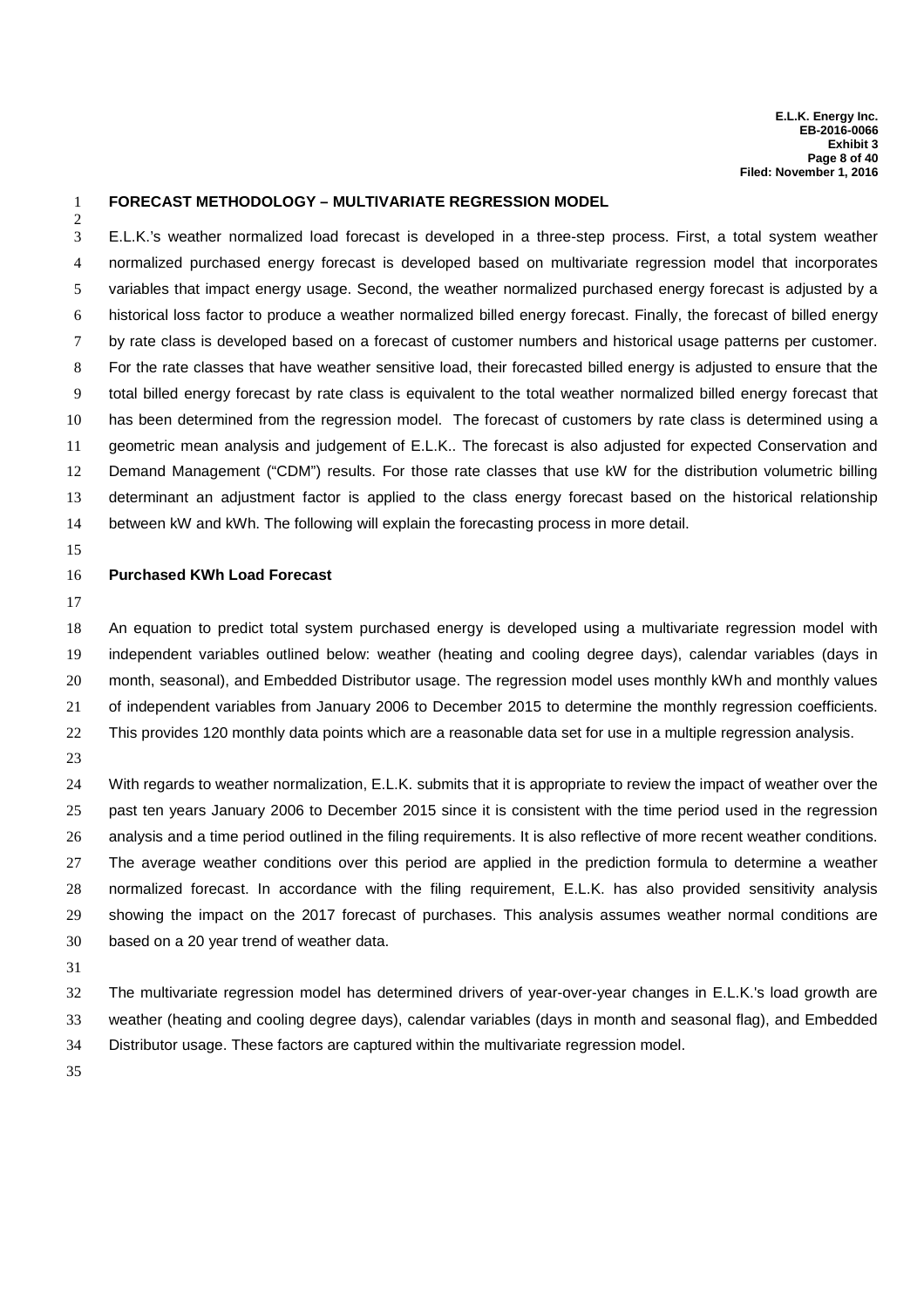## FORECAST METHODOLOGY – MULTIVARIATE REGRESSION MODEL

E.L.K.'s weather normalized load forecast is developed in a three-step process. First, a total system weather normalized purchased energy forecast is developed based on multivariate regression model that incorporates variables that impact energy usage. Second, the weather normalized purchased energy forecast is adjusted by a historical loss factor to produce a weather normalized billed energy forecast. Finally, the forecast of billed energy by rate class is developed based on a forecast of customer numbers and historical usage patterns per customer. For the rate classes that have weather sensitive load, their forecasted billed energy is adjusted to ensure that the total billed energy forecast by rate class is equivalent to the total weather normalized billed energy forecast that has been determined from the regression model. The forecast of customers by rate class is determined using a geometric mean analysis and judgement of E.L.K.. The forecast is also adjusted for expected Conservation and Demand Management ("CDM") results. For those rate classes that use kW for the distribution volumetric billing determinant an adjustment factor is applied to the class energy forecast based on the historical relationship between kW and kWh. The following will explain the forecasting process in more detail.

### Purchased KWh Load Forecast

An equation to predict total system purchased energy is developed using a multivariate regression model with independent variables outlined below: weather (heating and cooling degree days), calendar variables (days in month, seasonal), and Embedded Distributor usage. The regression model uses monthly kWh and monthly values of independent variables from January 2006 to December 2015 to determine the monthly regression coefficients. This provides 120 monthly data points which are a reasonable data set for use in a multiple regression analysis.

With regards to weather normalization, E.L.K. submits that it is appropriate to review the impact of weather over the past ten years January 2006 to December 2015 since it is consistent with the time period used in the regression analysis and a time period outlined in the filing requirements. It is also reflective of more recent weather conditions. The average weather conditions over this period are applied in the prediction formula to determine a weather normalized forecast. In accordance with the filing requirement, E.L.K. has also provided sensitivity analysis showing the impact on the 2017 forecast of purchases. This analysis assumes weather normal conditions are based on a 20 year trend of weather data.

The multivariate regression model has determined drivers of year-over-year changes in E.L.K.'s load growth are weather (heating and cooling degree days), calendar variables (days in month and seasonal flag), and Embedded Distributor usage. These factors are captured within the multivariate regression model.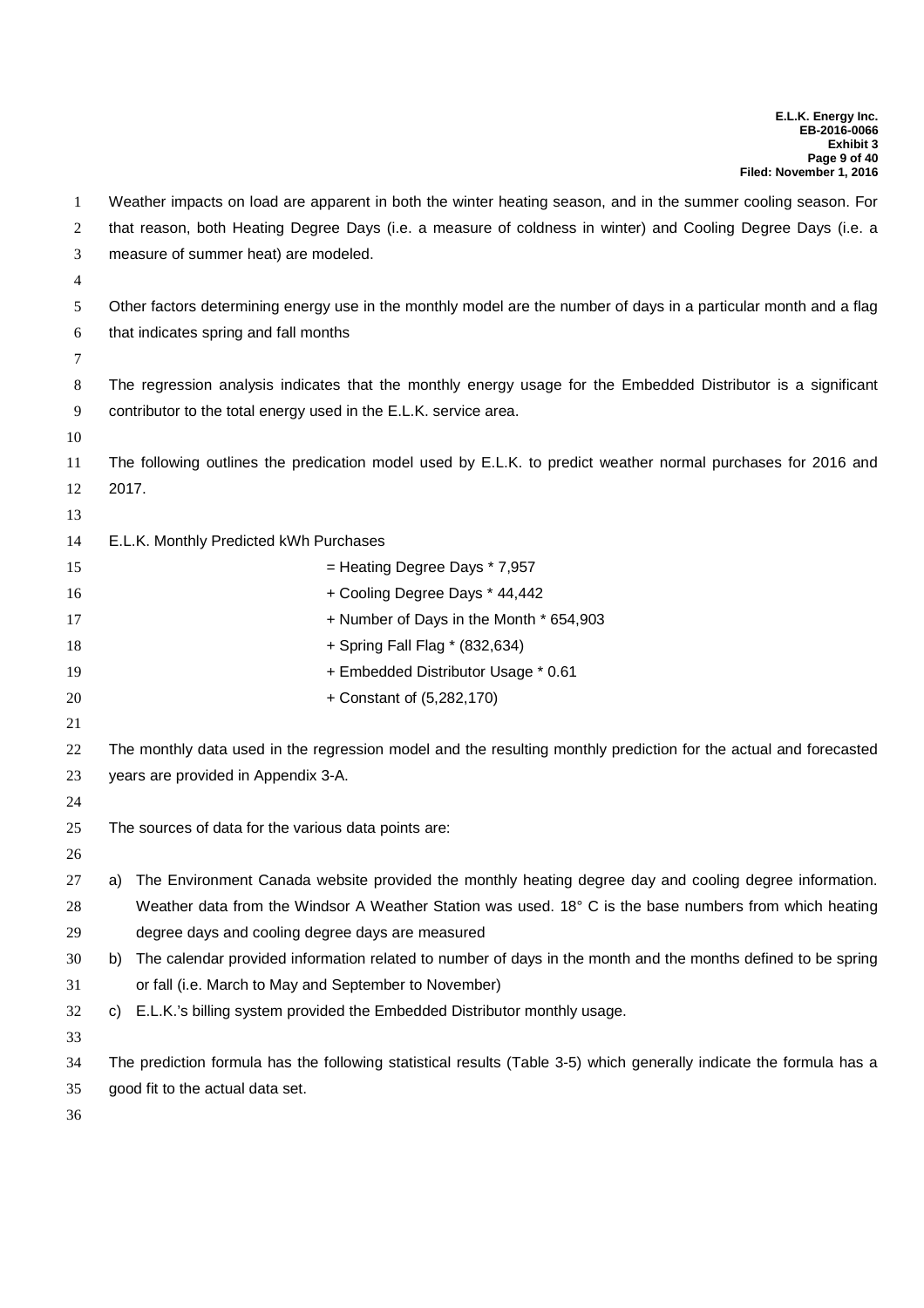Weather impacts on load are apparent in both the winter heating season, and in the summer cooling season. For that reason, both Heating Degree Days (i.e. a measure of coldness in winter) and Cooling Degree Days (i.e. a measure of summer heat) are modeled.

Other factors determining energy use in the monthly model are the number of days in a particular month and a flag that indicates spring and fall months

The regression analysis indicates that the monthly energy usage for the Embedded Distributor is a significant contributor to the total energy used in the E.L.K. service area.

The following outlines the predication model used by E.L.K. to predict weather normal purchases for 2016 and 2017.

E.L.K. Monthly Predicted kWh Purchases

= Heating Degree Days * 7,957
+ Cooling Degree Days * 44,442
+ Number of Days in the Month * 654,903
+ Spring Fall Flag * (832,634)
+ Embedded Distributor Usage * 0.61
+ Constant of (5,282,170)

The monthly data used in the regression model and the resulting monthly prediction for the actual and forecasted years are provided in Appendix 3-A.

The sources of data for the various data points are:

a) The Environment Canada website provided the monthly heating degree day and cooling degree information. Weather data from the Windsor A Weather Station was used. 18° C is the base numbers from which heating degree days and cooling degree days are measured
b) The calendar provided information related to number of days in the month and the months defined to be spring or fall (i.e. March to May and September to November)
c) E.L.K.'s billing system provided the Embedded Distributor monthly usage.

The prediction formula has the following statistical results (Table 3-5) which generally indicate the formula has a good fit to the actual data set.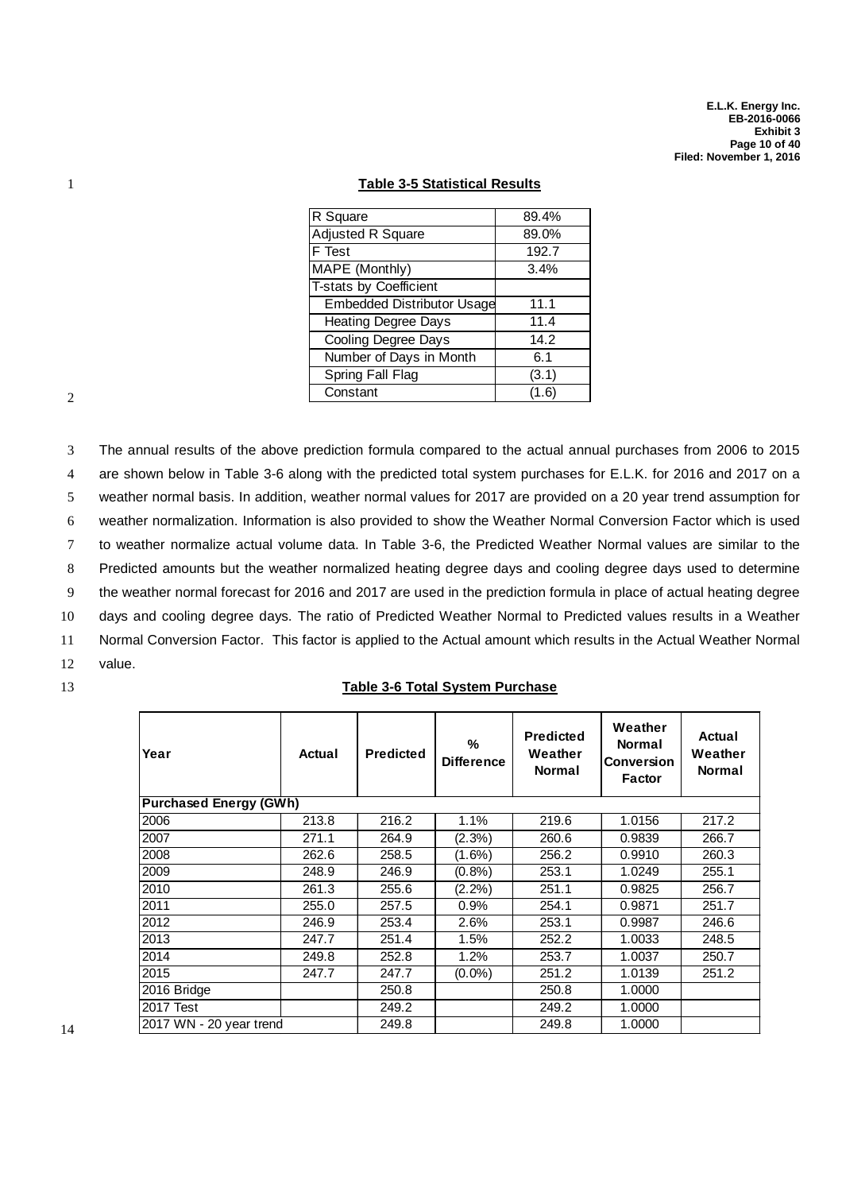**Table 3-5 Statistical Results**

| | |
|---|---|
| R Square | 89.4% |
| Adjusted R Square | 89.0% |
| F Test | 192.7 |
| MAPE (Monthly) | 3.4% |
| T-stats by Coefficient | |
| Embedded Distributor Usage | 11.1 |
| Heating Degree Days | 11.4 |
| Cooling Degree Days | 14.2 |
| Number of Days in Month | 6.1 |
| Spring Fall Flag | (3.1) |
| Constant | (1.6) |

The annual results of the above prediction formula compared to the actual annual purchases from 2006 to 2015 are shown below in Table 3-6 along with the predicted total system purchases for E.L.K. for 2016 and 2017 on a weather normal basis. In addition, weather normal values for 2017 are provided on a 20 year trend assumption for weather normalization. Information is also provided to show the Weather Normal Conversion Factor which is used to weather normalize actual volume data. In Table 3-6, the Predicted Weather Normal values are similar to the Predicted amounts but the weather normalized heating degree days and cooling degree days used to determine the weather normal forecast for 2016 and 2017 are used in the prediction formula in place of actual heating degree days and cooling degree days. The ratio of Predicted Weather Normal to Predicted values results in a Weather Normal Conversion Factor. This factor is applied to the Actual amount which results in the Actual Weather Normal value.

**Table 3-6 Total System Purchase**

| Year | Actual | Predicted | % Difference | Predicted Weather Normal | Weather Normal Conversion Factor | Actual Weather Normal |
|---|---|---|---|---|---|---|
| **Purchased Energy (GWh)** | | | | | | |
| 2006 | 213.8 | 216.2 | 1.1% | 219.6 | 1.0156 | 217.2 |
| 2007 | 271.1 | 264.9 | (2.3%) | 260.6 | 0.9839 | 266.7 |
| 2008 | 262.6 | 258.5 | (1.6%) | 256.2 | 0.9910 | 260.3 |
| 2009 | 248.9 | 246.9 | (0.8%) | 253.1 | 1.0249 | 255.1 |
| 2010 | 261.3 | 255.6 | (2.2%) | 251.1 | 0.9825 | 256.7 |
| 2011 | 255.0 | 257.5 | 0.9% | 254.1 | 0.9871 | 251.7 |
| 2012 | 246.9 | 253.4 | 2.6% | 253.1 | 0.9987 | 246.6 |
| 2013 | 247.7 | 251.4 | 1.5% | 252.2 | 1.0033 | 248.5 |
| 2014 | 249.8 | 252.8 | 1.2% | 253.7 | 1.0037 | 250.7 |
| 2015 | 247.7 | 247.7 | (0.0%) | 251.2 | 1.0139 | 251.2 |
| 2016 Bridge | | 250.8 | | 250.8 | 1.0000 | |
| 2017 Test | | 249.2 | | 249.2 | 1.0000 | |
| 2017 WN - 20 year trend | | 249.8 | | 249.8 | 1.0000 | |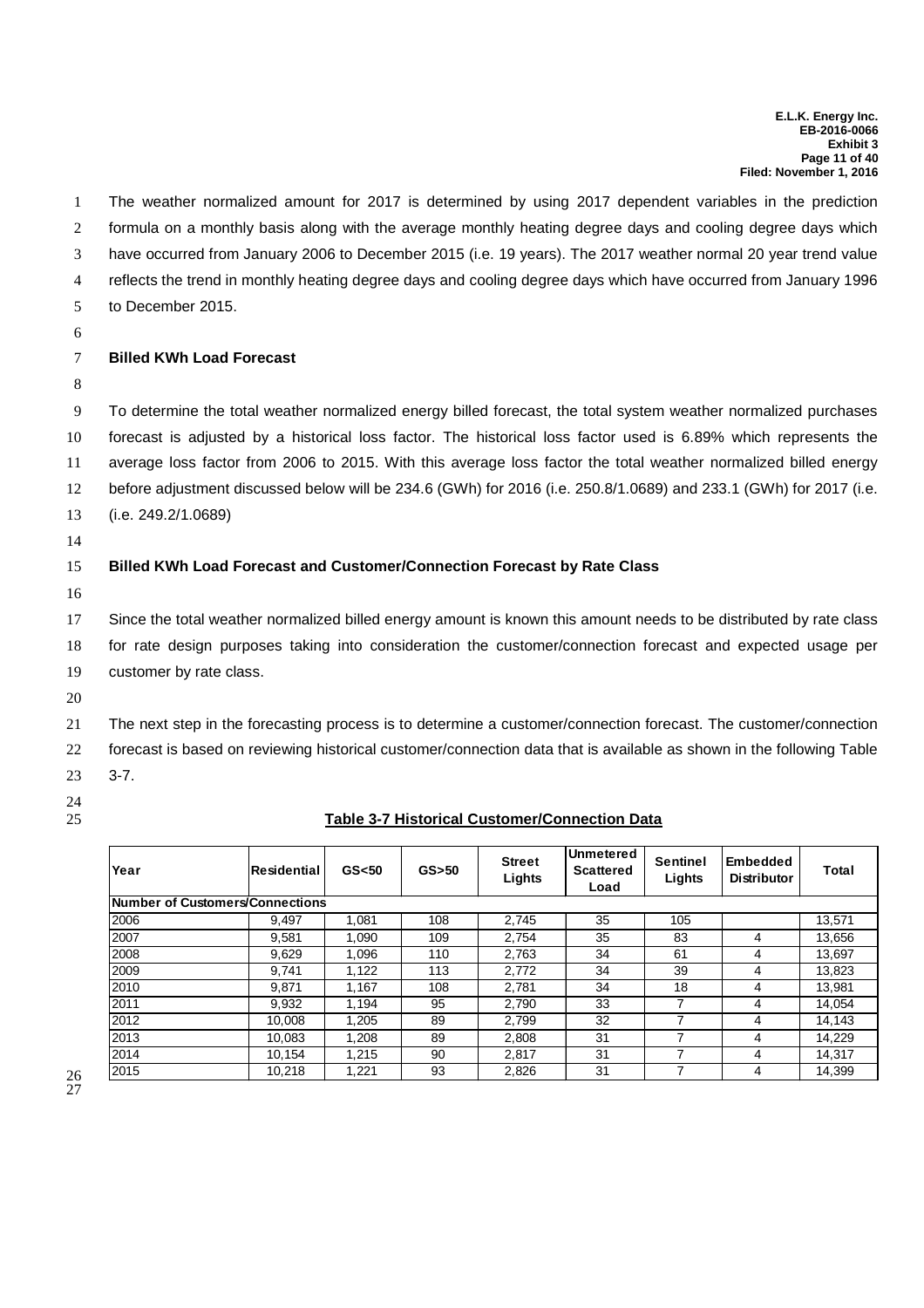The weather normalized amount for 2017 is determined by using 2017 dependent variables in the prediction formula on a monthly basis along with the average monthly heating degree days and cooling degree days which have occurred from January 2006 to December 2015 (i.e. 19 years). The 2017 weather normal 20 year trend value reflects the trend in monthly heating degree days and cooling degree days which have occurred from January 1996 to December 2015.

**Billed KWh Load Forecast**

To determine the total weather normalized energy billed forecast, the total system weather normalized purchases forecast is adjusted by a historical loss factor. The historical loss factor used is 6.89% which represents the average loss factor from 2006 to 2015. With this average loss factor the total weather normalized billed energy before adjustment discussed below will be 234.6 (GWh) for 2016 (i.e. 250.8/1.0689) and 233.1 (GWh) for 2017 (i.e. (i.e. 249.2/1.0689)

**Billed KWh Load Forecast and Customer/Connection Forecast by Rate Class**

Since the total weather normalized billed energy amount is known this amount needs to be distributed by rate class for rate design purposes taking into consideration the customer/connection forecast and expected usage per customer by rate class.

The next step in the forecasting process is to determine a customer/connection forecast. The customer/connection forecast is based on reviewing historical customer/connection data that is available as shown in the following Table 3-7.

**Table 3-7 Historical Customer/Connection Data**

| Year | Residential | GS<50 | GS>50 | Street Lights | Unmetered Scattered Load | Sentinel Lights | Embedded Distributor | Total |
|---|---|---|---|---|---|---|---|---|
| **Number of Customers/Connections** | | | | | | | | |
| 2006 | 9,497 | 1,081 | 108 | 2,745 | 35 | 105 | | 13,571 |
| 2007 | 9,581 | 1,090 | 109 | 2,754 | 35 | 83 | 4 | 13,656 |
| 2008 | 9,629 | 1,096 | 110 | 2,763 | 34 | 61 | 4 | 13,697 |
| 2009 | 9,741 | 1,122 | 113 | 2,772 | 34 | 39 | 4 | 13,823 |
| 2010 | 9,871 | 1,167 | 108 | 2,781 | 34 | 18 | 4 | 13,981 |
| 2011 | 9,932 | 1,194 | 95 | 2,790 | 33 | 7 | 4 | 14,054 |
| 2012 | 10,008 | 1,205 | 89 | 2,799 | 32 | 7 | 4 | 14,143 |
| 2013 | 10,083 | 1,208 | 89 | 2,808 | 31 | 7 | 4 | 14,229 |
| 2014 | 10,154 | 1,215 | 90 | 2,817 | 31 | 7 | 4 | 14,317 |
| 2015 | 10,218 | 1,221 | 93 | 2,826 | 31 | 7 | 4 | 14,399 |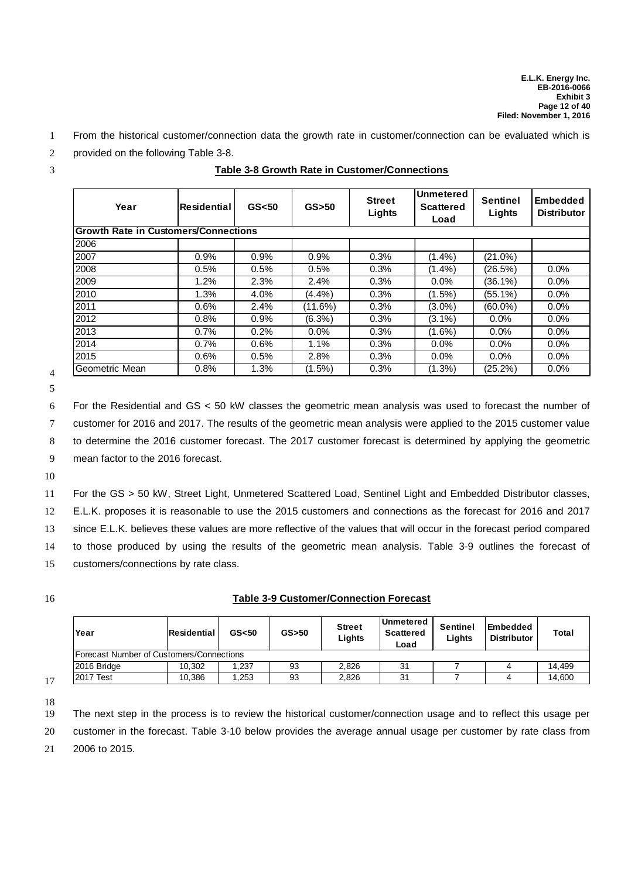From the historical customer/connection data the growth rate in customer/connection can be evaluated which is provided on the following Table 3-8.

**Table 3-8 Growth Rate in Customer/Connections**

| Year | Residential | GS<50 | GS>50 | Street Lights | Unmetered Scattered Load | Sentinel Lights | Embedded Distributor |
|---|---|---|---|---|---|---|---|
| **Growth Rate in Customers/Connections** | | | | | | | |
| 2006 | | | | | | | |
| 2007 | 0.9% | 0.9% | 0.9% | 0.3% | (1.4%) | (21.0%) | |
| 2008 | 0.5% | 0.5% | 0.5% | 0.3% | (1.4%) | (26.5%) | 0.0% |
| 2009 | 1.2% | 2.3% | 2.4% | 0.3% | 0.0% | (36.1%) | 0.0% |
| 2010 | 1.3% | 4.0% | (4.4%) | 0.3% | (1.5%) | (55.1%) | 0.0% |
| 2011 | 0.6% | 2.4% | (11.6%) | 0.3% | (3.0%) | (60.0%) | 0.0% |
| 2012 | 0.8% | 0.9% | (6.3%) | 0.3% | (3.1%) | 0.0% | 0.0% |
| 2013 | 0.7% | 0.2% | 0.0% | 0.3% | (1.6%) | 0.0% | 0.0% |
| 2014 | 0.7% | 0.6% | 1.1% | 0.3% | 0.0% | 0.0% | 0.0% |
| 2015 | 0.6% | 0.5% | 2.8% | 0.3% | 0.0% | 0.0% | 0.0% |
| Geometric Mean | 0.8% | 1.3% | (1.5%) | 0.3% | (1.3%) | (25.2%) | 0.0% |

For the Residential and GS < 50 kW classes the geometric mean analysis was used to forecast the number of customer for 2016 and 2017. The results of the geometric mean analysis were applied to the 2015 customer value to determine the 2016 customer forecast. The 2017 customer forecast is determined by applying the geometric mean factor to the 2016 forecast.

For the GS > 50 kW, Street Light, Unmetered Scattered Load, Sentinel Light and Embedded Distributor classes, E.L.K. proposes it is reasonable to use the 2015 customers and connections as the forecast for 2016 and 2017 since E.L.K. believes these values are more reflective of the values that will occur in the forecast period compared to those produced by using the results of the geometric mean analysis. Table 3-9 outlines the forecast of customers/connections by rate class.

**Table 3-9 Customer/Connection Forecast**

| Year | Residential | GS<50 | GS>50 | Street Lights | Unmetered Scattered Load | Sentinel Lights | Embedded Distributor | Total |
|---|---|---|---|---|---|---|---|---|
| Forecast Number of Customers/Connections | | | | | | | | |
| 2016 Bridge | 10,302 | 1,237 | 93 | 2,826 | 31 | 7 | 4 | 14,499 |
| 2017 Test | 10,386 | 1,253 | 93 | 2,826 | 31 | 7 | 4 | 14,600 |

The next step in the process is to review the historical customer/connection usage and to reflect this usage per customer in the forecast. Table 3-10 below provides the average annual usage per customer by rate class from 2006 to 2015.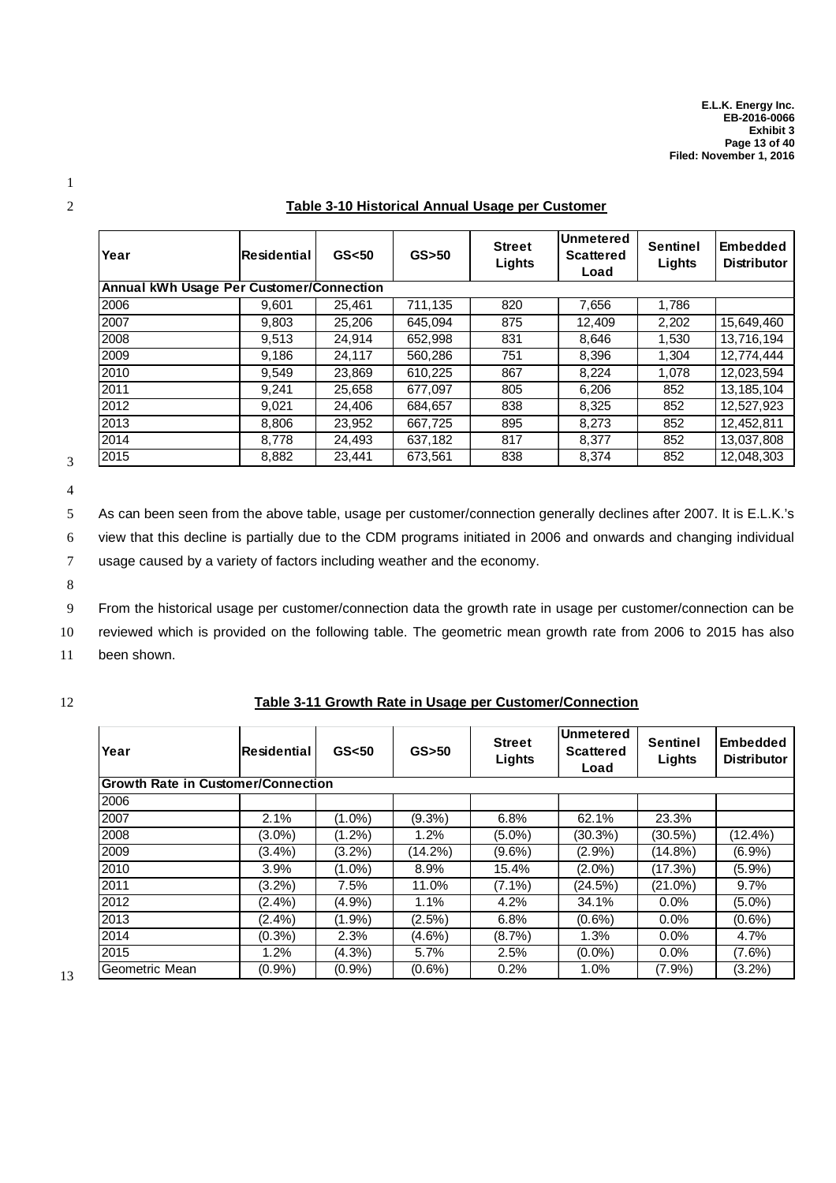**Table 3-10 Historical Annual Usage per Customer**

| Year | Residential | GS<50 | GS>50 | Street Lights | Unmetered Scattered Load | Sentinel Lights | Embedded Distributor |
|---|---|---|---|---|---|---|---|
| **Annual kWh Usage Per Customer/Connection** | | | | | | | |
| 2006 | 9,601 | 25,461 | 711,135 | 820 | 7,656 | 1,786 | |
| 2007 | 9,803 | 25,206 | 645,094 | 875 | 12,409 | 2,202 | 15,649,460 |
| 2008 | 9,513 | 24,914 | 652,998 | 831 | 8,646 | 1,530 | 13,716,194 |
| 2009 | 9,186 | 24,117 | 560,286 | 751 | 8,396 | 1,304 | 12,774,444 |
| 2010 | 9,549 | 23,869 | 610,225 | 867 | 8,224 | 1,078 | 12,023,594 |
| 2011 | 9,241 | 25,658 | 677,097 | 805 | 6,206 | 852 | 13,185,104 |
| 2012 | 9,021 | 24,406 | 684,657 | 838 | 8,325 | 852 | 12,527,923 |
| 2013 | 8,806 | 23,952 | 667,725 | 895 | 8,273 | 852 | 12,452,811 |
| 2014 | 8,778 | 24,493 | 637,182 | 817 | 8,377 | 852 | 13,037,808 |
| 2015 | 8,882 | 23,441 | 673,561 | 838 | 8,374 | 852 | 12,048,303 |

As can been seen from the above table, usage per customer/connection generally declines after 2007. It is E.L.K.'s view that this decline is partially due to the CDM programs initiated in 2006 and onwards and changing individual usage caused by a variety of factors including weather and the economy.

From the historical usage per customer/connection data the growth rate in usage per customer/connection can be reviewed which is provided on the following table. The geometric mean growth rate from 2006 to 2015 has also been shown.

**Table 3-11 Growth Rate in Usage per Customer/Connection**

| Year | Residential | GS<50 | GS>50 | Street Lights | Unmetered Scattered Load | Sentinel Lights | Embedded Distributor |
|---|---|---|---|---|---|---|---|
| **Growth Rate in Customer/Connection** | | | | | | | |
| 2006 | | | | | | | |
| 2007 | 2.1% | (1.0%) | (9.3%) | 6.8% | 62.1% | 23.3% | |
| 2008 | (3.0%) | (1.2%) | 1.2% | (5.0%) | (30.3%) | (30.5%) | (12.4%) |
| 2009 | (3.4%) | (3.2%) | (14.2%) | (9.6%) | (2.9%) | (14.8%) | (6.9%) |
| 2010 | 3.9% | (1.0%) | 8.9% | 15.4% | (2.0%) | (17.3%) | (5.9%) |
| 2011 | (3.2%) | 7.5% | 11.0% | (7.1%) | (24.5%) | (21.0%) | 9.7% |
| 2012 | (2.4%) | (4.9%) | 1.1% | 4.2% | 34.1% | 0.0% | (5.0%) |
| 2013 | (2.4%) | (1.9%) | (2.5%) | 6.8% | (0.6%) | 0.0% | (0.6%) |
| 2014 | (0.3%) | 2.3% | (4.6%) | (8.7%) | 1.3% | 0.0% | 4.7% |
| 2015 | 1.2% | (4.3%) | 5.7% | 2.5% | (0.0%) | 0.0% | (7.6%) |
| Geometric Mean | (0.9%) | (0.9%) | (0.6%) | 0.2% | 1.0% | (7.9%) | (3.2%) |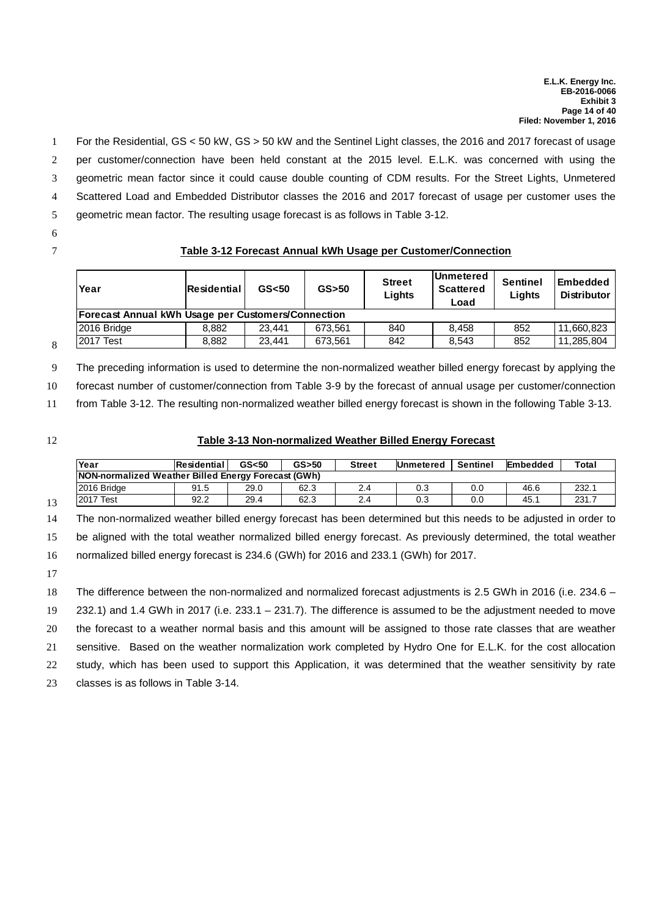For the Residential, GS < 50 kW, GS > 50 kW and the Sentinel Light classes, the 2016 and 2017 forecast of usage per customer/connection have been held constant at the 2015 level. E.L.K. was concerned with using the geometric mean factor since it could cause double counting of CDM results. For the Street Lights, Unmetered Scattered Load and Embedded Distributor classes the 2016 and 2017 forecast of usage per customer uses the geometric mean factor. The resulting usage forecast is as follows in Table 3-12.

**Table 3-12 Forecast Annual kWh Usage per Customer/Connection**

| Year | Residential | GS<50 | GS>50 | Street Lights | Unmetered Scattered Load | Sentinel Lights | Embedded Distributor |
|---|---|---|---|---|---|---|---|
| **Forecast Annual kWh Usage per Customers/Connection** | | | | | | | |
| 2016 Bridge | 8,882 | 23,441 | 673,561 | 840 | 8,458 | 852 | 11,660,823 |
| 2017 Test | 8,882 | 23,441 | 673,561 | 842 | 8,543 | 852 | 11,285,804 |

The preceding information is used to determine the non-normalized weather billed energy forecast by applying the forecast number of customer/connection from Table 3-9 by the forecast of annual usage per customer/connection from Table 3-12. The resulting non-normalized weather billed energy forecast is shown in the following Table 3-13.

**Table 3-13 Non-normalized Weather Billed Energy Forecast**

| Year | Residential | GS<50 | GS>50 | Street | Unmetered | Sentinel | Embedded | Total |
|---|---|---|---|---|---|---|---|---|
| **NON-normalized Weather Billed Energy Forecast (GWh)** | | | | | | | | |
| 2016 Bridge | 91.5 | 29.0 | 62.3 | 2.4 | 0.3 | 0.0 | 46.6 | 232.1 |
| 2017 Test | 92.2 | 29.4 | 62.3 | 2.4 | 0.3 | 0.0 | 45.1 | 231.7 |

The non-normalized weather billed energy forecast has been determined but this needs to be adjusted in order to be aligned with the total weather normalized billed energy forecast. As previously determined, the total weather normalized billed energy forecast is 234.6 (GWh) for 2016 and 233.1 (GWh) for 2017.

The difference between the non-normalized and normalized forecast adjustments is 2.5 GWh in 2016 (i.e. 234.6 – 232.1) and 1.4 GWh in 2017 (i.e. 233.1 – 231.7). The difference is assumed to be the adjustment needed to move the forecast to a weather normal basis and this amount will be assigned to those rate classes that are weather sensitive. Based on the weather normalization work completed by Hydro One for E.L.K. for the cost allocation study, which has been used to support this Application, it was determined that the weather sensitivity by rate classes is as follows in Table 3-14.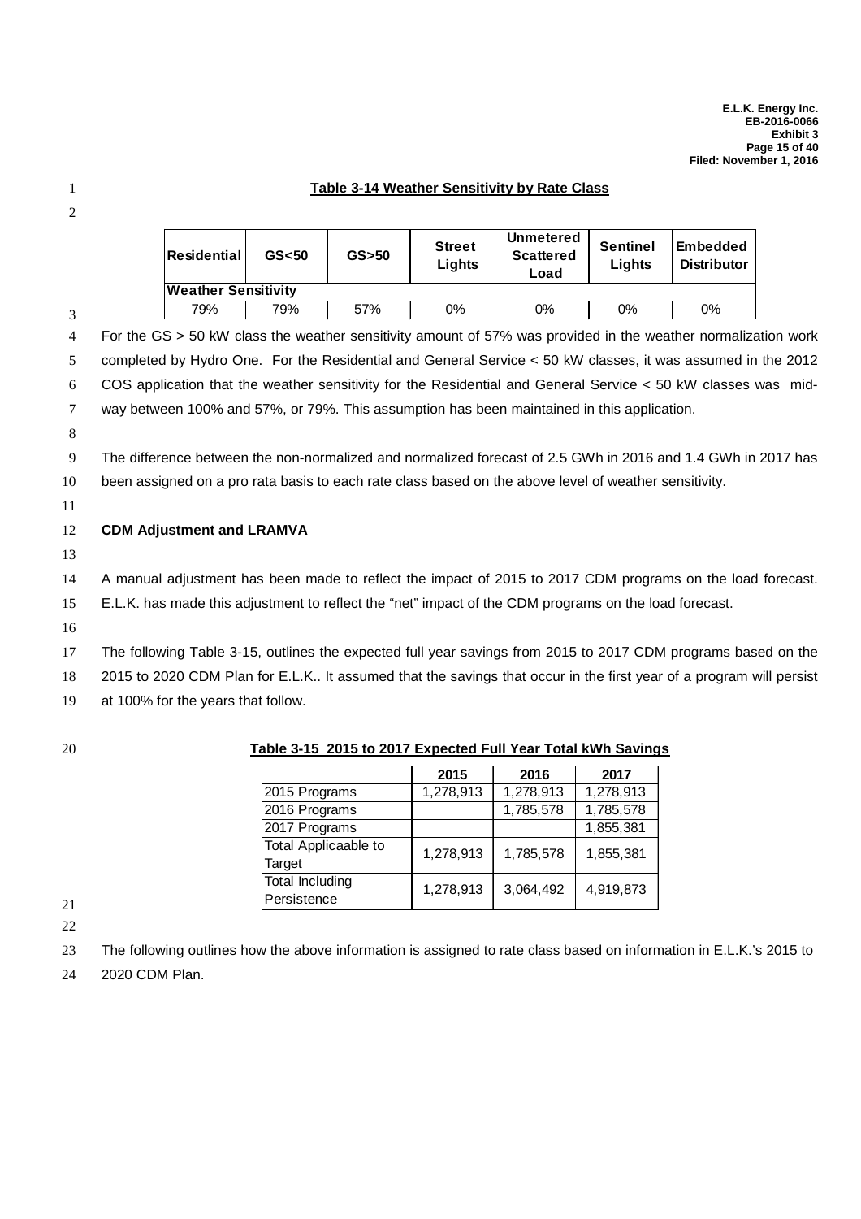**Table 3-14 Weather Sensitivity by Rate Class**

| Residential | GS<50 | GS>50 | Street Lights | Unmetered Scattered Load | Sentinel Lights | Embedded Distributor |
|---|---|---|---|---|---|---|
| **Weather Sensitivity** | | | | | | |
| 79% | 79% | 57% | 0% | 0% | 0% | 0% |

For the GS > 50 kW class the weather sensitivity amount of 57% was provided in the weather normalization work completed by Hydro One. For the Residential and General Service < 50 kW classes, it was assumed in the 2012 COS application that the weather sensitivity for the Residential and General Service < 50 kW classes was mid-way between 100% and 57%, or 79%. This assumption has been maintained in this application.

The difference between the non-normalized and normalized forecast of 2.5 GWh in 2016 and 1.4 GWh in 2017 has been assigned on a pro rata basis to each rate class based on the above level of weather sensitivity.

**CDM Adjustment and LRAMVA**

A manual adjustment has been made to reflect the impact of 2015 to 2017 CDM programs on the load forecast. E.L.K. has made this adjustment to reflect the "net" impact of the CDM programs on the load forecast.

The following Table 3-15, outlines the expected full year savings from 2015 to 2017 CDM programs based on the 2015 to 2020 CDM Plan for E.L.K.. It assumed that the savings that occur in the first year of a program will persist at 100% for the years that follow.

**Table 3-15 2015 to 2017 Expected Full Year Total kWh Savings**

| | 2015 | 2016 | 2017 |
|---|---|---|---|
| 2015 Programs | 1,278,913 | 1,278,913 | 1,278,913 |
| 2016 Programs | | 1,785,578 | 1,785,578 |
| 2017 Programs | | | 1,855,381 |
| Total Applicaable to Target | 1,278,913 | 1,785,578 | 1,855,381 |
| Total Including Persistence | 1,278,913 | 3,064,492 | 4,919,873 |

The following outlines how the above information is assigned to rate class based on information in E.L.K.'s 2015 to 2020 CDM Plan.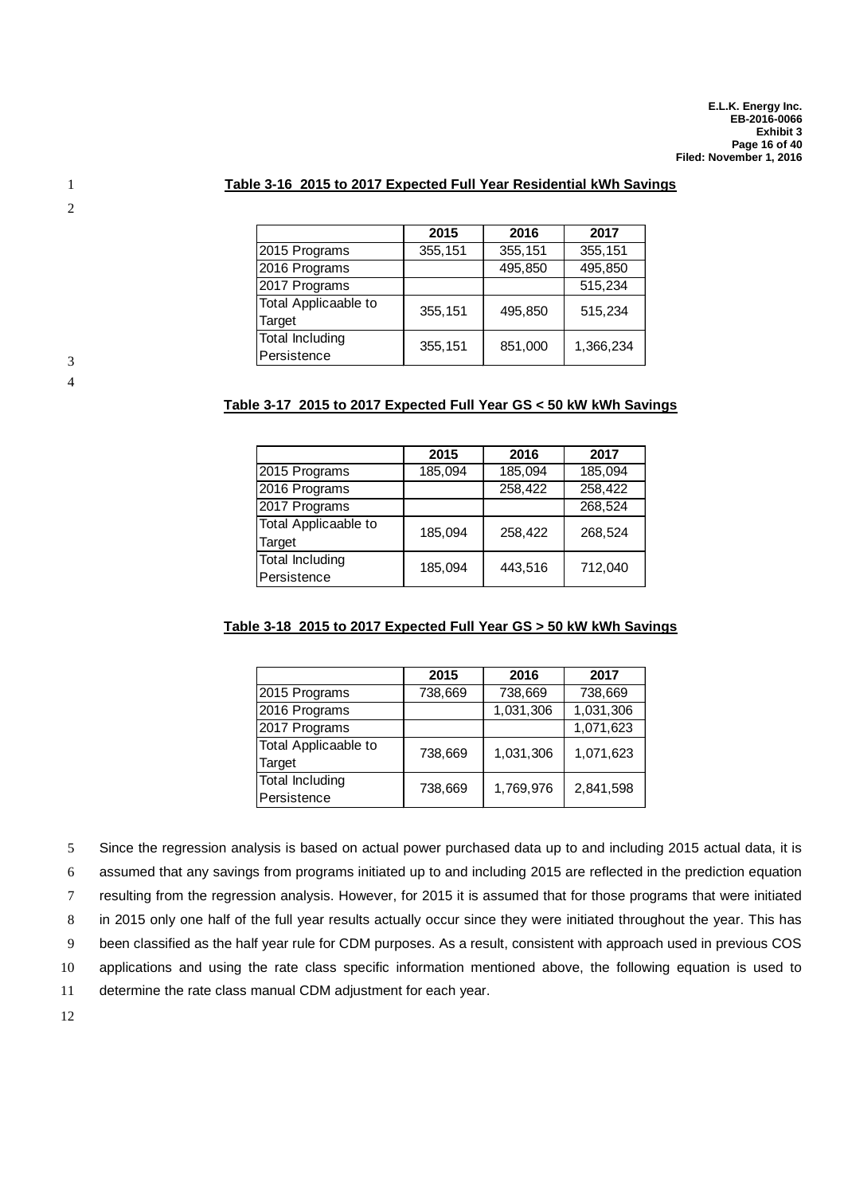**Table 3-16 2015 to 2017 Expected Full Year Residential kWh Savings**

| | 2015 | 2016 | 2017 |
|---|---|---|---|
| 2015 Programs | 355,151 | 355,151 | 355,151 |
| 2016 Programs | | 495,850 | 495,850 |
| 2017 Programs | | | 515,234 |
| Total Applicaable to Target | 355,151 | 495,850 | 515,234 |
| Total Including Persistence | 355,151 | 851,000 | 1,366,234 |

**Table 3-17 2015 to 2017 Expected Full Year GS < 50 kW kWh Savings**

| | 2015 | 2016 | 2017 |
|---|---|---|---|
| 2015 Programs | 185,094 | 185,094 | 185,094 |
| 2016 Programs | | 258,422 | 258,422 |
| 2017 Programs | | | 268,524 |
| Total Applicaable to Target | 185,094 | 258,422 | 268,524 |
| Total Including Persistence | 185,094 | 443,516 | 712,040 |

**Table 3-18 2015 to 2017 Expected Full Year GS > 50 kW kWh Savings**

| | 2015 | 2016 | 2017 |
|---|---|---|---|
| 2015 Programs | 738,669 | 738,669 | 738,669 |
| 2016 Programs | | 1,031,306 | 1,031,306 |
| 2017 Programs | | | 1,071,623 |
| Total Applicaable to Target | 738,669 | 1,031,306 | 1,071,623 |
| Total Including Persistence | 738,669 | 1,769,976 | 2,841,598 |

Since the regression analysis is based on actual power purchased data up to and including 2015 actual data, it is assumed that any savings from programs initiated up to and including 2015 are reflected in the prediction equation resulting from the regression analysis. However, for 2015 it is assumed that for those programs that were initiated in 2015 only one half of the full year results actually occur since they were initiated throughout the year. This has been classified as the half year rule for CDM purposes. As a result, consistent with approach used in previous COS applications and using the rate class specific information mentioned above, the following equation is used to determine the rate class manual CDM adjustment for each year.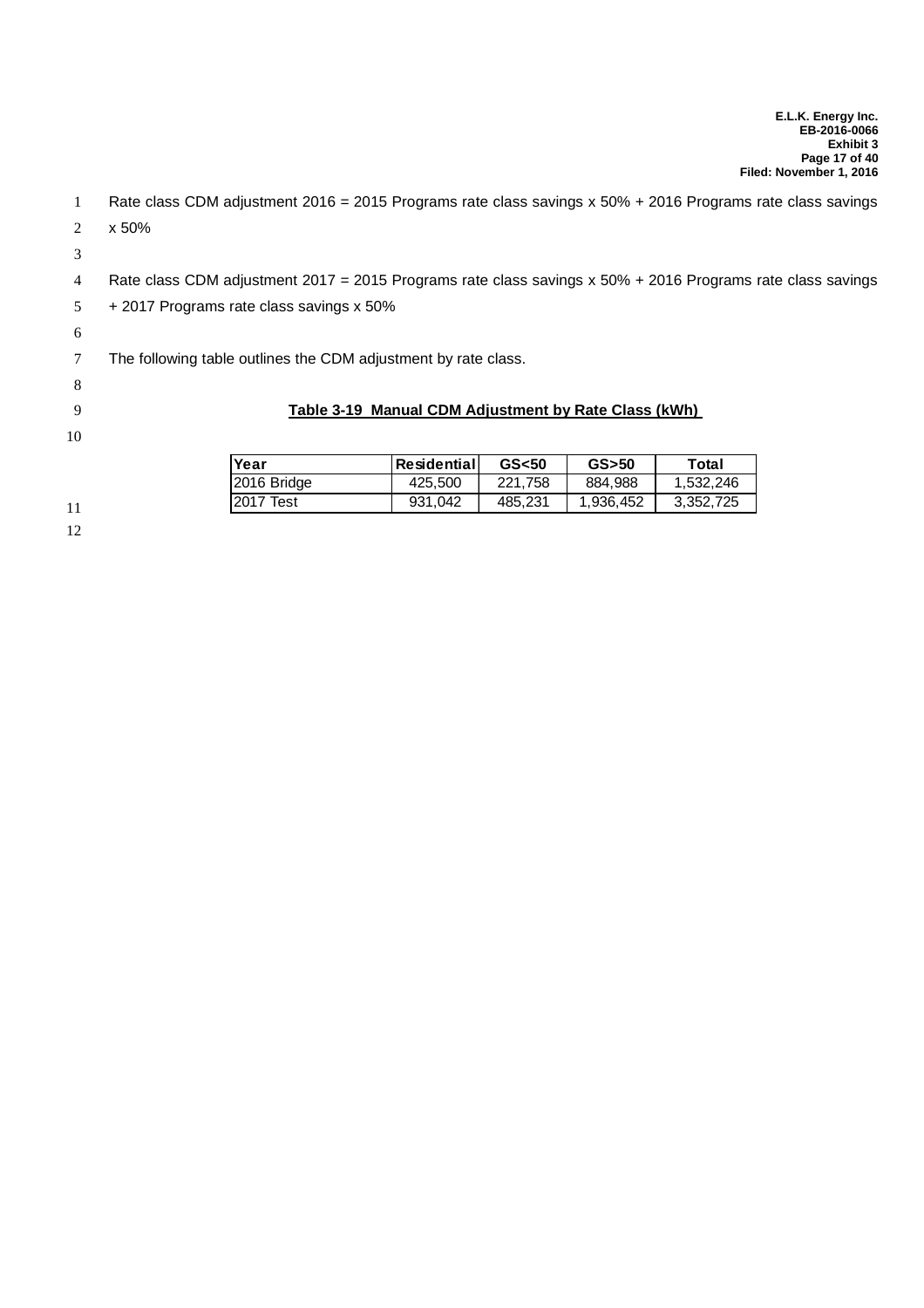Rate class CDM adjustment 2016 = 2015 Programs rate class savings x 50% + 2016 Programs rate class savings x 50%

Rate class CDM adjustment 2017 = 2015 Programs rate class savings x 50% + 2016 Programs rate class savings + 2017 Programs rate class savings x 50%

The following table outlines the CDM adjustment by rate class.

**Table 3-19 Manual CDM Adjustment by Rate Class (kWh)**

| Year | Residential | GS<50 | GS>50 | Total |
|---|---|---|---|---|
| 2016 Bridge | 425,500 | 221,758 | 884,988 | 1,532,246 |
| 2017 Test | 931,042 | 485,231 | 1,936,452 | 3,352,725 |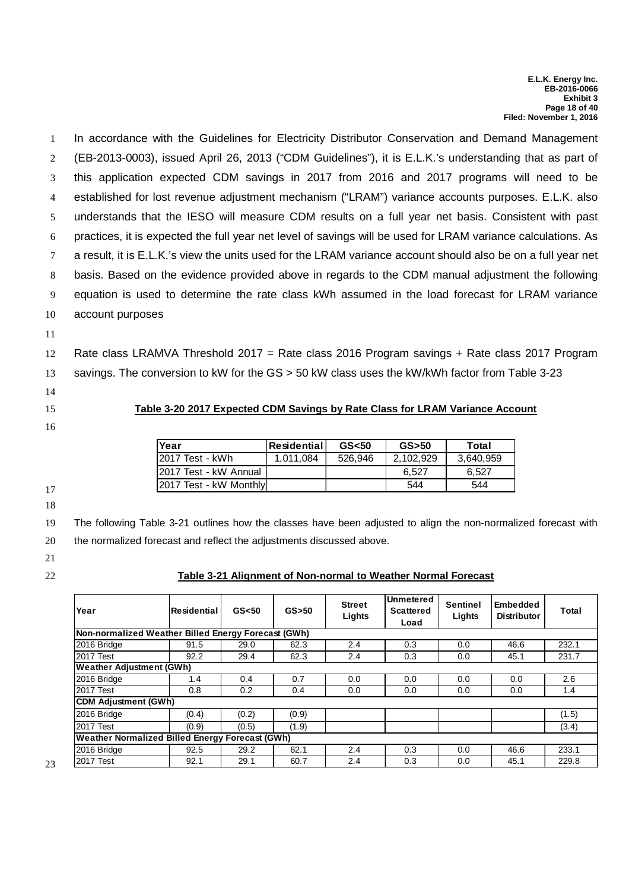In accordance with the Guidelines for Electricity Distributor Conservation and Demand Management (EB-2013-0003), issued April 26, 2013 ("CDM Guidelines"), it is E.L.K.'s understanding that as part of this application expected CDM savings in 2017 from 2016 and 2017 programs will need to be established for lost revenue adjustment mechanism ("LRAM") variance accounts purposes. E.L.K. also understands that the IESO will measure CDM results on a full year net basis. Consistent with past practices, it is expected the full year net level of savings will be used for LRAM variance calculations. As a result, it is E.L.K.'s view the units used for the LRAM variance account should also be on a full year net basis. Based on the evidence provided above in regards to the CDM manual adjustment the following equation is used to determine the rate class kWh assumed in the load forecast for LRAM variance account purposes

Rate class LRAMVA Threshold 2017 = Rate class 2016 Program savings + Rate class 2017 Program savings. The conversion to kW for the GS > 50 kW class uses the kW/kWh factor from Table 3-23

**Table 3-20 2017 Expected CDM Savings by Rate Class for LRAM Variance Account**

| Year | Residential | GS<50 | GS>50 | Total |
|---|---|---|---|---|
| 2017 Test - kWh | 1,011,084 | 526,946 | 2,102,929 | 3,640,959 |
| 2017 Test - kW Annual | | | 6,527 | 6,527 |
| 2017 Test - kW Monthly | | | 544 | 544 |

The following Table 3-21 outlines how the classes have been adjusted to align the non-normalized forecast with the normalized forecast and reflect the adjustments discussed above.

**Table 3-21 Alignment of Non-normal to Weather Normal Forecast**

| Year | Residential | GS<50 | GS>50 | Street Lights | Unmetered Scattered Load | Sentinel Lights | Embedded Distributor | Total |
|---|---|---|---|---|---|---|---|---|
| **Non-normalized Weather Billed Energy Forecast (GWh)** | | | | | | | | |
| 2016 Bridge | 91.5 | 29.0 | 62.3 | 2.4 | 0.3 | 0.0 | 46.6 | 232.1 |
| 2017 Test | 92.2 | 29.4 | 62.3 | 2.4 | 0.3 | 0.0 | 45.1 | 231.7 |
| **Weather Adjustment (GWh)** | | | | | | | | |
| 2016 Bridge | 1.4 | 0.4 | 0.7 | 0.0 | 0.0 | 0.0 | 0.0 | 2.6 |
| 2017 Test | 0.8 | 0.2 | 0.4 | 0.0 | 0.0 | 0.0 | 0.0 | 1.4 |
| **CDM Adjustment (GWh)** | | | | | | | | |
| 2016 Bridge | (0.4) | (0.2) | (0.9) | | | | | (1.5) |
| 2017 Test | (0.9) | (0.5) | (1.9) | | | | | (3.4) |
| **Weather Normalized Billed Energy Forecast (GWh)** | | | | | | | | |
| 2016 Bridge | 92.5 | 29.2 | 62.1 | 2.4 | 0.3 | 0.0 | 46.6 | 233.1 |
| 2017 Test | 92.1 | 29.1 | 60.7 | 2.4 | 0.3 | 0.0 | 45.1 | 229.8 |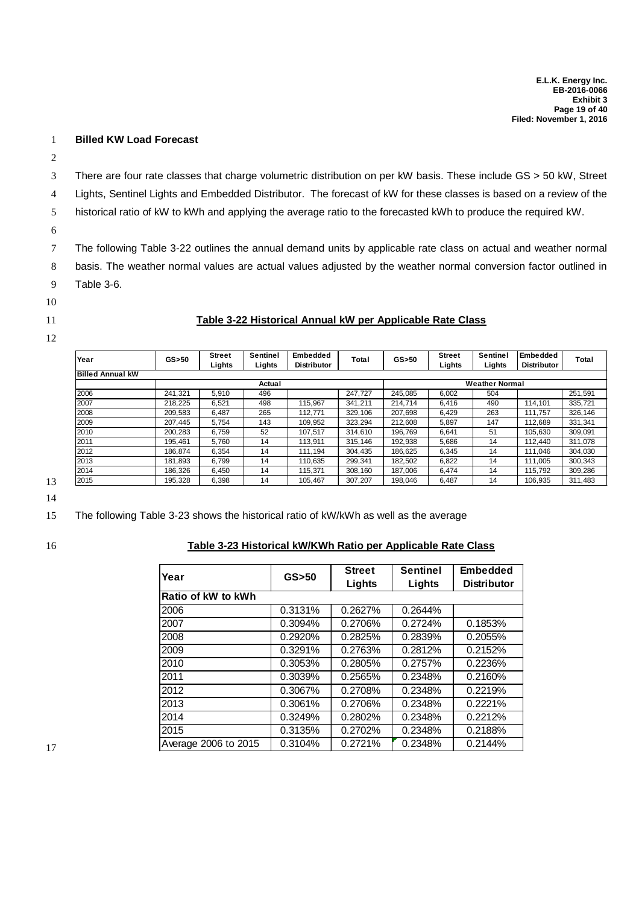**Billed KW Load Forecast**

There are four rate classes that charge volumetric distribution on per kW basis. These include GS > 50 kW, Street Lights, Sentinel Lights and Embedded Distributor. The forecast of kW for these classes is based on a review of the historical ratio of kW to kWh and applying the average ratio to the forecasted kWh to produce the required kW.

The following Table 3-22 outlines the annual demand units by applicable rate class on actual and weather normal basis. The weather normal values are actual values adjusted by the weather normal conversion factor outlined in Table 3-6.

**Table 3-22 Historical Annual kW per Applicable Rate Class**

| Year | GS>50 | Street Lights | Sentinel Lights | Embedded Distributor | Total | GS>50 | Street Lights | Sentinel Lights | Embedded Distributor | Total |
|---|---|---|---|---|---|---|---|---|---|---|
| **Billed Annual kW** | | | | | | | | | | |
| | Actual | | | | | Weather Normal | | | | |
| 2006 | 241,321 | 5,910 | 496 | | 247,727 | 245,085 | 6,002 | 504 | | 251,591 |
| 2007 | 218,225 | 6,521 | 498 | 115,967 | 341,211 | 214,714 | 6,416 | 490 | 114,101 | 335,721 |
| 2008 | 209,583 | 6,487 | 265 | 112,771 | 329,106 | 207,698 | 6,429 | 263 | 111,757 | 326,146 |
| 2009 | 207,445 | 5,754 | 143 | 109,952 | 323,294 | 212,608 | 5,897 | 147 | 112,689 | 331,341 |
| 2010 | 200,283 | 6,759 | 52 | 107,517 | 314,610 | 196,769 | 6,641 | 51 | 105,630 | 309,091 |
| 2011 | 195,461 | 5,760 | 14 | 113,911 | 315,146 | 192,938 | 5,686 | 14 | 112,440 | 311,078 |
| 2012 | 186,874 | 6,354 | 14 | 111,194 | 304,435 | 186,625 | 6,345 | 14 | 111,046 | 304,030 |
| 2013 | 181,893 | 6,799 | 14 | 110,635 | 299,341 | 182,502 | 6,822 | 14 | 111,005 | 300,343 |
| 2014 | 186,326 | 6,450 | 14 | 115,371 | 308,160 | 187,006 | 6,474 | 14 | 115,792 | 309,286 |
| 2015 | 195,328 | 6,398 | 14 | 105,467 | 307,207 | 198,046 | 6,487 | 14 | 106,935 | 311,483 |

The following Table 3-23 shows the historical ratio of kW/kWh as well as the average

**Table 3-23 Historical kW/KWh Ratio per Applicable Rate Class**

| Year | GS>50 | Street Lights | Sentinel Lights | Embedded Distributor |
|---|---|---|---|---|
| **Ratio of kW to kWh** | | | | |
| 2006 | 0.3131% | 0.2627% | 0.2644% | |
| 2007 | 0.3094% | 0.2706% | 0.2724% | 0.1853% |
| 2008 | 0.2920% | 0.2825% | 0.2839% | 0.2055% |
| 2009 | 0.3291% | 0.2763% | 0.2812% | 0.2152% |
| 2010 | 0.3053% | 0.2805% | 0.2757% | 0.2236% |
| 2011 | 0.3039% | 0.2565% | 0.2348% | 0.2160% |
| 2012 | 0.3067% | 0.2708% | 0.2348% | 0.2219% |
| 2013 | 0.3061% | 0.2706% | 0.2348% | 0.2221% |
| 2014 | 0.3249% | 0.2802% | 0.2348% | 0.2212% |
| 2015 | 0.3135% | 0.2702% | 0.2348% | 0.2188% |
| Average 2006 to 2015 | 0.3104% | 0.2721% | 0.2348% | 0.2144% |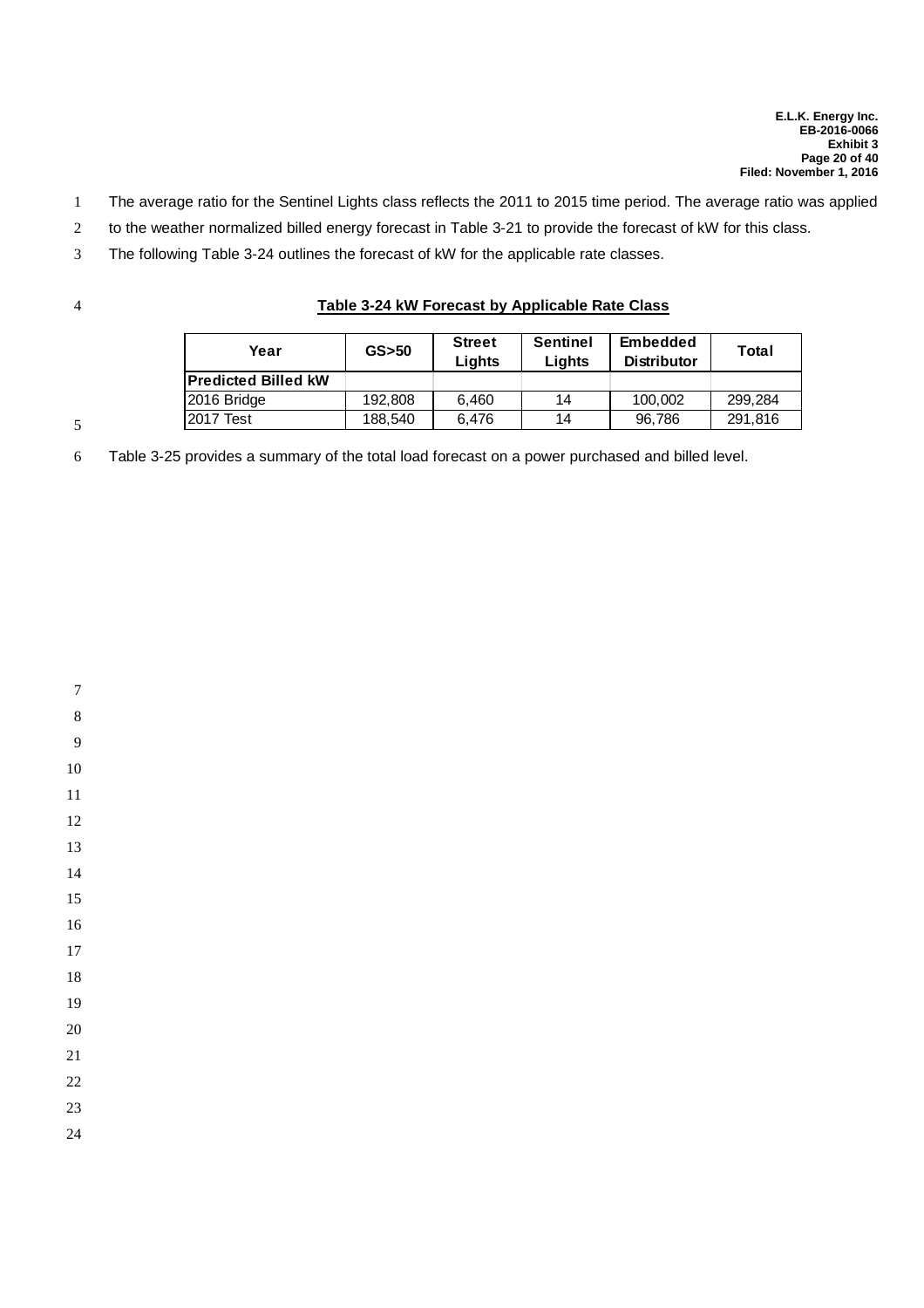The average ratio for the Sentinel Lights class reflects the 2011 to 2015 time period. The average ratio was applied to the weather normalized billed energy forecast in Table 3-21 to provide the forecast of kW for this class.

The following Table 3-24 outlines the forecast of kW for the applicable rate classes.

**Table 3-24 kW Forecast by Applicable Rate Class**

| Year | GS>50 | Street Lights | Sentinel Lights | Embedded Distributor | Total |
|---|---|---|---|---|---|
| **Predicted Billed kW** | | | | | |
| 2016 Bridge | 192,808 | 6,460 | 14 | 100,002 | 299,284 |
| 2017 Test | 188,540 | 6,476 | 14 | 96,786 | 291,816 |

Table 3-25 provides a summary of the total load forecast on a power purchased and billed level.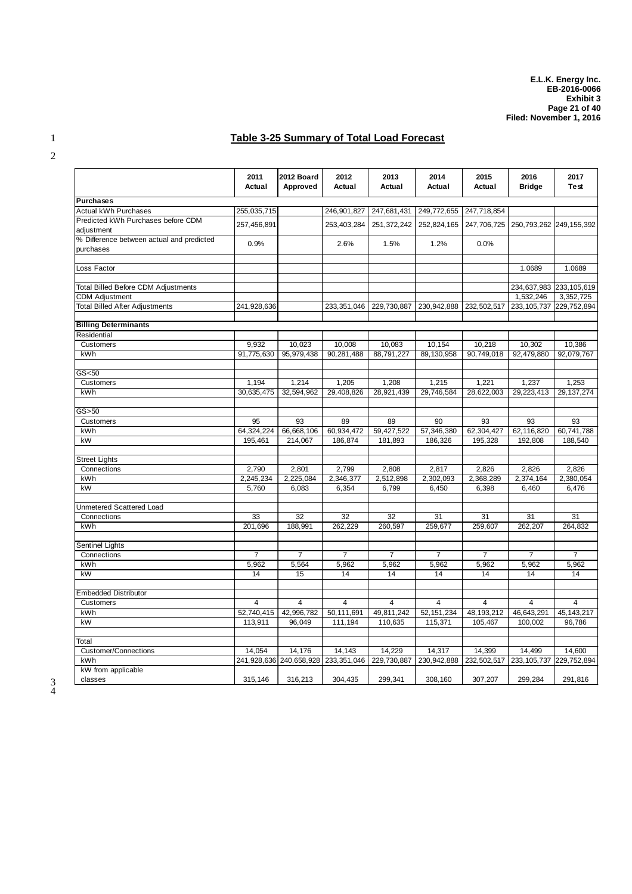## Table 3-25 Summary of Total Load Forecast

| | 2011 Actual | 2012 Board Approved | 2012 Actual | 2013 Actual | 2014 Actual | 2015 Actual | 2016 Bridge | 2017 Test |
|---|---|---|---|---|---|---|---|---|
| **Purchases** | | | | | | | | |
| Actual kWh Purchases | 255,035,715 | | 246,901,827 | 247,681,431 | 249,772,655 | 247,718,854 | | |
| Predicted kWh Purchases before CDM adjustment | 257,456,891 | | 253,403,284 | 251,372,242 | 252,824,165 | 247,706,725 | 250,793,262 | 249,155,392 |
| % Difference between actual and predicted purchases | 0.9% | | 2.6% | 1.5% | 1.2% | 0.0% | | |
| | | | | | | | | |
| Loss Factor | | | | | | | 1.0689 | 1.0689 |
| | | | | | | | | |
| Total Billed Before CDM Adjustments | | | | | | | 234,637,983 | 233,105,619 |
| CDM Adjustment | | | | | | | 1,532,246 | 3,352,725 |
| Total Billed After Adjustments | 241,928,636 | | 233,351,046 | 229,730,887 | 230,942,888 | 232,502,517 | 233,105,737 | 229,752,894 |
| | | | | | | | | |
| **Billing Determinants** | | | | | | | | |
| Residential | | | | | | | | |
| Customers | 9,932 | 10,023 | 10,008 | 10,083 | 10,154 | 10,218 | 10,302 | 10,386 |
| kWh | 91,775,630 | 95,979,438 | 90,281,488 | 88,791,227 | 89,130,958 | 90,749,018 | 92,479,880 | 92,079,767 |
| | | | | | | | | |
| GS<50 | | | | | | | | |
| Customers | 1,194 | 1,214 | 1,205 | 1,208 | 1,215 | 1,221 | 1,237 | 1,253 |
| kWh | 30,635,475 | 32,594,962 | 29,408,826 | 28,921,439 | 29,746,584 | 28,622,003 | 29,223,413 | 29,137,274 |
| | | | | | | | | |
| GS>50 | | | | | | | | |
| Customers | 95 | 93 | 89 | 89 | 90 | 93 | 93 | 93 |
| kWh | 64,324,224 | 66,668,106 | 60,934,472 | 59,427,522 | 57,346,380 | 62,304,427 | 62,116,820 | 60,741,788 |
| kW | 195,461 | 214,067 | 186,874 | 181,893 | 186,326 | 195,328 | 192,808 | 188,540 |
| | | | | | | | | |
| Street Lights | | | | | | | | |
| Connections | 2,790 | 2,801 | 2,799 | 2,808 | 2,817 | 2,826 | 2,826 | 2,826 |
| kWh | 2,245,234 | 2,225,084 | 2,346,377 | 2,512,898 | 2,302,093 | 2,368,289 | 2,374,164 | 2,380,054 |
| kW | 5,760 | 6,083 | 6,354 | 6,799 | 6,450 | 6,398 | 6,460 | 6,476 |
| | | | | | | | | |
| Unmetered Scattered Load | | | | | | | | |
| Connections | 33 | 32 | 32 | 32 | 31 | 31 | 31 | 31 |
| kWh | 201,696 | 188,991 | 262,229 | 260,597 | 259,677 | 259,607 | 262,207 | 264,832 |
| | | | | | | | | |
| Sentinel Lights | | | | | | | | |
| Connections | 7 | 7 | 7 | 7 | 7 | 7 | 7 | 7 |
| kWh | 5,962 | 5,564 | 5,962 | 5,962 | 5,962 | 5,962 | 5,962 | 5,962 |
| kW | 14 | 15 | 14 | 14 | 14 | 14 | 14 | 14 |
| | | | | | | | | |
| Embedded Distributor | | | | | | | | |
| Customers | 4 | 4 | 4 | 4 | 4 | 4 | 4 | 4 |
| kWh | 52,740,415 | 42,996,782 | 50,111,691 | 49,811,242 | 52,151,234 | 48,193,212 | 46,643,291 | 45,143,217 |
| kW | 113,911 | 96,049 | 111,194 | 110,635 | 115,371 | 105,467 | 100,002 | 96,786 |
| | | | | | | | | |
| Total | | | | | | | | |
| Customer/Connections | 14,054 | 14,176 | 14,143 | 14,229 | 14,317 | 14,399 | 14,499 | 14,600 |
| kWh | 241,928,636 | 240,658,928 | 233,351,046 | 229,730,887 | 230,942,888 | 232,502,517 | 233,105,737 | 229,752,894 |
| kW from applicable classes | 315,146 | 316,213 | 304,435 | 299,341 | 308,160 | 307,207 | 299,284 | 291,816 |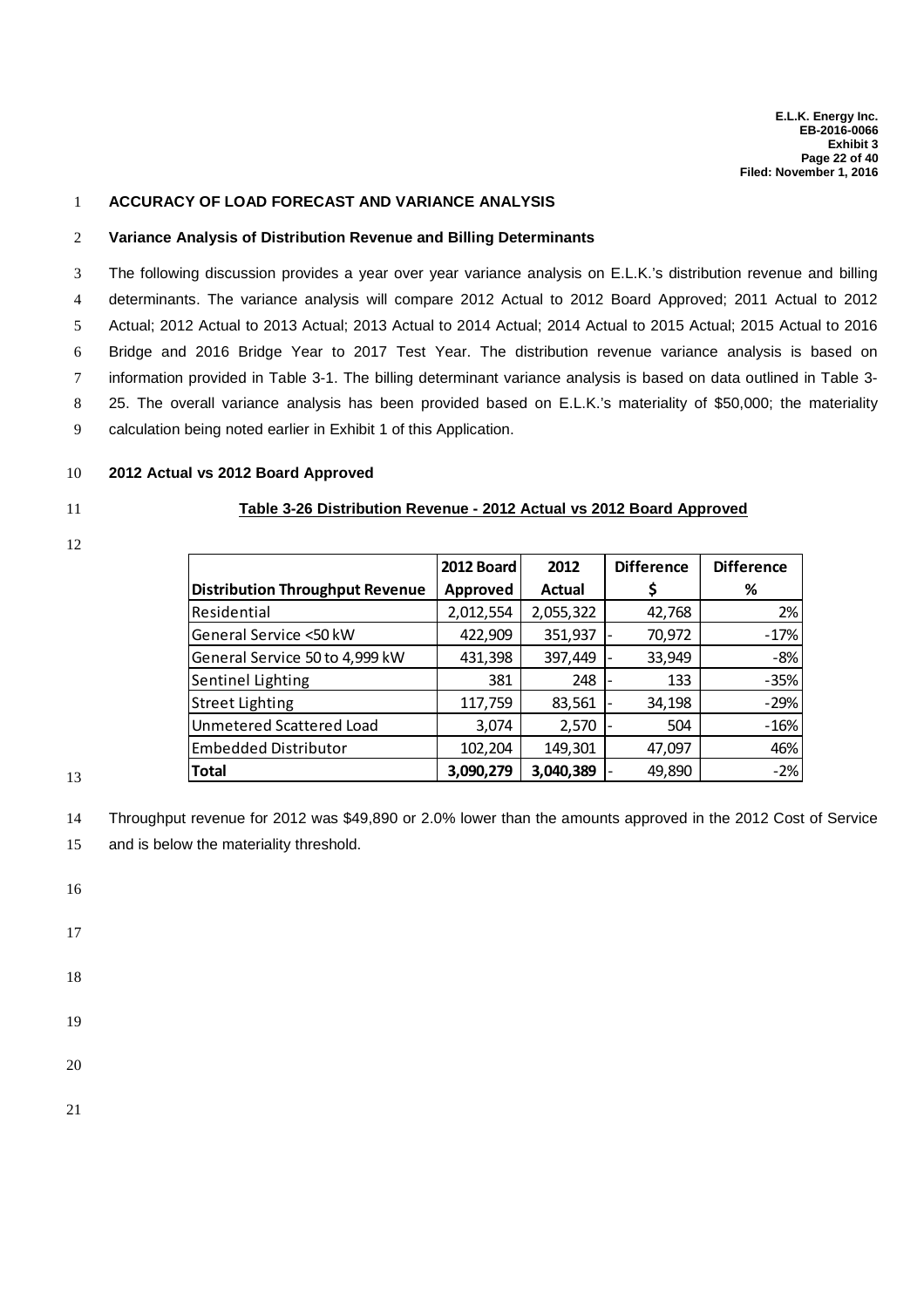## ACCURACY OF LOAD FORECAST AND VARIANCE ANALYSIS

### Variance Analysis of Distribution Revenue and Billing Determinants

The following discussion provides a year over year variance analysis on E.L.K.'s distribution revenue and billing determinants. The variance analysis will compare 2012 Actual to 2012 Board Approved; 2011 Actual to 2012 Actual; 2012 Actual to 2013 Actual; 2013 Actual to 2014 Actual; 2014 Actual to 2015 Actual; 2015 Actual to 2016 Bridge and 2016 Bridge Year to 2017 Test Year. The distribution revenue variance analysis is based on information provided in Table 3-1. The billing determinant variance analysis is based on data outlined in Table 3-25. The overall variance analysis has been provided based on E.L.K.'s materiality of $50,000; the materiality calculation being noted earlier in Exhibit 1 of this Application.

### 2012 Actual vs 2012 Board Approved

**Table 3-26 Distribution Revenue - 2012 Actual vs 2012 Board Approved**

| Distribution Throughput Revenue | 2012 Board Approved | 2012 Actual | Difference $ | Difference % |
|---|---|---|---|---|
| Residential | 2,012,554 | 2,055,322 | 42,768 | 2% |
| General Service <50 kW | 422,909 | 351,937 | - 70,972 | -17% |
| General Service 50 to 4,999 kW | 431,398 | 397,449 | - 33,949 | -8% |
| Sentinel Lighting | 381 | 248 | - 133 | -35% |
| Street Lighting | 117,759 | 83,561 | - 34,198 | -29% |
| Unmetered Scattered Load | 3,074 | 2,570 | - 504 | -16% |
| Embedded Distributor | 102,204 | 149,301 | 47,097 | 46% |
| **Total** | **3,090,279** | **3,040,389** | - 49,890 | -2% |

Throughput revenue for 2012 was $49,890 or 2.0% lower than the amounts approved in the 2012 Cost of Service and is below the materiality threshold.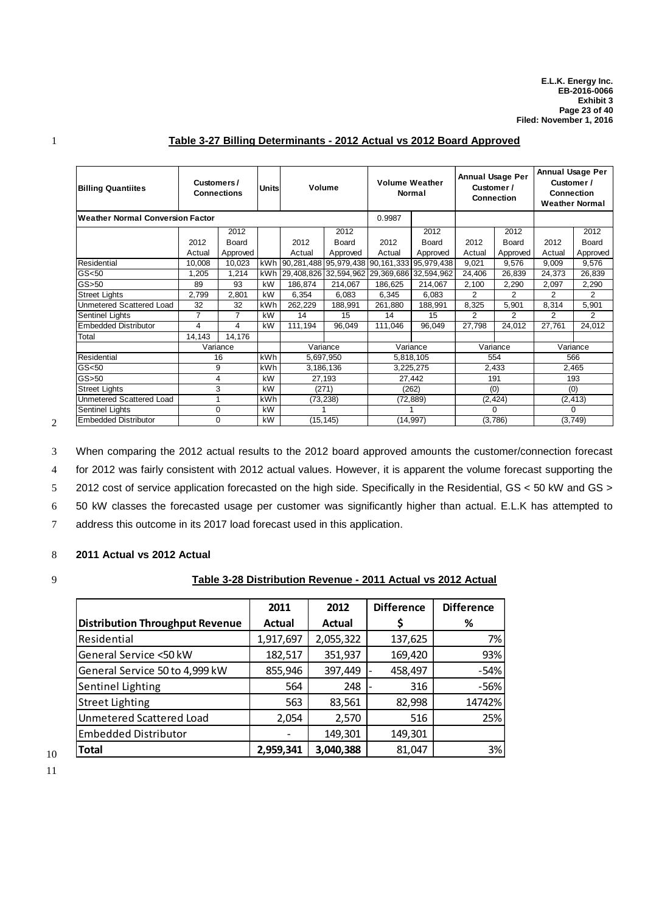**Table 3-27 Billing Determinants - 2012 Actual vs 2012 Board Approved**

| Billing Quantiites | Customers / Connections | | Units | Volume | | Volume Weather Normal | | Annual Usage Per Customer / Connection | | Annual Usage Per Customer / Connection Weather Normal | |
|---|---|---|---|---|---|---|---|---|---|---|---|
| Weather Normal Conversion Factor | | | | | | 0.9987 | | | | | |
| | 2012 Actual | 2012 Board Approved | | 2012 Actual | 2012 Board Approved | 2012 Actual | 2012 Board Approved | 2012 Actual | 2012 Board Approved | 2012 Actual | 2012 Board Approved |
| Residential | 10,008 | 10,023 | kWh | 90,281,488 | 95,979,438 | 90,161,333 | 95,979,438 | 9,021 | 9,576 | 9,009 | 9,576 |
| GS<50 | 1,205 | 1,214 | kWh | 29,408,826 | 32,594,962 | 29,369,686 | 32,594,962 | 24,406 | 26,839 | 24,373 | 26,839 |
| GS>50 | 89 | 93 | kW | 186,874 | 214,067 | 186,625 | 214,067 | 2,100 | 2,290 | 2,097 | 2,290 |
| Street Lights | 2,799 | 2,801 | kW | 6,354 | 6,083 | 6,345 | 6,083 | 2 | 2 | 2 | 2 |
| Unmetered Scattered Load | 32 | 32 | kWh | 262,229 | 188,991 | 261,880 | 188,991 | 8,325 | 5,901 | 8,314 | 5,901 |
| Sentinel Lights | 7 | 7 | kW | 14 | 15 | 14 | 15 | 2 | 2 | 2 | 2 |
| Embedded Distributor | 4 | 4 | kW | 111,194 | 96,049 | 111,046 | 96,049 | 27,798 | 24,012 | 27,761 | 24,012 |
| Total | 14,143 | 14,176 | | | | | | | | | |
| | Variance | | | Variance | | Variance | | Variance | | Variance | |
| Residential | 16 | | kWh | 5,697,950 | | 5,818,105 | | 554 | | 566 | |
| GS<50 | 9 | | kWh | 3,186,136 | | 3,225,275 | | 2,433 | | 2,465 | |
| GS>50 | 4 | | kW | 27,193 | | 27,442 | | 191 | | 193 | |
| Street Lights | 3 | | kW | (271) | | (262) | | (0) | | (0) | |
| Unmetered Scattered Load | 1 | | kWh | (73,238) | | (72,889) | | (2,424) | | (2,413) | |
| Sentinel Lights | 0 | | kW | 1 | | 1 | | 0 | | 0 | |
| Embedded Distributor | 0 | | kW | (15,145) | | (14,997) | | (3,786) | | (3,749) | |

When comparing the 2012 actual results to the 2012 board approved amounts the customer/connection forecast for 2012 was fairly consistent with 2012 actual values. However, it is apparent the volume forecast supporting the 2012 cost of service application forecasted on the high side. Specifically in the Residential, GS < 50 kW and GS > 50 kW classes the forecasted usage per customer was significantly higher than actual. E.L.K has attempted to address this outcome in its 2017 load forecast used in this application.

**2011 Actual vs 2012 Actual**

**Table 3-28 Distribution Revenue - 2011 Actual vs 2012 Actual**

| Distribution Throughput Revenue | 2011 Actual | 2012 Actual | Difference $ | Difference % |
|---|---|---|---|---|
| Residential | 1,917,697 | 2,055,322 | 137,625 | 7% |
| General Service <50 kW | 182,517 | 351,937 | 169,420 | 93% |
| General Service 50 to 4,999 kW | 855,946 | 397,449 | - 458,497 | -54% |
| Sentinel Lighting | 564 | 248 | - 316 | -56% |
| Street Lighting | 563 | 83,561 | 82,998 | 14742% |
| Unmetered Scattered Load | 2,054 | 2,570 | 516 | 25% |
| Embedded Distributor | - | 149,301 | 149,301 | |
| **Total** | **2,959,341** | **3,040,388** | 81,047 | 3% |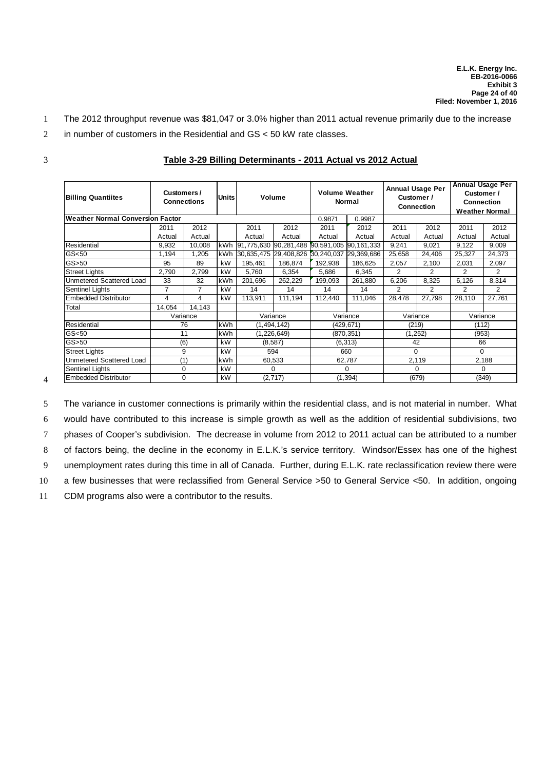The 2012 throughput revenue was $81,047 or 3.0% higher than 2011 actual revenue primarily due to the increase in number of customers in the Residential and GS < 50 kW rate classes.

**Table 3-29 Billing Determinants - 2011 Actual vs 2012 Actual**

| Billing Quantiites | Customers / Connections | | Units | Volume | | Volume Weather Normal | | Annual Usage Per Customer / Connection | | Annual Usage Per Customer / Connection Weather Normal | |
|---|---|---|---|---|---|---|---|---|---|---|---|
| Weather Normal Conversion Factor | | | | | | 0.9871 | 0.9987 | | | | |
| | 2011 Actual | 2012 Actual | | 2011 Actual | 2012 Actual | 2011 Actual | 2012 Actual | 2011 Actual | 2012 Actual | 2011 Actual | 2012 Actual |
| Residential | 9,932 | 10,008 | kWh | 91,775,630 | 90,281,488 | 90,591,005 | 90,161,333 | 9,241 | 9,021 | 9,122 | 9,009 |
| GS<50 | 1,194 | 1,205 | kWh | 30,635,475 | 29,408,826 | 30,240,037 | 29,369,686 | 25,658 | 24,406 | 25,327 | 24,373 |
| GS>50 | 95 | 89 | kW | 195,461 | 186,874 | 192,938 | 186,625 | 2,057 | 2,100 | 2,031 | 2,097 |
| Street Lights | 2,790 | 2,799 | kW | 5,760 | 6,354 | 5,686 | 6,345 | 2 | 2 | 2 | 2 |
| Unmetered Scattered Load | 33 | 32 | kWh | 201,696 | 262,229 | 199,093 | 261,880 | 6,206 | 8,325 | 6,126 | 8,314 |
| Sentinel Lights | 7 | 7 | kW | 14 | 14 | 14 | 14 | 2 | 2 | 2 | 2 |
| Embedded Distributor | 4 | 4 | kW | 113,911 | 111,194 | 112,440 | 111,046 | 28,478 | 27,798 | 28,110 | 27,761 |
| Total | 14,054 | 14,143 | | | | | | | | | |
| | Variance | | | Variance | | Variance | | Variance | | Variance | |
| Residential | 76 | | kWh | (1,494,142) | | (429,671) | | (219) | | (112) | |
| GS<50 | 11 | | kWh | (1,226,649) | | (870,351) | | (1,252) | | (953) | |
| GS>50 | (6) | | kW | (8,587) | | (6,313) | | 42 | | 66 | |
| Street Lights | 9 | | kW | 594 | | 660 | | 0 | | 0 | |
| Unmetered Scattered Load | (1) | | kWh | 60,533 | | 62,787 | | 2,119 | | 2,188 | |
| Sentinel Lights | 0 | | kW | 0 | | 0 | | 0 | | 0 | |
| Embedded Distributor | 0 | | kW | (2,717) | | (1,394) | | (679) | | (349) | |

The variance in customer connections is primarily within the residential class, and is not material in number. What would have contributed to this increase is simple growth as well as the addition of residential subdivisions, two phases of Cooper's subdivision. The decrease in volume from 2012 to 2011 actual can be attributed to a number of factors being, the decline in the economy in E.L.K.'s service territory. Windsor/Essex has one of the highest unemployment rates during this time in all of Canada. Further, during E.L.K. rate reclassification review there were a few businesses that were reclassified from General Service >50 to General Service <50. In addition, ongoing CDM programs also were a contributor to the results.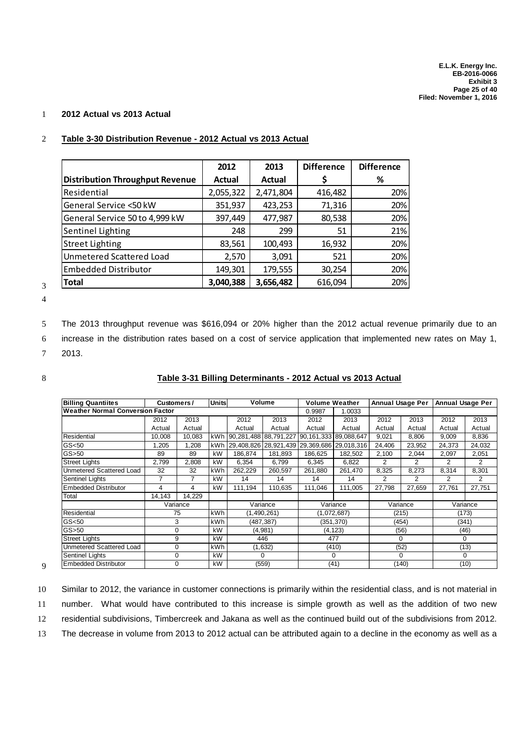**2012 Actual vs 2013 Actual**

**Table 3-30 Distribution Revenue - 2012 Actual vs 2013 Actual**

| Distribution Throughput Revenue | 2012 Actual | 2013 Actual | Difference $ | Difference % |
|---|---|---|---|---|
| Residential | 2,055,322 | 2,471,804 | 416,482 | 20% |
| General Service <50 kW | 351,937 | 423,253 | 71,316 | 20% |
| General Service 50 to 4,999 kW | 397,449 | 477,987 | 80,538 | 20% |
| Sentinel Lighting | 248 | 299 | 51 | 21% |
| Street Lighting | 83,561 | 100,493 | 16,932 | 20% |
| Unmetered Scattered Load | 2,570 | 3,091 | 521 | 20% |
| Embedded Distributor | 149,301 | 179,555 | 30,254 | 20% |
| **Total** | **3,040,388** | **3,656,482** | 616,094 | 20% |

The 2013 throughput revenue was $616,094 or 20% higher than the 2012 actual revenue primarily due to an increase in the distribution rates based on a cost of service application that implemented new rates on May 1, 2013.

**Table 3-31 Billing Determinants - 2012 Actual vs 2013 Actual**

| Billing Quantiites | Customers / | | Units | Volume | | Volume Weather | | Annual Usage Per | | Annual Usage Per | |
|---|---|---|---|---|---|---|---|---|---|---|---|
| Weather Normal Conversion Factor | | | | | | 0.9987 | 1.0033 | | | | |
| | 2012 Actual | 2013 Actual | | 2012 Actual | 2013 Actual | 2012 Actual | 2013 Actual | 2012 Actual | 2013 Actual | 2012 Actual | 2013 Actual |
| Residential | 10,008 | 10,083 | kWh | 90,281,488 | 88,791,227 | 90,161,333 | 89,088,647 | 9,021 | 8,806 | 9,009 | 8,836 |
| GS<50 | 1,205 | 1,208 | kWh | 29,408,826 | 28,921,439 | 29,369,686 | 29,018,316 | 24,406 | 23,952 | 24,373 | 24,032 |
| GS>50 | 89 | 89 | kW | 186,874 | 181,893 | 186,625 | 182,502 | 2,100 | 2,044 | 2,097 | 2,051 |
| Street Lights | 2,799 | 2,808 | kW | 6,354 | 6,799 | 6,345 | 6,822 | 2 | 2 | 2 | 2 |
| Unmetered Scattered Load | 32 | 32 | kWh | 262,229 | 260,597 | 261,880 | 261,470 | 8,325 | 8,273 | 8,314 | 8,301 |
| Sentinel Lights | 7 | 7 | kW | 14 | 14 | 14 | 14 | 2 | 2 | 2 | 2 |
| Embedded Distributor | 4 | 4 | kW | 111,194 | 110,635 | 111,046 | 111,005 | 27,798 | 27,659 | 27,761 | 27,751 |
| Total | 14,143 | 14,229 | | | | | | | | | |
| | Variance | | | Variance | | Variance | | Variance | | Variance | |
| Residential | 75 | | kWh | (1,490,261) | | (1,072,687) | | (215) | | (173) | |
| GS<50 | 3 | | kWh | (487,387) | | (351,370) | | (454) | | (341) | |
| GS>50 | 0 | | kW | (4,981) | | (4,123) | | (56) | | (46) | |
| Street Lights | 9 | | kW | 446 | | 477 | | 0 | | 0 | |
| Unmetered Scattered Load | 0 | | kWh | (1,632) | | (410) | | (52) | | (13) | |
| Sentinel Lights | 0 | | kW | 0 | | 0 | | 0 | | 0 | |
| Embedded Distributor | 0 | | kW | (559) | | (41) | | (140) | | (10) | |

Similar to 2012, the variance in customer connections is primarily within the residential class, and is not material in number. What would have contributed to this increase is simple growth as well as the addition of two new residential subdivisions, Timbercreek and Jakana as well as the continued build out of the subdivisions from 2012. The decrease in volume from 2013 to 2012 actual can be attributed again to a decline in the economy as well as a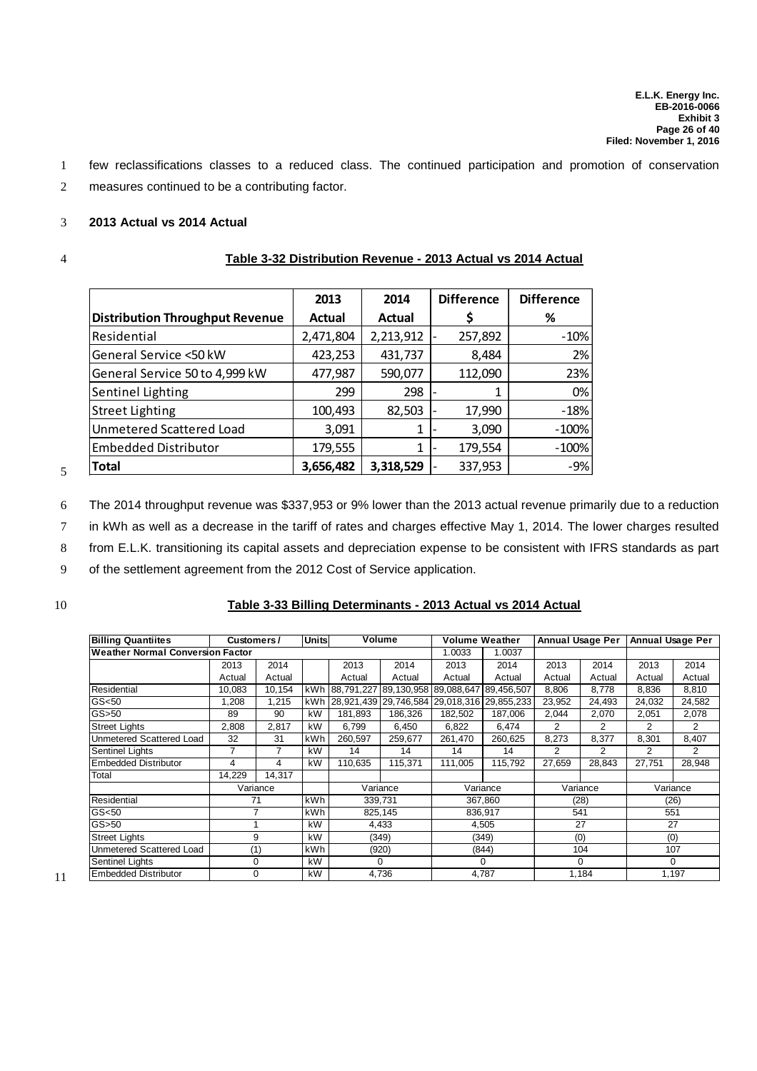few reclassifications classes to a reduced class. The continued participation and promotion of conservation measures continued to be a contributing factor.

**2013 Actual vs 2014 Actual**

**Table 3-32 Distribution Revenue - 2013 Actual vs 2014 Actual**

| Distribution Throughput Revenue | 2013 Actual | 2014 Actual | Difference $ | Difference % |
|---|---|---|---|---|
| Residential | 2,471,804 | 2,213,912 | - 257,892 | -10% |
| General Service <50 kW | 423,253 | 431,737 | 8,484 | 2% |
| General Service 50 to 4,999 kW | 477,987 | 590,077 | 112,090 | 23% |
| Sentinel Lighting | 299 | 298 | - 1 | 0% |
| Street Lighting | 100,493 | 82,503 | - 17,990 | -18% |
| Unmetered Scattered Load | 3,091 | 1 | - 3,090 | -100% |
| Embedded Distributor | 179,555 | 1 | - 179,554 | -100% |
| **Total** | **3,656,482** | **3,318,529** | - 337,953 | -9% |

The 2014 throughput revenue was $337,953 or 9% lower than the 2013 actual revenue primarily due to a reduction in kWh as well as a decrease in the tariff of rates and charges effective May 1, 2014. The lower charges resulted from E.L.K. transitioning its capital assets and depreciation expense to be consistent with IFRS standards as part of the settlement agreement from the 2012 Cost of Service application.

**Table 3-33 Billing Determinants - 2013 Actual vs 2014 Actual**

| Billing Quantiites | Customers / | | Units | Volume | | Volume Weather | | Annual Usage Per | | Annual Usage Per | |
|---|---|---|---|---|---|---|---|---|---|---|---|
| Weather Normal Conversion Factor | | | | | | 1.0033 | 1.0037 | | | | |
| | 2013 Actual | 2014 Actual | | 2013 Actual | 2014 Actual | 2013 Actual | 2014 Actual | 2013 Actual | 2014 Actual | 2013 Actual | 2014 Actual |
| Residential | 10,083 | 10,154 | kWh | 88,791,227 | 89,130,958 | 89,088,647 | 89,456,507 | 8,806 | 8,778 | 8,836 | 8,810 |
| GS<50 | 1,208 | 1,215 | kWh | 28,921,439 | 29,746,584 | 29,018,316 | 29,855,233 | 23,952 | 24,493 | 24,032 | 24,582 |
| GS>50 | 89 | 90 | kW | 181,893 | 186,326 | 182,502 | 187,006 | 2,044 | 2,070 | 2,051 | 2,078 |
| Street Lights | 2,808 | 2,817 | kW | 6,799 | 6,450 | 6,822 | 6,474 | 2 | 2 | 2 | 2 |
| Unmetered Scattered Load | 32 | 31 | kWh | 260,597 | 259,677 | 261,470 | 260,625 | 8,273 | 8,377 | 8,301 | 8,407 |
| Sentinel Lights | 7 | 7 | kW | 14 | 14 | 14 | 14 | 2 | 2 | 2 | 2 |
| Embedded Distributor | 4 | 4 | kW | 110,635 | 115,371 | 111,005 | 115,792 | 27,659 | 28,843 | 27,751 | 28,948 |
| Total | 14,229 | 14,317 | | | | | | | | | |
| | Variance | | | Variance | | Variance | | Variance | | Variance | |
| Residential | 71 | | kWh | 339,731 | | 367,860 | | (28) | | (26) | |
| GS<50 | 7 | | kWh | 825,145 | | 836,917 | | 541 | | 551 | |
| GS>50 | 1 | | kW | 4,433 | | 4,505 | | 27 | | 27 | |
| Street Lights | 9 | | kW | (349) | | (349) | | (0) | | (0) | |
| Unmetered Scattered Load | (1) | | kWh | (920) | | (844) | | 104 | | 107 | |
| Sentinel Lights | 0 | | kW | 0 | | 0 | | 0 | | 0 | |
| Embedded Distributor | 0 | | kW | 4,736 | | 4,787 | | 1,184 | | 1,197 | |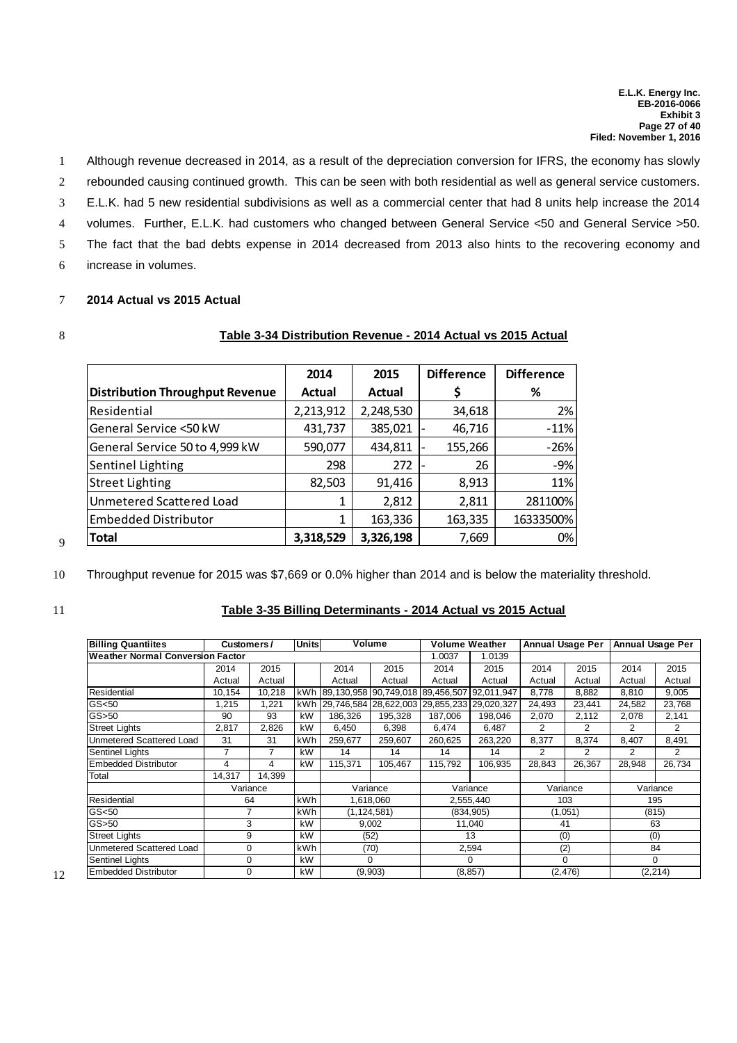Although revenue decreased in 2014, as a result of the depreciation conversion for IFRS, the economy has slowly rebounded causing continued growth. This can be seen with both residential as well as general service customers. E.L.K. had 5 new residential subdivisions as well as a commercial center that had 8 units help increase the 2014 volumes. Further, E.L.K. had customers who changed between General Service <50 and General Service >50. The fact that the bad debts expense in 2014 decreased from 2013 also hints to the recovering economy and increase in volumes.

**2014 Actual vs 2015 Actual**

**Table 3-34 Distribution Revenue - 2014 Actual vs 2015 Actual**

| Distribution Throughput Revenue | 2014 Actual | 2015 Actual | Difference $ | Difference % |
|---|---|---|---|---|
| Residential | 2,213,912 | 2,248,530 | 34,618 | 2% |
| General Service <50 kW | 431,737 | 385,021 | - 46,716 | -11% |
| General Service 50 to 4,999 kW | 590,077 | 434,811 | - 155,266 | -26% |
| Sentinel Lighting | 298 | 272 | - 26 | -9% |
| Street Lighting | 82,503 | 91,416 | 8,913 | 11% |
| Unmetered Scattered Load | 1 | 2,812 | 2,811 | 281100% |
| Embedded Distributor | 1 | 163,336 | 163,335 | 16333500% |
| **Total** | **3,318,529** | **3,326,198** | 7,669 | 0% |

Throughput revenue for 2015 was $7,669 or 0.0% higher than 2014 and is below the materiality threshold.

**Table 3-35 Billing Determinants - 2014 Actual vs 2015 Actual**

| Billing Quantiites | Customers / | | Units | Volume | | Volume Weather | | Annual Usage Per | | Annual Usage Per | |
|---|---|---|---|---|---|---|---|---|---|---|---|
| Weather Normal Conversion Factor | | | | | | 1.0037 | 1.0139 | | | | |
| | 2014 Actual | 2015 Actual | | 2014 Actual | 2015 Actual | 2014 Actual | 2015 Actual | 2014 Actual | 2015 Actual | 2014 Actual | 2015 Actual |
| Residential | 10,154 | 10,218 | kWh | 89,130,958 | 90,749,018 | 89,456,507 | 92,011,947 | 8,778 | 8,882 | 8,810 | 9,005 |
| GS<50 | 1,215 | 1,221 | kWh | 29,746,584 | 28,622,003 | 29,855,233 | 29,020,327 | 24,493 | 23,441 | 24,582 | 23,768 |
| GS>50 | 90 | 93 | kW | 186,326 | 195,328 | 187,006 | 198,046 | 2,070 | 2,112 | 2,078 | 2,141 |
| Street Lights | 2,817 | 2,826 | kW | 6,450 | 6,398 | 6,474 | 6,487 | 2 | 2 | 2 | 2 |
| Unmetered Scattered Load | 31 | 31 | kWh | 259,677 | 259,607 | 260,625 | 263,220 | 8,377 | 8,374 | 8,407 | 8,491 |
| Sentinel Lights | 7 | 7 | kW | 14 | 14 | 14 | 14 | 2 | 2 | 2 | 2 |
| Embedded Distributor | 4 | 4 | kW | 115,371 | 105,467 | 115,792 | 106,935 | 28,843 | 26,367 | 28,948 | 26,734 |
| Total | 14,317 | 14,399 | | | | | | | | | |
| | Variance | | | Variance | | Variance | | Variance | | Variance | |
| Residential | 64 | | kWh | 1,618,060 | | 2,555,440 | | 103 | | 195 | |
| GS<50 | 7 | | kWh | (1,124,581) | | (834,905) | | (1,051) | | (815) | |
| GS>50 | 3 | | kW | 9,002 | | 11,040 | | 41 | | 63 | |
| Street Lights | 9 | | kW | (52) | | 13 | | (0) | | (0) | |
| Unmetered Scattered Load | 0 | | kWh | (70) | | 2,594 | | (2) | | 84 | |
| Sentinel Lights | 0 | | kW | 0 | | 0 | | 0 | | 0 | |
| Embedded Distributor | 0 | | kW | (9,903) | | (8,857) | | (2,476) | | (2,214) | |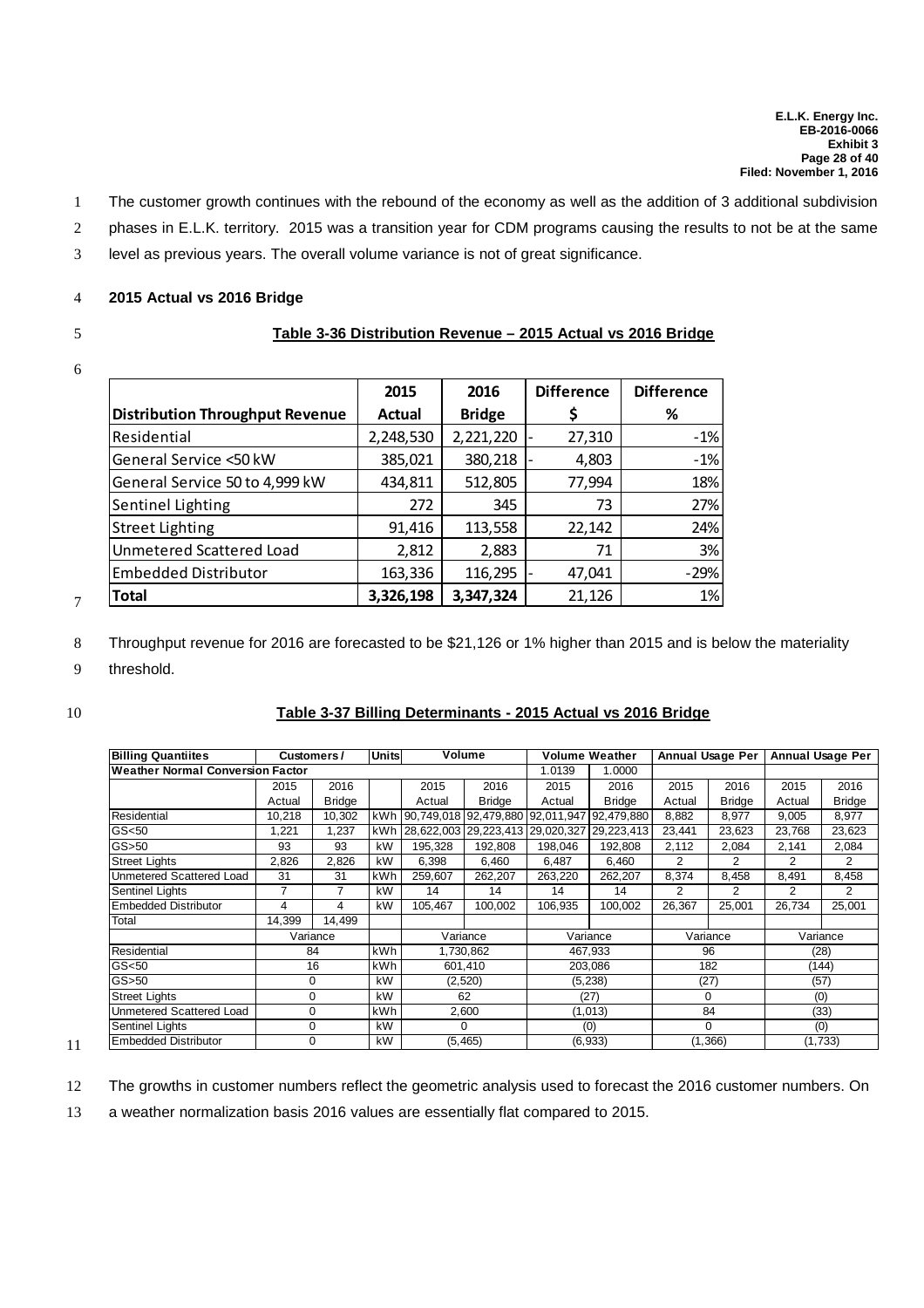The customer growth continues with the rebound of the economy as well as the addition of 3 additional subdivision phases in E.L.K. territory. 2015 was a transition year for CDM programs causing the results to not be at the same level as previous years. The overall volume variance is not of great significance.

**2015 Actual vs 2016 Bridge**

**Table 3-36 Distribution Revenue – 2015 Actual vs 2016 Bridge**

| Distribution Throughput Revenue | 2015 Actual | 2016 Bridge | Difference $ | Difference % |
|---|---|---|---|---|
| Residential | 2,248,530 | 2,221,220 | - 27,310 | -1% |
| General Service <50 kW | 385,021 | 380,218 | - 4,803 | -1% |
| General Service 50 to 4,999 kW | 434,811 | 512,805 | 77,994 | 18% |
| Sentinel Lighting | 272 | 345 | 73 | 27% |
| Street Lighting | 91,416 | 113,558 | 22,142 | 24% |
| Unmetered Scattered Load | 2,812 | 2,883 | 71 | 3% |
| Embedded Distributor | 163,336 | 116,295 | - 47,041 | -29% |
| **Total** | **3,326,198** | **3,347,324** | 21,126 | 1% |

Throughput revenue for 2016 are forecasted to be $21,126 or 1% higher than 2015 and is below the materiality threshold.

**Table 3-37 Billing Determinants - 2015 Actual vs 2016 Bridge**

| Billing Quantiites | Customers / | | Units | Volume | | Volume Weather | | Annual Usage Per | | Annual Usage Per | |
|---|---|---|---|---|---|---|---|---|---|---|---|
| Weather Normal Conversion Factor | | | | | | 1.0139 | 1.0000 | | | | |
| | 2015 Actual | 2016 Bridge | | 2015 Actual | 2016 Bridge | 2015 Actual | 2016 Bridge | 2015 Actual | 2016 Bridge | 2015 Actual | 2016 Bridge |
| Residential | 10,218 | 10,302 | kWh | 90,749,018 | 92,479,880 | 92,011,947 | 92,479,880 | 8,882 | 8,977 | 9,005 | 8,977 |
| GS<50 | 1,221 | 1,237 | kWh | 28,622,003 | 29,223,413 | 29,020,327 | 29,223,413 | 23,441 | 23,623 | 23,768 | 23,623 |
| GS>50 | 93 | 93 | kW | 195,328 | 192,808 | 198,046 | 192,808 | 2,112 | 2,084 | 2,141 | 2,084 |
| Street Lights | 2,826 | 2,826 | kW | 6,398 | 6,460 | 6,487 | 6,460 | 2 | 2 | 2 | 2 |
| Unmetered Scattered Load | 31 | 31 | kWh | 259,607 | 262,207 | 263,220 | 262,207 | 8,374 | 8,458 | 8,491 | 8,458 |
| Sentinel Lights | 7 | 7 | kW | 14 | 14 | 14 | 14 | 2 | 2 | 2 | 2 |
| Embedded Distributor | 4 | 4 | kW | 105,467 | 100,002 | 106,935 | 100,002 | 26,367 | 25,001 | 26,734 | 25,001 |
| Total | 14,399 | 14,499 | | | | | | | | | |
| | Variance | | | Variance | | Variance | | Variance | | Variance | |
| Residential | 84 | | kWh | 1,730,862 | | 467,933 | | 96 | | (28) | |
| GS<50 | 16 | | kWh | 601,410 | | 203,086 | | 182 | | (144) | |
| GS>50 | 0 | | kW | (2,520) | | (5,238) | | (27) | | (57) | |
| Street Lights | 0 | | kW | 62 | | (27) | | 0 | | (0) | |
| Unmetered Scattered Load | 0 | | kWh | 2,600 | | (1,013) | | 84 | | (33) | |
| Sentinel Lights | 0 | | kW | 0 | | (0) | | 0 | | (0) | |
| Embedded Distributor | 0 | | kW | (5,465) | | (6,933) | | (1,366) | | (1,733) | |

The growths in customer numbers reflect the geometric analysis used to forecast the 2016 customer numbers. On a weather normalization basis 2016 values are essentially flat compared to 2015.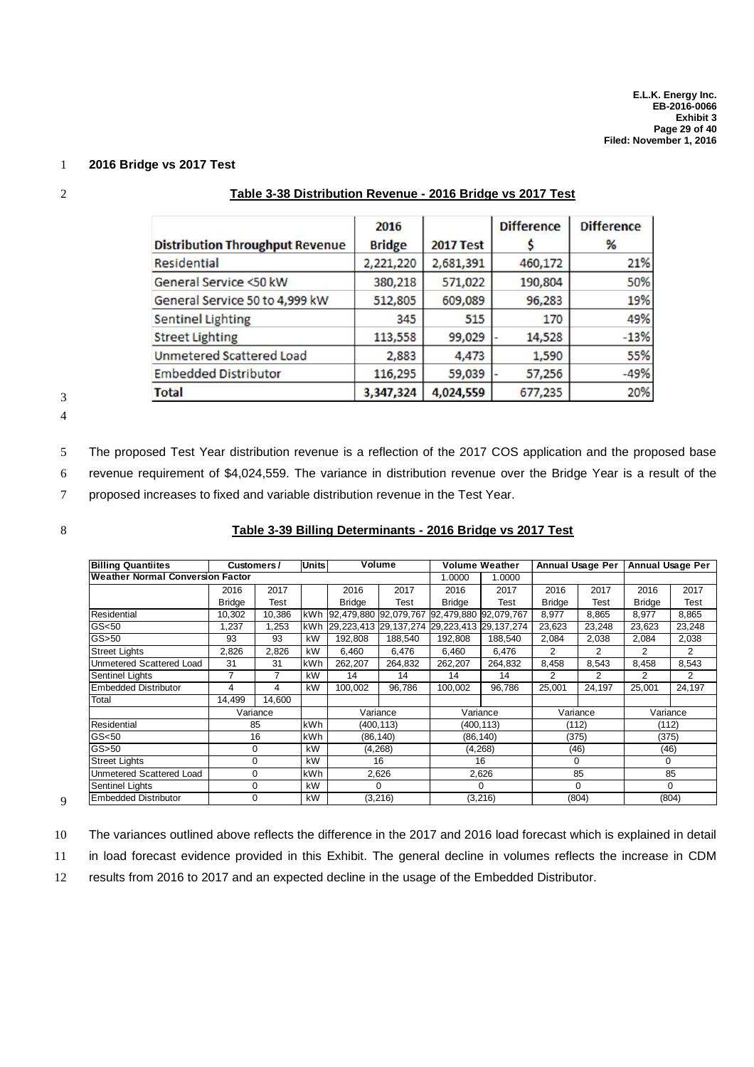## 2016 Bridge vs 2017 Test

**Table 3-38 Distribution Revenue - 2016 Bridge vs 2017 Test**

| Distribution Throughput Revenue | 2016 Bridge | 2017 Test | Difference $ | Difference % |
|---|---|---|---|---|
| Residential | 2,221,220 | 2,681,391 | 460,172 | 21% |
| General Service <50 kW | 380,218 | 571,022 | 190,804 | 50% |
| General Service 50 to 4,999 kW | 512,805 | 609,089 | 96,283 | 19% |
| Sentinel Lighting | 345 | 515 | 170 | 49% |
| Street Lighting | 113,558 | 99,029 | - 14,528 | -13% |
| Unmetered Scattered Load | 2,883 | 4,473 | 1,590 | 55% |
| Embedded Distributor | 116,295 | 59,039 | - 57,256 | -49% |
| **Total** | 3,347,324 | 4,024,559 | 677,235 | 20% |

The proposed Test Year distribution revenue is a reflection of the 2017 COS application and the proposed base revenue requirement of $4,024,559. The variance in distribution revenue over the Bridge Year is a result of the proposed increases to fixed and variable distribution revenue in the Test Year.

**Table 3-39 Billing Determinants - 2016 Bridge vs 2017 Test**

| Billing Quantiites | Customers / | | Units | Volume | | Volume Weather | | Annual Usage Per | | Annual Usage Per | |
|---|---|---|---|---|---|---|---|---|---|---|---|
| Weather Normal Conversion Factor | | | | | | 1.0000 | 1.0000 | | | | |
| | 2016 Bridge | 2017 Test | | 2016 Bridge | 2017 Test | 2016 Bridge | 2017 Test | 2016 Bridge | 2017 Test | 2016 Bridge | 2017 Test |
| Residential | 10,302 | 10,386 | kWh | 92,479,880 | 92,079,767 | 92,479,880 | 92,079,767 | 8,977 | 8,865 | 8,977 | 8,865 |
| GS<50 | 1,237 | 1,253 | kWh | 29,223,413 | 29,137,274 | 29,223,413 | 29,137,274 | 23,623 | 23,248 | 23,623 | 23,248 |
| GS>50 | 93 | 93 | kW | 192,808 | 188,540 | 192,808 | 188,540 | 2,084 | 2,038 | 2,084 | 2,038 |
| Street Lights | 2,826 | 2,826 | kW | 6,460 | 6,476 | 6,460 | 6,476 | 2 | 2 | 2 | 2 |
| Unmetered Scattered Load | 31 | 31 | kWh | 262,207 | 264,832 | 262,207 | 264,832 | 8,458 | 8,543 | 8,458 | 8,543 |
| Sentinel Lights | 7 | 7 | kW | 14 | 14 | 14 | 14 | 2 | 2 | 2 | 2 |
| Embedded Distributor | 4 | 4 | kW | 100,002 | 96,786 | 100,002 | 96,786 | 25,001 | 24,197 | 25,001 | 24,197 |
| Total | 14,499 | 14,600 | | | | | | | | | |
| | Variance | | | Variance | | Variance | | Variance | | Variance | |
| Residential | 85 | | kWh | (400,113) | | (400,113) | | (112) | | (112) | |
| GS<50 | 16 | | kWh | (86,140) | | (86,140) | | (375) | | (375) | |
| GS>50 | 0 | | kW | (4,268) | | (4,268) | | (46) | | (46) | |
| Street Lights | 0 | | kW | 16 | | 16 | | 0 | | 0 | |
| Unmetered Scattered Load | 0 | | kWh | 2,626 | | 2,626 | | 85 | | 85 | |
| Sentinel Lights | 0 | | kW | 0 | | 0 | | 0 | | 0 | |
| Embedded Distributor | 0 | | kW | (3,216) | | (3,216) | | (804) | | (804) | |

The variances outlined above reflects the difference in the 2017 and 2016 load forecast which is explained in detail in load forecast evidence provided in this Exhibit. The general decline in volumes reflects the increase in CDM results from 2016 to 2017 and an expected decline in the usage of the Embedded Distributor.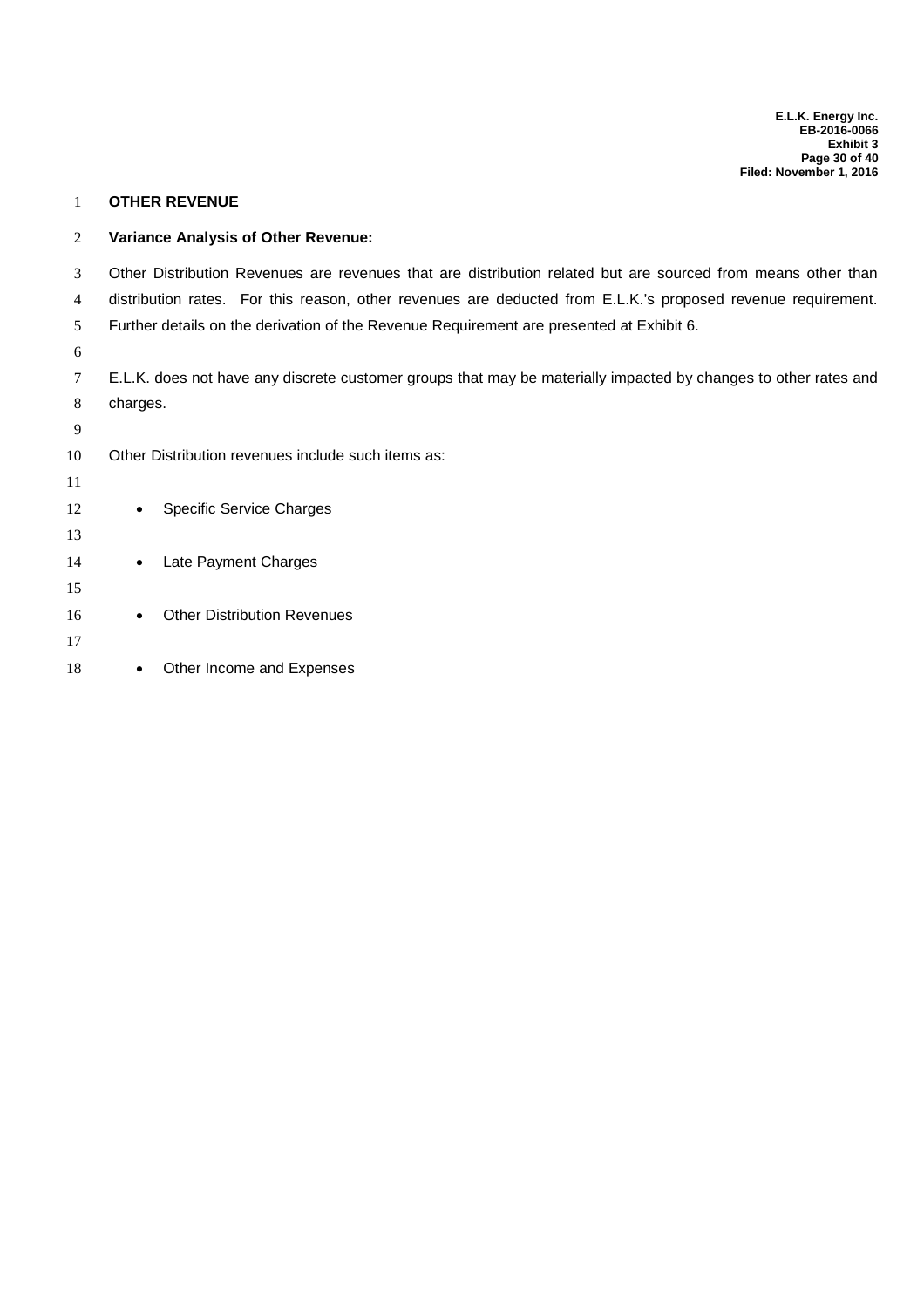## OTHER REVENUE

### Variance Analysis of Other Revenue:

Other Distribution Revenues are revenues that are distribution related but are sourced from means other than distribution rates. For this reason, other revenues are deducted from E.L.K.'s proposed revenue requirement. Further details on the derivation of the Revenue Requirement are presented at Exhibit 6.

E.L.K. does not have any discrete customer groups that may be materially impacted by changes to other rates and charges.

Other Distribution revenues include such items as:

- Specific Service Charges
- Late Payment Charges
- Other Distribution Revenues
- Other Income and Expenses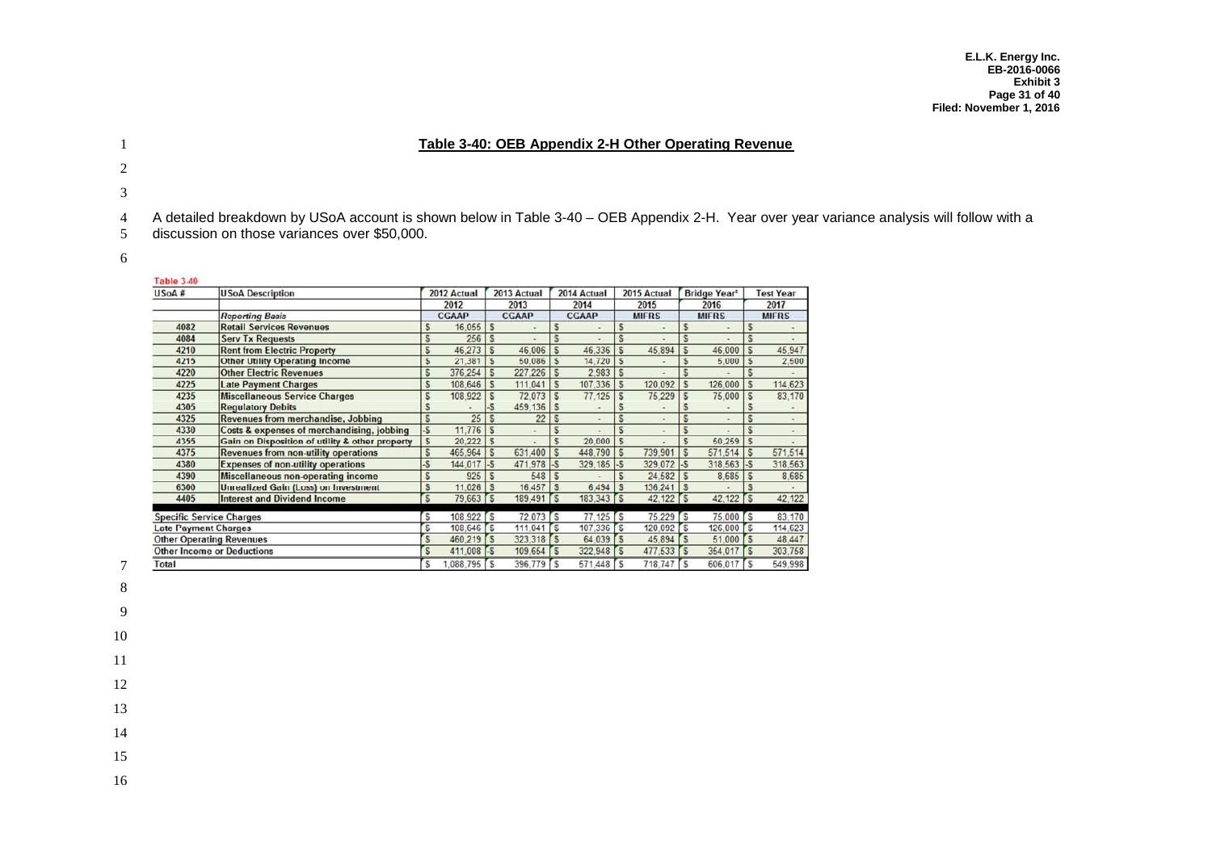**Table 3-40: OEB Appendix 2-H Other Operating Revenue**

A detailed breakdown by USoA account is shown below in Table 3-40 – OEB Appendix 2-H. Year over year variance analysis will follow with a discussion on those variances over $50,000.

Table 3-40

| USoA # | USoA Description | 2012 Actual | 2013 Actual | 2014 Actual | 2015 Actual | Bridge Year² | Test Year |
|---|---|---|---|---|---|---|---|
| | | 2012 | 2013 | 2014 | 2015 | 2016 | 2017 |
| | *Reporting Basis* | CGAAP | CGAAP | CGAAP | MIFRS | MIFRS | MIFRS |
| 4082 | Retail Services Revenues | $ 16,055 | $ - | $ - | $ - | $ - | $ - |
| 4084 | Serv Tx Requests | $ 256 | $ - | $ - | $ - | $ - | $ - |
| 4210 | Rent from Electric Property | $ 46,273 | $ 46,006 | $ 46,336 | $ 45,894 | $ 46,000 | $ 45,947 |
| 4215 | Other Utility Operating Income | $ 21,381 | $ 50,086 | $ 14,720 | $ - | $ 5,000 | $ 2,500 |
| 4220 | Other Electric Revenues | $ 376,254 | $ 227,226 | $ 2,983 | $ - | $ - | $ - |
| 4225 | Late Payment Charges | $ 108,646 | $ 111,041 | $ 107,336 | $ 120,092 | $ 126,000 | $ 114,623 |
| 4235 | Miscellaneous Service Charges | $ 108,922 | $ 72,073 | $ 77,125 | $ 75,229 | $ 75,000 | $ 83,170 |
| 4305 | Regulatory Debits | $ - | -$ 459,136 | $ - | $ - | $ - | $ - |
| 4325 | Revenues from merchandise, Jobbing | $ 25 | $ 22 | $ - | $ - | $ - | $ - |
| 4330 | Costs & expenses of merchandising, jobbing | -$ 11,776 | $ - | $ - | $ - | $ - | $ - |
| 4355 | Gain on Disposition of utility & other property | $ 20,222 | $ - | $ 20,000 | $ - | $ 50,259 | $ - |
| 4375 | Revenues from non-utility operations | $ 465,964 | $ 631,400 | $ 448,790 | $ 739,901 | $ 571,514 | $ 571,514 |
| 4380 | Expenses of non-utility operations | -$ 144,017 | -$ 471,978 | -$ 329,185 | -$ 329,072 | -$ 318,563 | -$ 318,563 |
| 4390 | Miscellaneous non-operating income | $ 925 | $ 548 | $ - | $ 24,582 | $ 8,685 | $ 8,685 |
| 6300 | Unrealized Gain (Loss) on Investment | $ 11,026 | $ 16,457 | $ 6,494 | $ 136,241 | $ - | $ - |
| 4405 | Interest and Dividend Income | $ 79,663 | $ 189,491 | $ 183,343 | $ 42,122 | $ 42,122 | $ 42,122 |
| Specific Service Charges | | $ 108,922 | $ 72,073 | $ 77,125 | $ 75,229 | $ 75,000 | $ 83,170 |
| Late Payment Charges | | $ 108,646 | $ 111,041 | $ 107,336 | $ 120,092 | $ 126,000 | $ 114,623 |
| Other Operating Revenues | | $ 460,219 | $ 323,318 | $ 64,039 | $ 45,894 | $ 51,000 | $ 48,447 |
| Other Income or Deductions | | $ 411,008 | -$ 109,654 | $ 322,948 | $ 477,533 | $ 354,017 | $ 303,758 |
| Total | | $ 1,088,795 | $ 396,779 | $ 571,448 | $ 718,747 | $ 606,017 | $ 549,998 |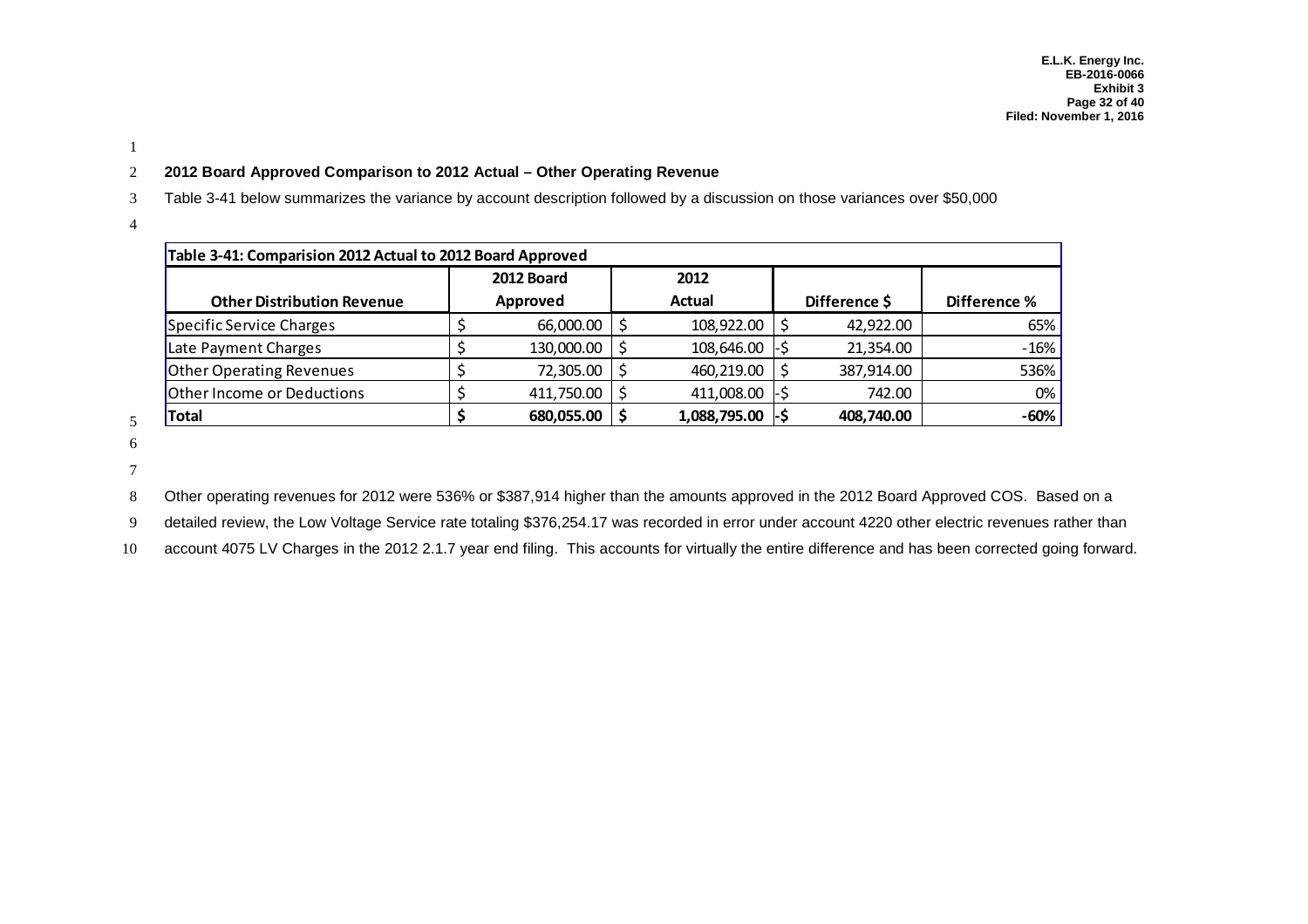## 2012 Board Approved Comparison to 2012 Actual – Other Operating Revenue

Table 3-41 below summarizes the variance by account description followed by a discussion on those variances over $50,000

| Table 3-41: Comparision 2012 Actual to 2012 Board Approved | | | | |
|---|---|---|---|---|
| Other Distribution Revenue | 2012 Board Approved | 2012 Actual | Difference $ | Difference % |
| Specific Service Charges | $ 66,000.00 | $ 108,922.00 | $ 42,922.00 | 65% |
| Late Payment Charges | $ 130,000.00 | $ 108,646.00 | -$ 21,354.00 | -16% |
| Other Operating Revenues | $ 72,305.00 | $ 460,219.00 | $ 387,914.00 | 536% |
| Other Income or Deductions | $ 411,750.00 | $ 411,008.00 | -$ 742.00 | 0% |
| **Total** | **$ 680,055.00** | **$ 1,088,795.00** | **-$ 408,740.00** | **-60%** |

Other operating revenues for 2012 were 536% or $387,914 higher than the amounts approved in the 2012 Board Approved COS. Based on a detailed review, the Low Voltage Service rate totaling $376,254.17 was recorded in error under account 4220 other electric revenues rather than account 4075 LV Charges in the 2012 2.1.7 year end filing. This accounts for virtually the entire difference and has been corrected going forward.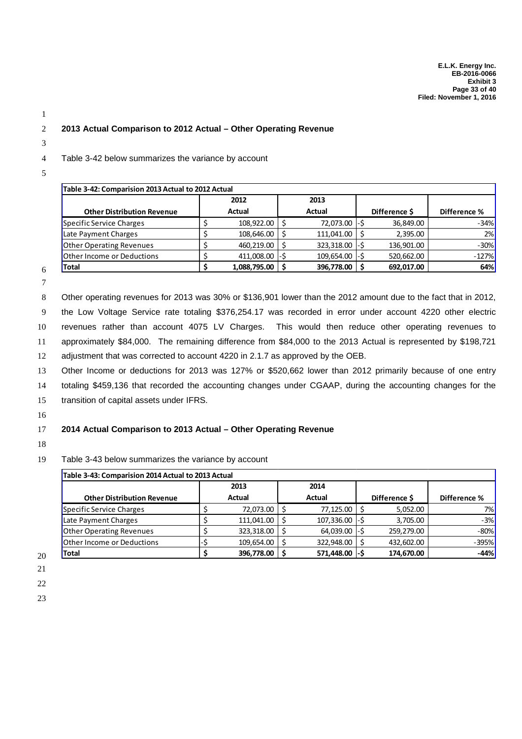## 2013 Actual Comparison to 2012 Actual – Other Operating Revenue

Table 3-42 below summarizes the variance by account

| Table 3-42: Comparision 2013 Actual to 2012 Actual | | | | |
|---|---|---|---|---|
| **Other Distribution Revenue** | **2012 Actual** | **2013 Actual** | **Difference $** | **Difference %** |
| Specific Service Charges | $ 108,922.00 | $ 72,073.00 | -$ 36,849.00 | -34% |
| Late Payment Charges | $ 108,646.00 | $ 111,041.00 | $ 2,395.00 | 2% |
| Other Operating Revenues | $ 460,219.00 | $ 323,318.00 | -$ 136,901.00 | -30% |
| Other Income or Deductions | $ 411,008.00 | -$ 109,654.00 | -$ 520,662.00 | -127% |
| **Total** | **$ 1,088,795.00** | **$ 396,778.00** | **$ 692,017.00** | **64%** |

Other operating revenues for 2013 was 30% or $136,901 lower than the 2012 amount due to the fact that in 2012, the Low Voltage Service rate totaling $376,254.17 was recorded in error under account 4220 other electric revenues rather than account 4075 LV Charges. This would then reduce other operating revenues to approximately $84,000. The remaining difference from $84,000 to the 2013 Actual is represented by $198,721 adjustment that was corrected to account 4220 in 2.1.7 as approved by the OEB.

Other Income or deductions for 2013 was 127% or $520,662 lower than 2012 primarily because of one entry totaling $459,136 that recorded the accounting changes under CGAAP, during the accounting changes for the transition of capital assets under IFRS.

## 2014 Actual Comparison to 2013 Actual – Other Operating Revenue

Table 3-43 below summarizes the variance by account

| Table 3-43: Comparision 2014 Actual to 2013 Actual | | | | |
|---|---|---|---|---|
| **Other Distribution Revenue** | **2013 Actual** | **2014 Actual** | **Difference $** | **Difference %** |
| Specific Service Charges | $ 72,073.00 | $ 77,125.00 | $ 5,052.00 | 7% |
| Late Payment Charges | $ 111,041.00 | $ 107,336.00 | -$ 3,705.00 | -3% |
| Other Operating Revenues | $ 323,318.00 | $ 64,039.00 | -$ 259,279.00 | -80% |
| Other Income or Deductions | -$ 109,654.00 | $ 322,948.00 | $ 432,602.00 | -395% |
| **Total** | **$ 396,778.00** | **$ 571,448.00** | **-$ 174,670.00** | **-44%** |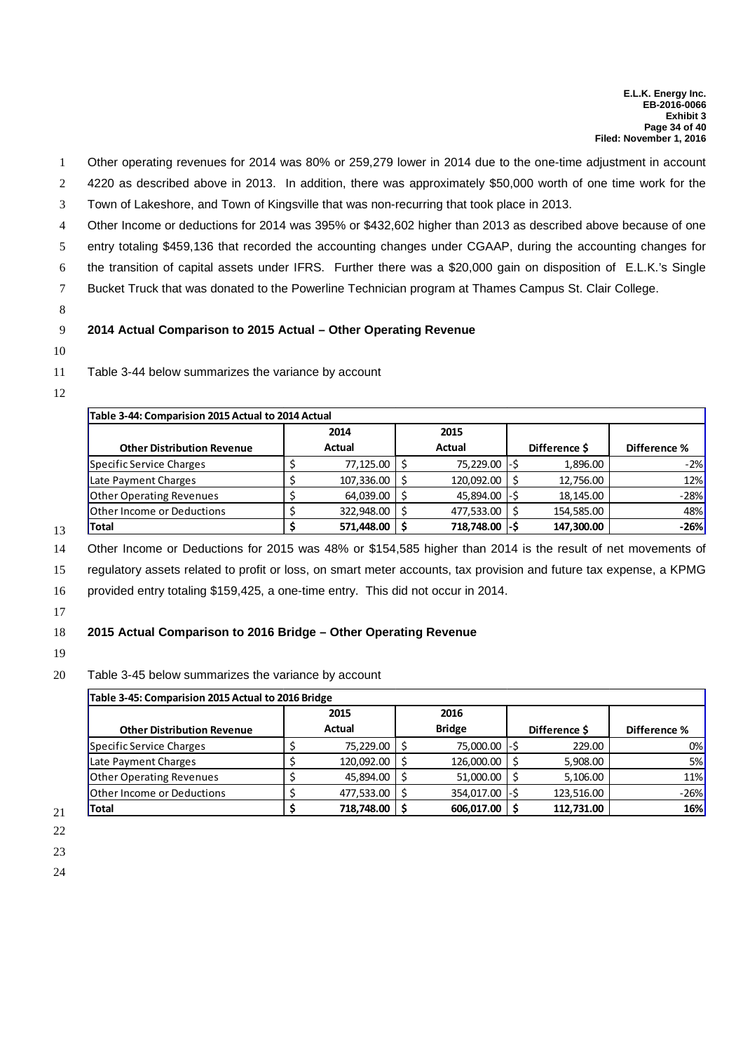Other operating revenues for 2014 was 80% or 259,279 lower in 2014 due to the one-time adjustment in account 4220 as described above in 2013. In addition, there was approximately $50,000 worth of one time work for the Town of Lakeshore, and Town of Kingsville that was non-recurring that took place in 2013.

Other Income or deductions for 2014 was 395% or $432,602 higher than 2013 as described above because of one entry totaling $459,136 that recorded the accounting changes under CGAAP, during the accounting changes for the transition of capital assets under IFRS. Further there was a $20,000 gain on disposition of E.L.K.'s Single Bucket Truck that was donated to the Powerline Technician program at Thames Campus St. Clair College.

### 2014 Actual Comparison to 2015 Actual – Other Operating Revenue

Table 3-44 below summarizes the variance by account

| Table 3-44: Comparision 2015 Actual to 2014 Actual | | | | |
|---|---|---|---|---|
| **Other Distribution Revenue** | **2014 Actual** | **2015 Actual** | **Difference $** | **Difference %** |
| Specific Service Charges | $ 77,125.00 | $ 75,229.00 | -$ 1,896.00 | -2% |
| Late Payment Charges | $ 107,336.00 | $ 120,092.00 | $ 12,756.00 | 12% |
| Other Operating Revenues | $ 64,039.00 | $ 45,894.00 | -$ 18,145.00 | -28% |
| Other Income or Deductions | $ 322,948.00 | $ 477,533.00 | $ 154,585.00 | 48% |
| **Total** | **$ 571,448.00** | **$ 718,748.00** | **-$ 147,300.00** | **-26%** |

Other Income or Deductions for 2015 was 48% or $154,585 higher than 2014 is the result of net movements of regulatory assets related to profit or loss, on smart meter accounts, tax provision and future tax expense, a KPMG provided entry totaling $159,425, a one-time entry. This did not occur in 2014.

### 2015 Actual Comparison to 2016 Bridge – Other Operating Revenue

Table 3-45 below summarizes the variance by account

| Table 3-45: Comparision 2015 Actual to 2016 Bridge | | | | |
|---|---|---|---|---|
| **Other Distribution Revenue** | **2015 Actual** | **2016 Bridge** | **Difference $** | **Difference %** |
| Specific Service Charges | $ 75,229.00 | $ 75,000.00 | -$ 229.00 | 0% |
| Late Payment Charges | $ 120,092.00 | $ 126,000.00 | $ 5,908.00 | 5% |
| Other Operating Revenues | $ 45,894.00 | $ 51,000.00 | $ 5,106.00 | 11% |
| Other Income or Deductions | $ 477,533.00 | $ 354,017.00 | -$ 123,516.00 | -26% |
| **Total** | **$ 718,748.00** | **$ 606,017.00** | **$ 112,731.00** | **16%** |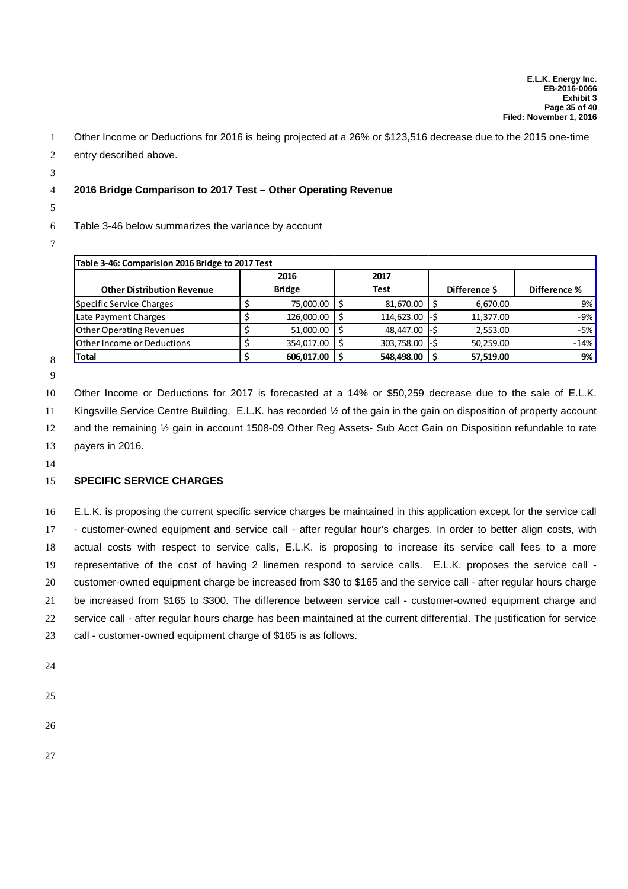Other Income or Deductions for 2016 is being projected at a 26% or $123,516 decrease due to the 2015 one-time entry described above.

**2016 Bridge Comparison to 2017 Test – Other Operating Revenue**

Table 3-46 below summarizes the variance by account

| Table 3-46: Comparision 2016 Bridge to 2017 Test | | | | |
|---|---|---|---|---|
| **Other Distribution Revenue** | **2016 Bridge** | **2017 Test** | **Difference $** | **Difference %** |
| Specific Service Charges | $ 75,000.00 | $ 81,670.00 | $ 6,670.00 | 9% |
| Late Payment Charges | $ 126,000.00 | $ 114,623.00 | -$ 11,377.00 | -9% |
| Other Operating Revenues | $ 51,000.00 | $ 48,447.00 | -$ 2,553.00 | -5% |
| Other Income or Deductions | $ 354,017.00 | $ 303,758.00 | -$ 50,259.00 | -14% |
| **Total** | **$ 606,017.00** | **$ 548,498.00** | **$ 57,519.00** | **9%** |

Other Income or Deductions for 2017 is forecasted at a 14% or $50,259 decrease due to the sale of E.L.K. Kingsville Service Centre Building. E.L.K. has recorded ½ of the gain in the gain on disposition of property account and the remaining ½ gain in account 1508-09 Other Reg Assets- Sub Acct Gain on Disposition refundable to rate payers in 2016.

**SPECIFIC SERVICE CHARGES**

E.L.K. is proposing the current specific service charges be maintained in this application except for the service call - customer-owned equipment and service call - after regular hour's charges. In order to better align costs, with actual costs with respect to service calls, E.L.K. is proposing to increase its service call fees to a more representative of the cost of having 2 linemen respond to service calls. E.L.K. proposes the service call - customer-owned equipment charge be increased from $30 to $165 and the service call - after regular hours charge be increased from $165 to $300. The difference between service call - customer-owned equipment charge and service call - after regular hours charge has been maintained at the current differential. The justification for service call - customer-owned equipment charge of $165 is as follows.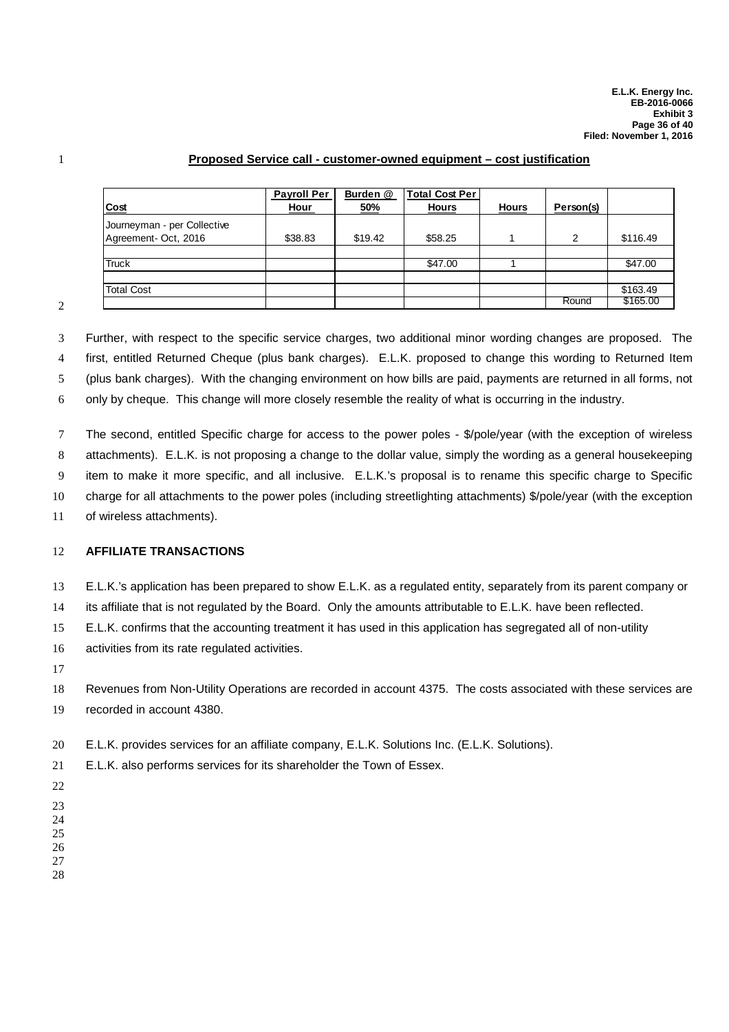**Proposed Service call - customer-owned equipment – cost justification**

| Cost | Payroll Per Hour | Burden @ 50% | Total Cost Per Hours | Hours | Person(s) | |
|---|---|---|---|---|---|---|
| Journeyman - per Collective Agreement- Oct, 2016 | $38.83 | $19.42 | $58.25 | 1 | 2 | $116.49 |
| | | | | | | |
| Truck | | | $47.00 | 1 | | $47.00 |
| | | | | | | |
| Total Cost | | | | | | $163.49 |
| | | | | | Round | $165.00 |

Further, with respect to the specific service charges, two additional minor wording changes are proposed. The first, entitled Returned Cheque (plus bank charges). E.L.K. proposed to change this wording to Returned Item (plus bank charges). With the changing environment on how bills are paid, payments are returned in all forms, not only by cheque. This change will more closely resemble the reality of what is occurring in the industry.

The second, entitled Specific charge for access to the power poles - $/pole/year (with the exception of wireless attachments). E.L.K. is not proposing a change to the dollar value, simply the wording as a general housekeeping item to make it more specific, and all inclusive. E.L.K.'s proposal is to rename this specific charge to Specific charge for all attachments to the power poles (including streetlighting attachments) $/pole/year (with the exception of wireless attachments).

**AFFILIATE TRANSACTIONS**

E.L.K.'s application has been prepared to show E.L.K. as a regulated entity, separately from its parent company or its affiliate that is not regulated by the Board. Only the amounts attributable to E.L.K. have been reflected. E.L.K. confirms that the accounting treatment it has used in this application has segregated all of non-utility activities from its rate regulated activities.

Revenues from Non-Utility Operations are recorded in account 4375. The costs associated with these services are recorded in account 4380.

E.L.K. provides services for an affiliate company, E.L.K. Solutions Inc. (E.L.K. Solutions).
E.L.K. also performs services for its shareholder the Town of Essex.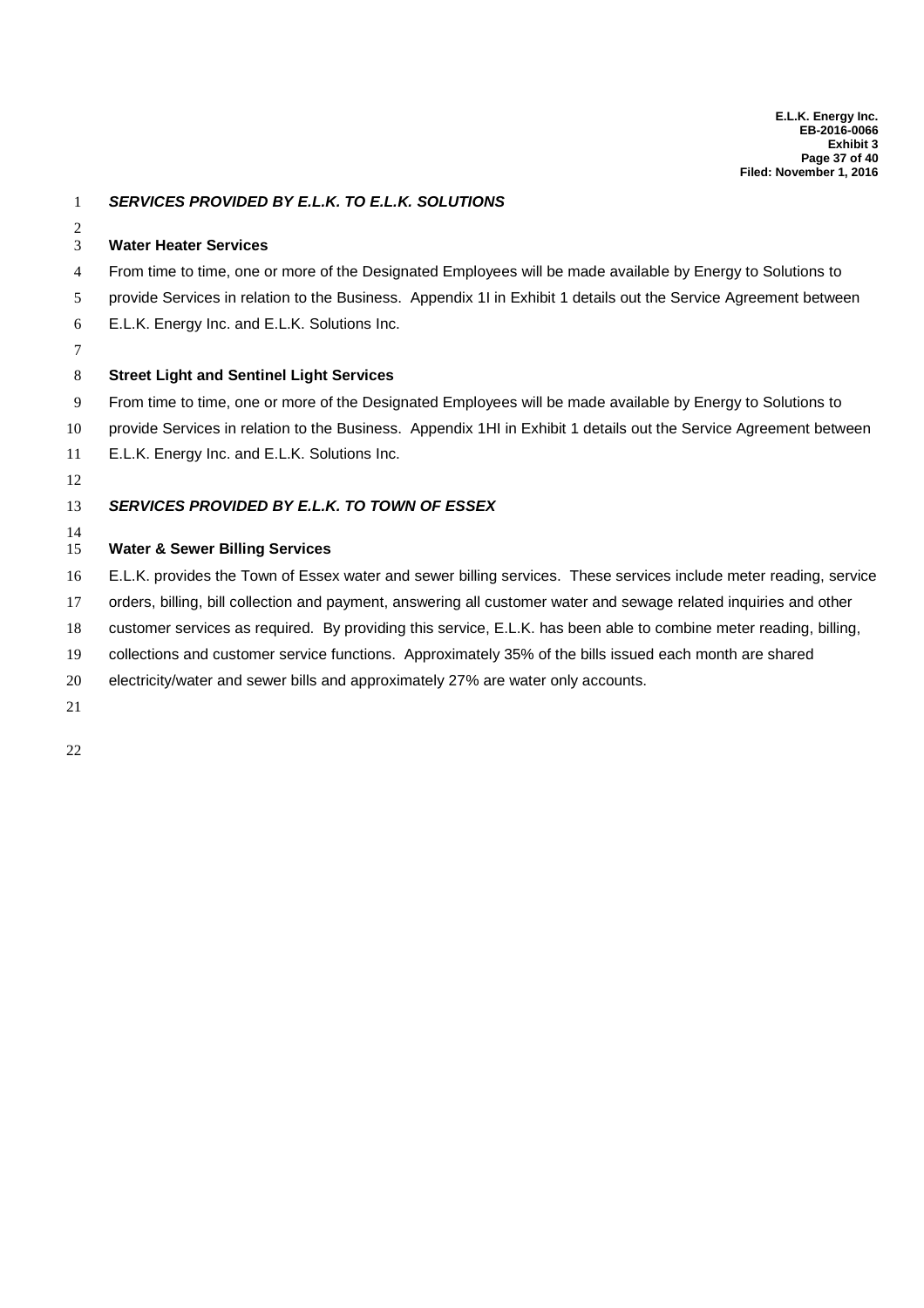## ***SERVICES PROVIDED BY E.L.K. TO E.L.K. SOLUTIONS***

### **Water Heater Services**

From time to time, one or more of the Designated Employees will be made available by Energy to Solutions to provide Services in relation to the Business. Appendix 1I in Exhibit 1 details out the Service Agreement between E.L.K. Energy Inc. and E.L.K. Solutions Inc.

### **Street Light and Sentinel Light Services**

From time to time, one or more of the Designated Employees will be made available by Energy to Solutions to provide Services in relation to the Business. Appendix 1HI in Exhibit 1 details out the Service Agreement between E.L.K. Energy Inc. and E.L.K. Solutions Inc.

## ***SERVICES PROVIDED BY E.L.K. TO TOWN OF ESSEX***

### **Water & Sewer Billing Services**

E.L.K. provides the Town of Essex water and sewer billing services. These services include meter reading, service orders, billing, bill collection and payment, answering all customer water and sewage related inquiries and other customer services as required. By providing this service, E.L.K. has been able to combine meter reading, billing, collections and customer service functions. Approximately 35% of the bills issued each month are shared electricity/water and sewer bills and approximately 27% are water only accounts.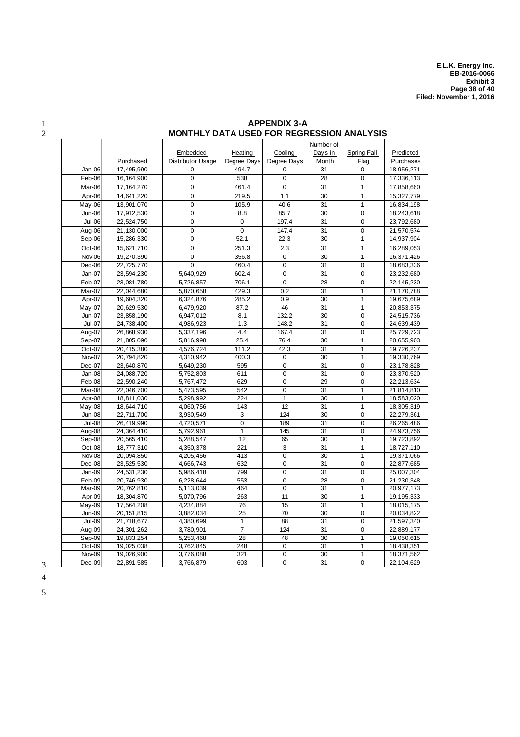# APPENDIX 3-A
## MONTHLY DATA USED FOR REGRESSION ANALYSIS

| | Purchased | Embedded Distributor Usage | Heating Degree Days | Cooling Degree Days | Number of Days in Month | Spring Fall Flag | Predicted Purchases |
|---|---|---|---|---|---|---|---|
| Jan-06 | 17,495,990 | 0 | 494.7 | 0 | 31 | 0 | 18,956,271 |
| Feb-06 | 16,164,900 | 0 | 538 | 0 | 28 | 0 | 17,336,113 |
| Mar-06 | 17,164,270 | 0 | 461.4 | 0 | 31 | 1 | 17,858,660 |
| Apr-06 | 14,641,220 | 0 | 219.5 | 1.1 | 30 | 1 | 15,327,779 |
| May-06 | 13,901,070 | 0 | 105.9 | 40.6 | 31 | 1 | 16,834,198 |
| Jun-06 | 17,912,530 | 0 | 8.8 | 85.7 | 30 | 0 | 18,243,618 |
| Jul-06 | 22,524,750 | 0 | 0 | 197.4 | 31 | 0 | 23,792,680 |
| Aug-06 | 21,130,000 | 0 | 0 | 147.4 | 31 | 0 | 21,570,574 |
| Sep-06 | 15,286,330 | 0 | 52.1 | 22.3 | 30 | 1 | 14,937,904 |
| Oct-06 | 15,621,710 | 0 | 251.3 | 2.3 | 31 | 1 | 16,289,053 |
| Nov-06 | 19,270,390 | 0 | 356.8 | 0 | 30 | 1 | 16,371,426 |
| Dec-06 | 22,725,770 | 0 | 460.4 | 0 | 31 | 0 | 18,683,336 |
| Jan-07 | 23,594,230 | 5,640,929 | 602.4 | 0 | 31 | 0 | 23,232,680 |
| Feb-07 | 23,081,780 | 5,726,857 | 706.1 | 0 | 28 | 0 | 22,145,230 |
| Mar-07 | 22,044,680 | 5,870,658 | 429.3 | 0.2 | 31 | 1 | 21,170,788 |
| Apr-07 | 19,604,320 | 6,324,876 | 285.2 | 0.9 | 30 | 1 | 19,675,689 |
| May-07 | 20,629,530 | 6,479,920 | 87.2 | 46 | 31 | 1 | 20,853,375 |
| Jun-07 | 23,858,190 | 6,947,012 | 8.1 | 132.2 | 30 | 0 | 24,515,736 |
| Jul-07 | 24,738,400 | 4,986,923 | 1.3 | 148.2 | 31 | 0 | 24,639,439 |
| Aug-07 | 26,868,930 | 5,337,196 | 4.4 | 167.4 | 31 | 0 | 25,729,723 |
| Sep-07 | 21,805,090 | 5,816,998 | 25.4 | 76.4 | 30 | 1 | 20,655,903 |
| Oct-07 | 20,415,380 | 4,576,724 | 111.2 | 42.3 | 31 | 1 | 19,726,237 |
| Nov-07 | 20,794,820 | 4,310,942 | 400.3 | 0 | 30 | 1 | 19,330,769 |
| Dec-07 | 23,640,870 | 5,649,230 | 595 | 0 | 31 | 0 | 23,178,828 |
| Jan-08 | 24,088,720 | 5,752,803 | 611 | 0 | 31 | 0 | 23,370,520 |
| Feb-08 | 22,590,240 | 5,767,472 | 629 | 0 | 29 | 0 | 22,213,634 |
| Mar-08 | 22,046,700 | 5,473,595 | 542 | 0 | 31 | 1 | 21,814,810 |
| Apr-08 | 18,811,030 | 5,298,992 | 224 | 1 | 30 | 1 | 18,583,020 |
| May-08 | 18,644,710 | 4,060,756 | 143 | 12 | 31 | 1 | 18,305,319 |
| Jun-08 | 22,711,700 | 3,930,549 | 3 | 124 | 30 | 0 | 22,279,361 |
| Jul-08 | 26,419,990 | 4,720,571 | 0 | 189 | 31 | 0 | 26,265,486 |
| Aug-08 | 24,364,410 | 5,792,961 | 1 | 145 | 31 | 0 | 24,973,756 |
| Sep-08 | 20,565,410 | 5,288,547 | 12 | 65 | 30 | 1 | 19,723,892 |
| Oct-08 | 18,777,310 | 4,350,378 | 221 | 3 | 31 | 1 | 18,727,110 |
| Nov-08 | 20,094,850 | 4,205,456 | 413 | 0 | 30 | 1 | 19,371,066 |
| Dec-08 | 23,525,530 | 4,666,743 | 632 | 0 | 31 | 0 | 22,877,685 |
| Jan-09 | 24,531,230 | 5,986,418 | 799 | 0 | 31 | 0 | 25,007,304 |
| Feb-09 | 20,746,930 | 6,228,644 | 553 | 0 | 28 | 0 | 21,230,348 |
| Mar-09 | 20,762,810 | 5,113,039 | 464 | 0 | 31 | 1 | 20,977,173 |
| Apr-09 | 18,304,870 | 5,070,796 | 263 | 11 | 30 | 1 | 19,195,333 |
| May-09 | 17,564,208 | 4,234,884 | 76 | 15 | 31 | 1 | 18,015,175 |
| Jun-09 | 20,151,815 | 3,882,034 | 25 | 70 | 30 | 0 | 20,034,822 |
| Jul-09 | 21,718,677 | 4,380,699 | 1 | 88 | 31 | 0 | 21,597,340 |
| Aug-09 | 24,301,262 | 3,780,901 | 7 | 124 | 31 | 0 | 22,889,177 |
| Sep-09 | 19,833,254 | 5,253,468 | 28 | 48 | 30 | 1 | 19,050,615 |
| Oct-09 | 19,025,038 | 3,762,845 | 248 | 0 | 31 | 1 | 18,438,351 |
| Nov-09 | 19,026,900 | 3,776,088 | 321 | 0 | 30 | 1 | 18,371,562 |
| Dec-09 | 22,891,585 | 3,766,879 | 603 | 0 | 31 | 0 | 22,104,629 |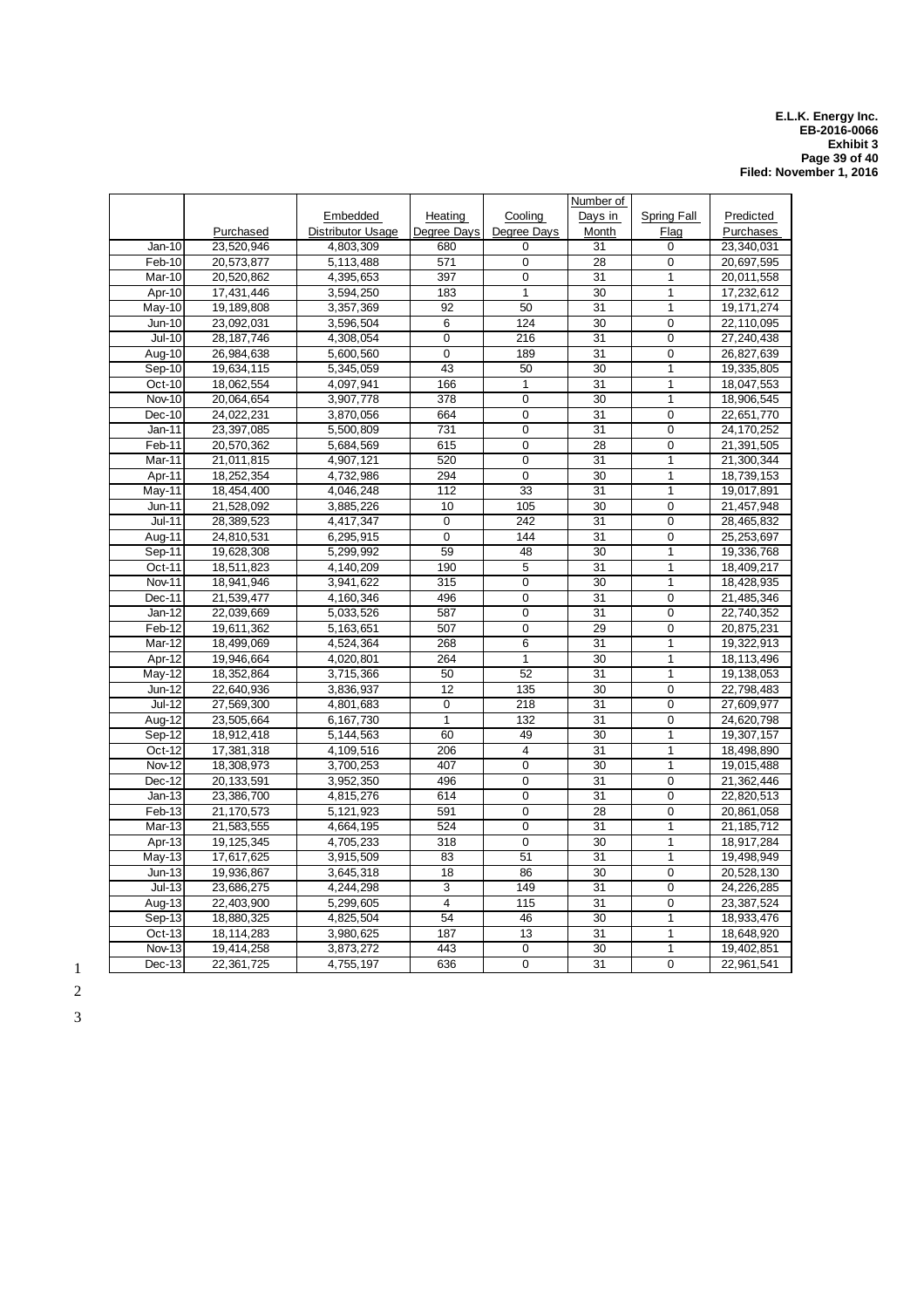| | Purchased | Embedded Distributor Usage | Heating Degree Days | Cooling Degree Days | Number of Days in Month | Spring Fall Flag | Predicted Purchases |
|---|---|---|---|---|---|---|---|
| Jan-10 | 23,520,946 | 4,803,309 | 680 | 0 | 31 | 0 | 23,340,031 |
| Feb-10 | 20,573,877 | 5,113,488 | 571 | 0 | 28 | 0 | 20,697,595 |
| Mar-10 | 20,520,862 | 4,395,653 | 397 | 0 | 31 | 1 | 20,011,558 |
| Apr-10 | 17,431,446 | 3,594,250 | 183 | 1 | 30 | 1 | 17,232,612 |
| May-10 | 19,189,808 | 3,357,369 | 92 | 50 | 31 | 1 | 19,171,274 |
| Jun-10 | 23,092,031 | 3,596,504 | 6 | 124 | 30 | 0 | 22,110,095 |
| Jul-10 | 28,187,746 | 4,308,054 | 0 | 216 | 31 | 0 | 27,240,438 |
| Aug-10 | 26,984,638 | 5,600,560 | 0 | 189 | 31 | 0 | 26,827,639 |
| Sep-10 | 19,634,115 | 5,345,059 | 43 | 50 | 30 | 1 | 19,335,805 |
| Oct-10 | 18,062,554 | 4,097,941 | 166 | 1 | 31 | 1 | 18,047,553 |
| Nov-10 | 20,064,654 | 3,907,778 | 378 | 0 | 30 | 1 | 18,906,545 |
| Dec-10 | 24,022,231 | 3,870,056 | 664 | 0 | 31 | 0 | 22,651,770 |
| Jan-11 | 23,397,085 | 5,500,809 | 731 | 0 | 31 | 0 | 24,170,252 |
| Feb-11 | 20,570,362 | 5,684,569 | 615 | 0 | 28 | 0 | 21,391,505 |
| Mar-11 | 21,011,815 | 4,907,121 | 520 | 0 | 31 | 1 | 21,300,344 |
| Apr-11 | 18,252,354 | 4,732,986 | 294 | 0 | 30 | 1 | 18,739,153 |
| May-11 | 18,454,400 | 4,046,248 | 112 | 33 | 31 | 1 | 19,017,891 |
| Jun-11 | 21,528,092 | 3,885,226 | 10 | 105 | 30 | 0 | 21,457,948 |
| Jul-11 | 28,389,523 | 4,417,347 | 0 | 242 | 31 | 0 | 28,465,832 |
| Aug-11 | 24,810,531 | 6,295,915 | 0 | 144 | 31 | 0 | 25,253,697 |
| Sep-11 | 19,628,308 | 5,299,992 | 59 | 48 | 30 | 1 | 19,336,768 |
| Oct-11 | 18,511,823 | 4,140,209 | 190 | 5 | 31 | 1 | 18,409,217 |
| Nov-11 | 18,941,946 | 3,941,622 | 315 | 0 | 30 | 1 | 18,428,935 |
| Dec-11 | 21,539,477 | 4,160,346 | 496 | 0 | 31 | 0 | 21,485,346 |
| Jan-12 | 22,039,669 | 5,033,526 | 587 | 0 | 31 | 0 | 22,740,352 |
| Feb-12 | 19,611,362 | 5,163,651 | 507 | 0 | 29 | 0 | 20,875,231 |
| Mar-12 | 18,499,069 | 4,524,364 | 268 | 6 | 31 | 1 | 19,322,913 |
| Apr-12 | 19,946,664 | 4,020,801 | 264 | 1 | 30 | 1 | 18,113,496 |
| May-12 | 18,352,864 | 3,715,366 | 50 | 52 | 31 | 1 | 19,138,053 |
| Jun-12 | 22,640,936 | 3,836,937 | 12 | 135 | 30 | 0 | 22,798,483 |
| Jul-12 | 27,569,300 | 4,801,683 | 0 | 218 | 31 | 0 | 27,609,977 |
| Aug-12 | 23,505,664 | 6,167,730 | 1 | 132 | 31 | 0 | 24,620,798 |
| Sep-12 | 18,912,418 | 5,144,563 | 60 | 49 | 30 | 1 | 19,307,157 |
| Oct-12 | 17,381,318 | 4,109,516 | 206 | 4 | 31 | 1 | 18,498,890 |
| Nov-12 | 18,308,973 | 3,700,253 | 407 | 0 | 30 | 1 | 19,015,488 |
| Dec-12 | 20,133,591 | 3,952,350 | 496 | 0 | 31 | 0 | 21,362,446 |
| Jan-13 | 23,386,700 | 4,815,276 | 614 | 0 | 31 | 0 | 22,820,513 |
| Feb-13 | 21,170,573 | 5,121,923 | 591 | 0 | 28 | 0 | 20,861,058 |
| Mar-13 | 21,583,555 | 4,664,195 | 524 | 0 | 31 | 1 | 21,185,712 |
| Apr-13 | 19,125,345 | 4,705,233 | 318 | 0 | 30 | 1 | 18,917,284 |
| May-13 | 17,617,625 | 3,915,509 | 83 | 51 | 31 | 1 | 19,498,949 |
| Jun-13 | 19,936,867 | 3,645,318 | 18 | 86 | 30 | 0 | 20,528,130 |
| Jul-13 | 23,686,275 | 4,244,298 | 3 | 149 | 31 | 0 | 24,226,285 |
| Aug-13 | 22,403,900 | 5,299,605 | 4 | 115 | 31 | 0 | 23,387,524 |
| Sep-13 | 18,880,325 | 4,825,504 | 54 | 46 | 30 | 1 | 18,933,476 |
| Oct-13 | 18,114,283 | 3,980,625 | 187 | 13 | 31 | 1 | 18,648,920 |
| Nov-13 | 19,414,258 | 3,873,272 | 443 | 0 | 30 | 1 | 19,402,851 |
| Dec-13 | 22,361,725 | 4,755,197 | 636 | 0 | 31 | 0 | 22,961,541 |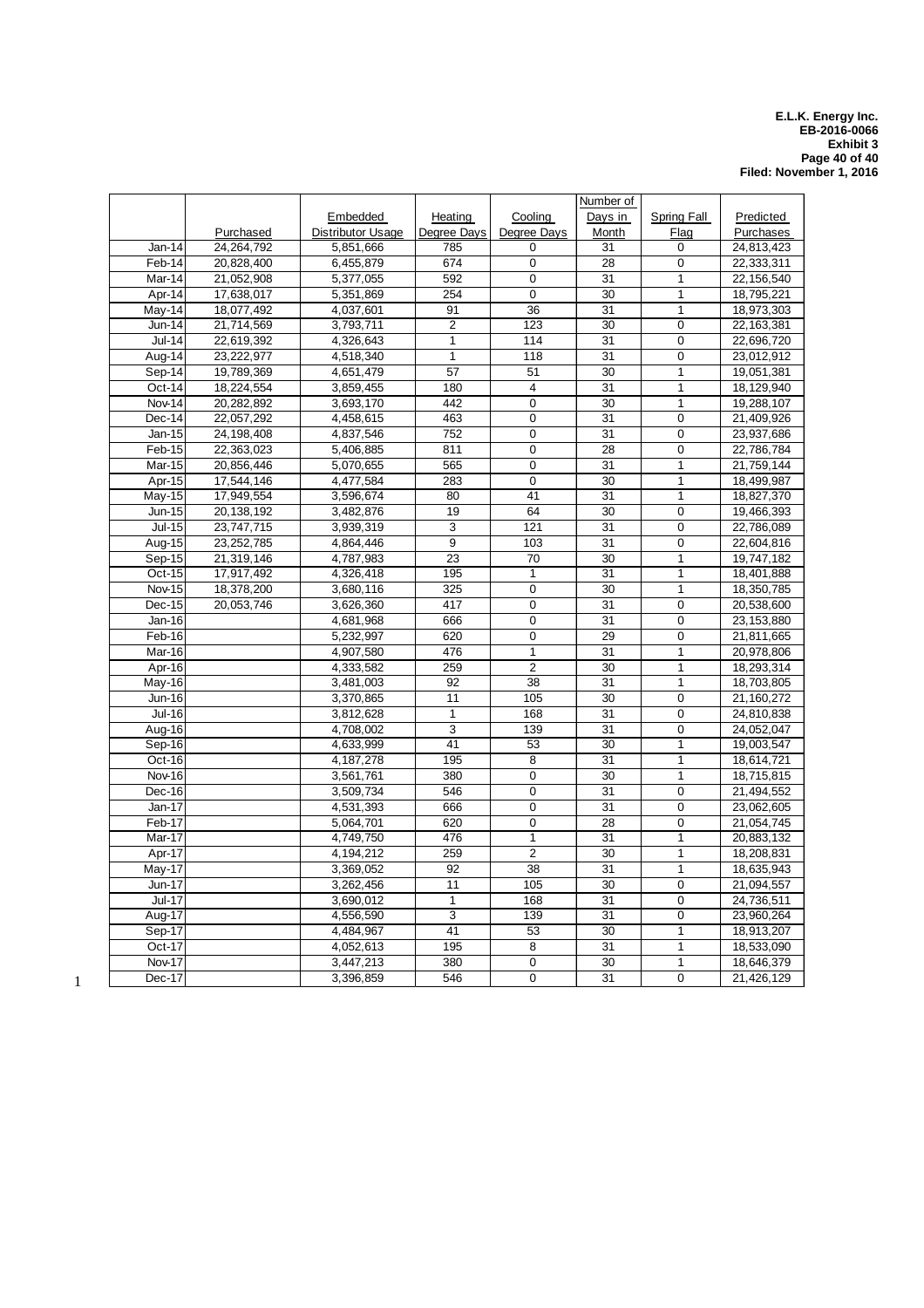| | Purchased | Embedded Distributor Usage | Heating Degree Days | Cooling Degree Days | Number of Days in Month | Spring Fall Flag | Predicted Purchases |
|---|---|---|---|---|---|---|---|
| Jan-14 | 24,264,792 | 5,851,666 | 785 | 0 | 31 | 0 | 24,813,423 |
| Feb-14 | 20,828,400 | 6,455,879 | 674 | 0 | 28 | 0 | 22,333,311 |
| Mar-14 | 21,052,908 | 5,377,055 | 592 | 0 | 31 | 1 | 22,156,540 |
| Apr-14 | 17,638,017 | 5,351,869 | 254 | 0 | 30 | 1 | 18,795,221 |
| May-14 | 18,077,492 | 4,037,601 | 91 | 36 | 31 | 1 | 18,973,303 |
| Jun-14 | 21,714,569 | 3,793,711 | 2 | 123 | 30 | 0 | 22,163,381 |
| Jul-14 | 22,619,392 | 4,326,643 | 1 | 114 | 31 | 0 | 22,696,720 |
| Aug-14 | 23,222,977 | 4,518,340 | 1 | 118 | 31 | 0 | 23,012,912 |
| Sep-14 | 19,789,369 | 4,651,479 | 57 | 51 | 30 | 1 | 19,051,381 |
| Oct-14 | 18,224,554 | 3,859,455 | 180 | 4 | 31 | 1 | 18,129,940 |
| Nov-14 | 20,282,892 | 3,693,170 | 442 | 0 | 30 | 1 | 19,288,107 |
| Dec-14 | 22,057,292 | 4,458,615 | 463 | 0 | 31 | 0 | 21,409,926 |
| Jan-15 | 24,198,408 | 4,837,546 | 752 | 0 | 31 | 0 | 23,937,686 |
| Feb-15 | 22,363,023 | 5,406,885 | 811 | 0 | 28 | 0 | 22,786,784 |
| Mar-15 | 20,856,446 | 5,070,655 | 565 | 0 | 31 | 1 | 21,759,144 |
| Apr-15 | 17,544,146 | 4,477,584 | 283 | 0 | 30 | 1 | 18,499,987 |
| May-15 | 17,949,554 | 3,596,674 | 80 | 41 | 31 | 1 | 18,827,370 |
| Jun-15 | 20,138,192 | 3,482,876 | 19 | 64 | 30 | 0 | 19,466,393 |
| Jul-15 | 23,747,715 | 3,939,319 | 3 | 121 | 31 | 0 | 22,786,089 |
| Aug-15 | 23,252,785 | 4,864,446 | 9 | 103 | 31 | 0 | 22,604,816 |
| Sep-15 | 21,319,146 | 4,787,983 | 23 | 70 | 30 | 1 | 19,747,182 |
| Oct-15 | 17,917,492 | 4,326,418 | 195 | 1 | 31 | 1 | 18,401,888 |
| Nov-15 | 18,378,200 | 3,680,116 | 325 | 0 | 30 | 1 | 18,350,785 |
| Dec-15 | 20,053,746 | 3,626,360 | 417 | 0 | 31 | 0 | 20,538,600 |
| Jan-16 | | 4,681,968 | 666 | 0 | 31 | 0 | 23,153,880 |
| Feb-16 | | 5,232,997 | 620 | 0 | 29 | 0 | 21,811,665 |
| Mar-16 | | 4,907,580 | 476 | 1 | 31 | 1 | 20,978,806 |
| Apr-16 | | 4,333,582 | 259 | 2 | 30 | 1 | 18,293,314 |
| May-16 | | 3,481,003 | 92 | 38 | 31 | 1 | 18,703,805 |
| Jun-16 | | 3,370,865 | 11 | 105 | 30 | 0 | 21,160,272 |
| Jul-16 | | 3,812,628 | 1 | 168 | 31 | 0 | 24,810,838 |
| Aug-16 | | 4,708,002 | 3 | 139 | 31 | 0 | 24,052,047 |
| Sep-16 | | 4,633,999 | 41 | 53 | 30 | 1 | 19,003,547 |
| Oct-16 | | 4,187,278 | 195 | 8 | 31 | 1 | 18,614,721 |
| Nov-16 | | 3,561,761 | 380 | 0 | 30 | 1 | 18,715,815 |
| Dec-16 | | 3,509,734 | 546 | 0 | 31 | 0 | 21,494,552 |
| Jan-17 | | 4,531,393 | 666 | 0 | 31 | 0 | 23,062,605 |
| Feb-17 | | 5,064,701 | 620 | 0 | 28 | 0 | 21,054,745 |
| Mar-17 | | 4,749,750 | 476 | 1 | 31 | 1 | 20,883,132 |
| Apr-17 | | 4,194,212 | 259 | 2 | 30 | 1 | 18,208,831 |
| May-17 | | 3,369,052 | 92 | 38 | 31 | 1 | 18,635,943 |
| Jun-17 | | 3,262,456 | 11 | 105 | 30 | 0 | 21,094,557 |
| Jul-17 | | 3,690,012 | 1 | 168 | 31 | 0 | 24,736,511 |
| Aug-17 | | 4,556,590 | 3 | 139 | 31 | 0 | 23,960,264 |
| Sep-17 | | 4,484,967 | 41 | 53 | 30 | 1 | 18,913,207 |
| Oct-17 | | 4,052,613 | 195 | 8 | 31 | 1 | 18,533,090 |
| Nov-17 | | 3,447,213 | 380 | 0 | 30 | 1 | 18,646,379 |
| Dec-17 | | 3,396,859 | 546 | 0 | 31 | 0 | 21,426,129 |